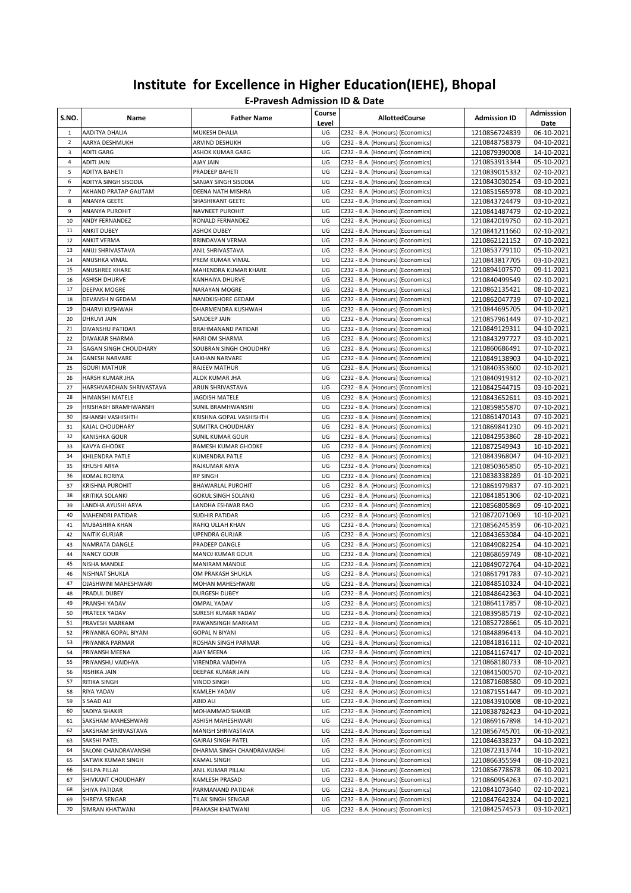# Institute for Excellence in Higher Education(IEHE), Bhopal

## E-Pravesh Admission ID & Date

| S.NO. | Name | Father Name | Course Level | AllottedCourse | Admission ID | Admisssion Date |
|---|---|---|---|---|---|---|
| 1 | AADITYA DHALIA | MUKESH DHALIA | UG | C232 - B.A. (Honours) (Economics) | 1210856724839 | 06-10-2021 |
| 2 | AARYA DESHMUKH | ARVIND DESHUKH | UG | C232 - B.A. (Honours) (Economics) | 1210848758379 | 04-10-2021 |
| 3 | ADITI GARG | ASHOK KUMAR GARG | UG | C232 - B.A. (Honours) (Economics) | 1210879390008 | 14-10-2021 |
| 4 | ADITI JAIN | AJAY JAIN | UG | C232 - B.A. (Honours) (Economics) | 1210853913344 | 05-10-2021 |
| 5 | ADITYA BAHETI | PRADEEP BAHETI | UG | C232 - B.A. (Honours) (Economics) | 1210839015332 | 02-10-2021 |
| 6 | ADITYA SINGH SISODIA | SANJAY SINGH SISODIA | UG | C232 - B.A. (Honours) (Economics) | 1210843030254 | 03-10-2021 |
| 7 | AKHAND PRATAP GAUTAM | DEENA NATH MISHRA | UG | C232 - B.A. (Honours) (Economics) | 1210851565978 | 08-10-2021 |
| 8 | ANANYA GEETE | SHASHIKANT GEETE | UG | C232 - B.A. (Honours) (Economics) | 1210843724479 | 03-10-2021 |
| 9 | ANANYA PUROHIT | NAVNEET PUROHIT | UG | C232 - B.A. (Honours) (Economics) | 1210841487479 | 02-10-2021 |
| 10 | ANDY FERNANDEZ | RONALD FERNANDEZ | UG | C232 - B.A. (Honours) (Economics) | 1210842019750 | 02-10-2021 |
| 11 | ANKIT DUBEY | ASHOK DUBEY | UG | C232 - B.A. (Honours) (Economics) | 1210841211660 | 02-10-2021 |
| 12 | ANKIT VERMA | BRINDAVAN VERMA | UG | C232 - B.A. (Honours) (Economics) | 1210862121152 | 07-10-2021 |
| 13 | ANUJ SHRIVASTAVA | ANIL SHRIVASTAVA | UG | C232 - B.A. (Honours) (Economics) | 1210853779110 | 05-10-2021 |
| 14 | ANUSHKA VIMAL | PREM KUMAR VIMAL | UG | C232 - B.A. (Honours) (Economics) | 1210843817705 | 03-10-2021 |
| 15 | ANUSHREE KHARE | MAHENDRA KUMAR KHARE | UG | C232 - B.A. (Honours) (Economics) | 1210894107570 | 09-11-2021 |
| 16 | ASHISH DHURVE | KANHAIYA DHURVE | UG | C232 - B.A. (Honours) (Economics) | 1210840499549 | 02-10-2021 |
| 17 | DEEPAK MOGRE | NARAYAN MOGRE | UG | C232 - B.A. (Honours) (Economics) | 1210862135421 | 08-10-2021 |
| 18 | DEVANSH N GEDAM | NANDKISHORE GEDAM | UG | C232 - B.A. (Honours) (Economics) | 1210862047739 | 07-10-2021 |
| 19 | DHARVI KUSHWAH | DHARMENDRA KUSHWAH | UG | C232 - B.A. (Honours) (Economics) | 1210844695705 | 04-10-2021 |
| 20 | DHRUVI JAIN | SANDEEP JAIN | UG | C232 - B.A. (Honours) (Economics) | 1210857961449 | 07-10-2021 |
| 21 | DIVANSHU PATIDAR | BRAHMANAND PATIDAR | UG | C232 - B.A. (Honours) (Economics) | 1210849129311 | 04-10-2021 |
| 22 | DIWAKAR SHARMA | HARI OM SHARMA | UG | C232 - B.A. (Honours) (Economics) | 1210843297727 | 03-10-2021 |
| 23 | GAGAN SINGH CHOUDHARY | SOUBRAN SINGH CHOUDHRY | UG | C232 - B.A. (Honours) (Economics) | 1210860686491 | 07-10-2021 |
| 24 | GANESH NARVARE | LAKHAN NARVARE | UG | C232 - B.A. (Honours) (Economics) | 1210849138903 | 04-10-2021 |
| 25 | GOURI MATHUR | RAJEEV MATHUR | UG | C232 - B.A. (Honours) (Economics) | 1210840353600 | 02-10-2021 |
| 26 | HARSH KUMAR JHA | ALOK KUMAR JHA | UG | C232 - B.A. (Honours) (Economics) | 1210840919312 | 02-10-2021 |
| 27 | HARSHVARDHAN SHRIVASTAVA | ARUN SHRIVASTAVA | UG | C232 - B.A. (Honours) (Economics) | 1210842544715 | 03-10-2021 |
| 28 | HIMANSHI MATELE | JAGDISH MATELE | UG | C232 - B.A. (Honours) (Economics) | 1210843652611 | 03-10-2021 |
| 29 | HRISHABH BRAMHWANSHI | SUNIL BRAMHWANSHI | UG | C232 - B.A. (Honours) (Economics) | 1210859855870 | 07-10-2021 |
| 30 | ISHANSH VASHISHTH | KRISHNA GOPAL VASHISHTH | UG | C232 - B.A. (Honours) (Economics) | 1210861470143 | 07-10-2021 |
| 31 | KAJAL CHOUDHARY | SUMITRA CHOUDHARY | UG | C232 - B.A. (Honours) (Economics) | 1210869841230 | 09-10-2021 |
| 32 | KANISHKA GOUR | SUNIL KUMAR GOUR | UG | C232 - B.A. (Honours) (Economics) | 1210842953860 | 28-10-2021 |
| 33 | KAVYA GHODKE | RAMESH KUMAR GHODKE | UG | C232 - B.A. (Honours) (Economics) | 1210872549943 | 10-10-2021 |
| 34 | KHILENDRA PATLE | KUMENDRA PATLE | UG | C232 - B.A. (Honours) (Economics) | 1210843968047 | 04-10-2021 |
| 35 | KHUSHI ARYA | RAJKUMAR ARYA | UG | C232 - B.A. (Honours) (Economics) | 1210850365850 | 05-10-2021 |
| 36 | KOMAL RORIYA | RP SINGH | UG | C232 - B.A. (Honours) (Economics) | 1210838338289 | 01-10-2021 |
| 37 | KRISHNA PUROHIT | BHAWARLAL PUROHIT | UG | C232 - B.A. (Honours) (Economics) | 1210861979837 | 07-10-2021 |
| 38 | KRITIKA SOLANKI | GOKUL SINGH SOLANKI | UG | C232 - B.A. (Honours) (Economics) | 1210841851306 | 02-10-2021 |
| 39 | LANDHA AYUSHI ARYA | LANDHA ESHWAR RAO | UG | C232 - B.A. (Honours) (Economics) | 1210856805869 | 09-10-2021 |
| 40 | MAHENDRI PATIDAR | SUDHIR PATIDAR | UG | C232 - B.A. (Honours) (Economics) | 1210872071069 | 10-10-2021 |
| 41 | MUBASHIRA KHAN | RAFIQ ULLAH KHAN | UG | C232 - B.A. (Honours) (Economics) | 1210856245359 | 06-10-2021 |
| 42 | NAITIK GURJAR | UPENDRA GURJAR | UG | C232 - B.A. (Honours) (Economics) | 1210843653084 | 04-10-2021 |
| 43 | NAMRATA DANGLE | PRADEEP DANGLE | UG | C232 - B.A. (Honours) (Economics) | 1210849082254 | 04-10-2021 |
| 44 | NANCY GOUR | MANOJ KUMAR GOUR | UG | C232 - B.A. (Honours) (Economics) | 1210868659749 | 08-10-2021 |
| 45 | NISHA MANDLE | MANIRAM MANDLE | UG | C232 - B.A. (Honours) (Economics) | 1210849072764 | 04-10-2021 |
| 46 | NISHNAT SHUKLA | OM PRAKASH SHUKLA | UG | C232 - B.A. (Honours) (Economics) | 1210861791783 | 07-10-2021 |
| 47 | OJASHWINI MAHESHWARI | MOHAN MAHESHWARI | UG | C232 - B.A. (Honours) (Economics) | 1210848510324 | 04-10-2021 |
| 48 | PRADUL DUBEY | DURGESH DUBEY | UG | C232 - B.A. (Honours) (Economics) | 1210848642363 | 04-10-2021 |
| 49 | PRANSHI YADAV | OMPAL YADAV | UG | C232 - B.A. (Honours) (Economics) | 1210864117857 | 08-10-2021 |
| 50 | PRATEEK YADAV | SURESH KUMAR YADAV | UG | C232 - B.A. (Honours) (Economics) | 1210839585719 | 02-10-2021 |
| 51 | PRAVESH MARKAM | PAWANSINGH MARKAM | UG | C232 - B.A. (Honours) (Economics) | 1210852728661 | 05-10-2021 |
| 52 | PRIYANKA GOPAL BIYANI | GOPAL N BIYANI | UG | C232 - B.A. (Honours) (Economics) | 1210848896413 | 04-10-2021 |
| 53 | PRIYANKA PARMAR | ROSHAN SINGH PARMAR | UG | C232 - B.A. (Honours) (Economics) | 1210841816111 | 02-10-2021 |
| 54 | PRIYANSH MEENA | AJAY MEENA | UG | C232 - B.A. (Honours) (Economics) | 1210841167417 | 02-10-2021 |
| 55 | PRIYANSHU VAIDHYA | VIRENDRA VAIDHYA | UG | C232 - B.A. (Honours) (Economics) | 1210868180733 | 08-10-2021 |
| 56 | RISHIKA JAIN | DEEPAK KUMAR JAIN | UG | C232 - B.A. (Honours) (Economics) | 1210841500570 | 02-10-2021 |
| 57 | RITIKA SINGH | VINOD SINGH | UG | C232 - B.A. (Honours) (Economics) | 1210871608580 | 09-10-2021 |
| 58 | RIYA YADAV | KAMLEH YADAV | UG | C232 - B.A. (Honours) (Economics) | 1210871551447 | 09-10-2021 |
| 59 | S SAAD ALI | ABID ALI | UG | C232 - B.A. (Honours) (Economics) | 1210843910608 | 08-10-2021 |
| 60 | SADIYA SHAKIR | MOHAMMAD SHAKIR | UG | C232 - B.A. (Honours) (Economics) | 1210838782423 | 04-10-2021 |
| 61 | SAKSHAM MAHESHWARI | ASHISH MAHESHWARI | UG | C232 - B.A. (Honours) (Economics) | 1210869167898 | 14-10-2021 |
| 62 | SAKSHAM SHRIVASTAVA | MANISH SHRIVASTAVA | UG | C232 - B.A. (Honours) (Economics) | 1210856745701 | 06-10-2021 |
| 63 | SAKSHI PATEL | GAJRAJ SINGH PATEL | UG | C232 - B.A. (Honours) (Economics) | 1210846338237 | 04-10-2021 |
| 64 | SALONI CHANDRAVANSHI | DHARMA SINGH CHANDRAVANSHI | UG | C232 - B.A. (Honours) (Economics) | 1210872313744 | 10-10-2021 |
| 65 | SATWIK KUMAR SINGH | KAMAL SINGH | UG | C232 - B.A. (Honours) (Economics) | 1210866355594 | 08-10-2021 |
| 66 | SHILPA PILLAI | ANIL KUMAR PILLAI | UG | C232 - B.A. (Honours) (Economics) | 1210856778678 | 06-10-2021 |
| 67 | SHIVKANT CHOUDHARY | KAMLESH PRASAD | UG | C232 - B.A. (Honours) (Economics) | 1210860954263 | 07-10-2021 |
| 68 | SHIYA PATIDAR | PARMANAND PATIDAR | UG | C232 - B.A. (Honours) (Economics) | 1210841073640 | 02-10-2021 |
| 69 | SHREYA SENGAR | TILAK SINGH SENGAR | UG | C232 - B.A. (Honours) (Economics) | 1210847642324 | 04-10-2021 |
| 70 | SIMRAN KHATWANI | PRAKASH KHATWANI | UG | C232 - B.A. (Honours) (Economics) | 1210842574573 | 03-10-2021 |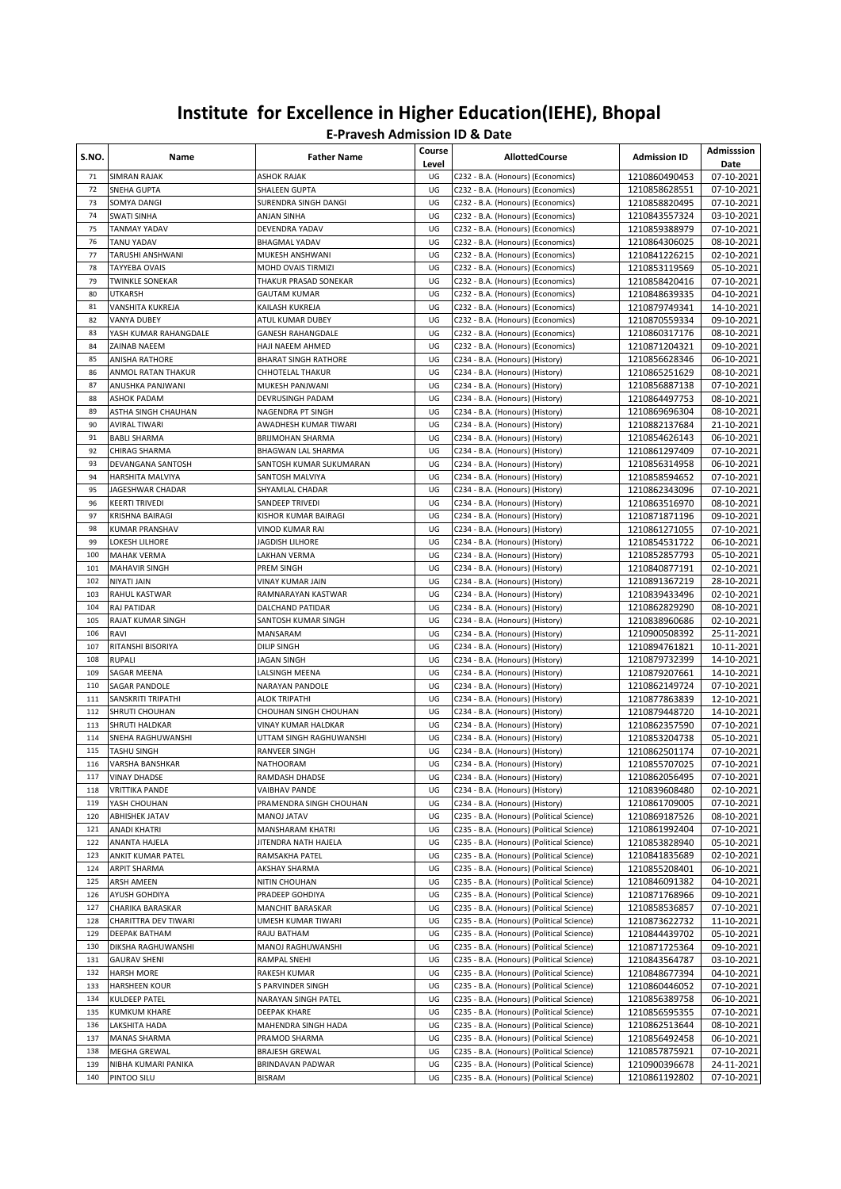# Institute for Excellence in Higher Education(IEHE), Bhopal

## E-Pravesh Admission ID & Date

| S.NO. | Name | Father Name | Course Level | AllottedCourse | Admission ID | Admisssion Date |
|---|---|---|---|---|---|---|
| 71 | SIMRAN RAJAK | ASHOK RAJAK | UG | C232 - B.A. (Honours) (Economics) | 1210860490453 | 07-10-2021 |
| 72 | SNEHA GUPTA | SHALEEN GUPTA | UG | C232 - B.A. (Honours) (Economics) | 1210858628551 | 07-10-2021 |
| 73 | SOMYA DANGI | SURENDRA SINGH DANGI | UG | C232 - B.A. (Honours) (Economics) | 1210858820495 | 07-10-2021 |
| 74 | SWATI SINHA | ANJAN SINHA | UG | C232 - B.A. (Honours) (Economics) | 1210843557324 | 03-10-2021 |
| 75 | TANMAY YADAV | DEVENDRA YADAV | UG | C232 - B.A. (Honours) (Economics) | 1210859388979 | 07-10-2021 |
| 76 | TANU YADAV | BHAGMAL YADAV | UG | C232 - B.A. (Honours) (Economics) | 1210864306025 | 08-10-2021 |
| 77 | TARUSHI ANSHWANI | MUKESH ANSHWANI | UG | C232 - B.A. (Honours) (Economics) | 1210841226215 | 02-10-2021 |
| 78 | TAYYEBA OVAIS | MOHD OVAIS TIRMIZI | UG | C232 - B.A. (Honours) (Economics) | 1210853119569 | 05-10-2021 |
| 79 | TWINKLE SONEKAR | THAKUR PRASAD SONEKAR | UG | C232 - B.A. (Honours) (Economics) | 1210858420416 | 07-10-2021 |
| 80 | UTKARSH | GAUTAM KUMAR | UG | C232 - B.A. (Honours) (Economics) | 1210848639335 | 04-10-2021 |
| 81 | VANSHITA KUKREJA | KAILASH KUKREJA | UG | C232 - B.A. (Honours) (Economics) | 1210879749341 | 14-10-2021 |
| 82 | VANYA DUBEY | ATUL KUMAR DUBEY | UG | C232 - B.A. (Honours) (Economics) | 1210870559334 | 09-10-2021 |
| 83 | YASH KUMAR RAHANGDALE | GANESH RAHANGDALE | UG | C232 - B.A. (Honours) (Economics) | 1210860317176 | 08-10-2021 |
| 84 | ZAINAB NAEEM | HAJI NAEEM AHMED | UG | C232 - B.A. (Honours) (Economics) | 1210871204321 | 09-10-2021 |
| 85 | ANISHA RATHORE | BHARAT SINGH RATHORE | UG | C234 - B.A. (Honours) (History) | 1210856628346 | 06-10-2021 |
| 86 | ANMOL RATAN THAKUR | CHHOTELAL THAKUR | UG | C234 - B.A. (Honours) (History) | 1210865251629 | 08-10-2021 |
| 87 | ANUSHKA PANJWANI | MUKESH PANJWANI | UG | C234 - B.A. (Honours) (History) | 1210856887138 | 07-10-2021 |
| 88 | ASHOK PADAM | DEVRUSINGH PADAM | UG | C234 - B.A. (Honours) (History) | 1210864497753 | 08-10-2021 |
| 89 | ASTHA SINGH CHAUHAN | NAGENDRA PT SINGH | UG | C234 - B.A. (Honours) (History) | 1210869696304 | 08-10-2021 |
| 90 | AVIRAL TIWARI | AWADHESH KUMAR TIWARI | UG | C234 - B.A. (Honours) (History) | 1210882137684 | 21-10-2021 |
| 91 | BABLI SHARMA | BRIJMOHAN SHARMA | UG | C234 - B.A. (Honours) (History) | 1210854626143 | 06-10-2021 |
| 92 | CHIRAG SHARMA | BHAGWAN LAL SHARMA | UG | C234 - B.A. (Honours) (History) | 1210861297409 | 07-10-2021 |
| 93 | DEVANGANA SANTOSH | SANTOSH KUMAR SUKUMARAN | UG | C234 - B.A. (Honours) (History) | 1210856314958 | 06-10-2021 |
| 94 | HARSHITA MALVIYA | SANTOSH MALVIYA | UG | C234 - B.A. (Honours) (History) | 1210858594652 | 07-10-2021 |
| 95 | JAGESHWAR CHADAR | SHYAMLAL CHADAR | UG | C234 - B.A. (Honours) (History) | 1210862343096 | 07-10-2021 |
| 96 | KEERTI TRIVEDI | SANDEEP TRIVEDI | UG | C234 - B.A. (Honours) (History) | 1210863516970 | 08-10-2021 |
| 97 | KRISHNA BAIRAGI | KISHOR KUMAR BAIRAGI | UG | C234 - B.A. (Honours) (History) | 1210871871196 | 09-10-2021 |
| 98 | KUMAR PRANSHAV | VINOD KUMAR RAI | UG | C234 - B.A. (Honours) (History) | 1210861271055 | 07-10-2021 |
| 99 | LOKESH LILHORE | JAGDISH LILHORE | UG | C234 - B.A. (Honours) (History) | 1210854531722 | 06-10-2021 |
| 100 | MAHAK VERMA | LAKHAN VERMA | UG | C234 - B.A. (Honours) (History) | 1210852857793 | 05-10-2021 |
| 101 | MAHAVIR SINGH | PREM SINGH | UG | C234 - B.A. (Honours) (History) | 1210840877191 | 02-10-2021 |
| 102 | NIYATI JAIN | VINAY KUMAR JAIN | UG | C234 - B.A. (Honours) (History) | 1210891367219 | 28-10-2021 |
| 103 | RAHUL KASTWAR | RAMNARAYAN KASTWAR | UG | C234 - B.A. (Honours) (History) | 1210839433496 | 02-10-2021 |
| 104 | RAJ PATIDAR | DALCHAND PATIDAR | UG | C234 - B.A. (Honours) (History) | 1210862829290 | 08-10-2021 |
| 105 | RAJAT KUMAR SINGH | SANTOSH KUMAR SINGH | UG | C234 - B.A. (Honours) (History) | 1210838960686 | 02-10-2021 |
| 106 | RAVI | MANSARAM | UG | C234 - B.A. (Honours) (History) | 1210900508392 | 25-11-2021 |
| 107 | RITANSHI BISORIYA | DILIP SINGH | UG | C234 - B.A. (Honours) (History) | 1210894761821 | 10-11-2021 |
| 108 | RUPALI | JAGAN SINGH | UG | C234 - B.A. (Honours) (History) | 1210879732399 | 14-10-2021 |
| 109 | SAGAR MEENA | LALSINGH MEENA | UG | C234 - B.A. (Honours) (History) | 1210879207661 | 14-10-2021 |
| 110 | SAGAR PANDOLE | NARAYAN PANDOLE | UG | C234 - B.A. (Honours) (History) | 1210862149724 | 07-10-2021 |
| 111 | SANSKRITI TRIPATHI | ALOK TRIPATHI | UG | C234 - B.A. (Honours) (History) | 1210877863839 | 12-10-2021 |
| 112 | SHRUTI CHOUHAN | CHOUHAN SINGH CHOUHAN | UG | C234 - B.A. (Honours) (History) | 1210879448720 | 14-10-2021 |
| 113 | SHRUTI HALDKAR | VINAY KUMAR HALDKAR | UG | C234 - B.A. (Honours) (History) | 1210862357590 | 07-10-2021 |
| 114 | SNEHA RAGHUWANSHI | UTTAM SINGH RAGHUWANSHI | UG | C234 - B.A. (Honours) (History) | 1210853204738 | 05-10-2021 |
| 115 | TASHU SINGH | RANVEER SINGH | UG | C234 - B.A. (Honours) (History) | 1210862501174 | 07-10-2021 |
| 116 | VARSHA BANSHKAR | NATHOORAM | UG | C234 - B.A. (Honours) (History) | 1210855707025 | 07-10-2021 |
| 117 | VINAY DHADSE | RAMDASH DHADSE | UG | C234 - B.A. (Honours) (History) | 1210862056495 | 07-10-2021 |
| 118 | VRITTIKA PANDE | VAIBHAV PANDE | UG | C234 - B.A. (Honours) (History) | 1210839608480 | 02-10-2021 |
| 119 | YASH CHOUHAN | PRAMENDRA SINGH CHOUHAN | UG | C234 - B.A. (Honours) (History) | 1210861709005 | 07-10-2021 |
| 120 | ABHISHEK JATAV | MANOJ JATAV | UG | C235 - B.A. (Honours) (Political Science) | 1210869187526 | 08-10-2021 |
| 121 | ANADI KHATRI | MANSHARAM KHATRI | UG | C235 - B.A. (Honours) (Political Science) | 1210861992404 | 07-10-2021 |
| 122 | ANANTA HAJELA | JITENDRA NATH HAJELA | UG | C235 - B.A. (Honours) (Political Science) | 1210853828940 | 05-10-2021 |
| 123 | ANKIT KUMAR PATEL | RAMSAKHA PATEL | UG | C235 - B.A. (Honours) (Political Science) | 1210841835689 | 02-10-2021 |
| 124 | ARPIT SHARMA | AKSHAY SHARMA | UG | C235 - B.A. (Honours) (Political Science) | 1210855208401 | 06-10-2021 |
| 125 | ARSH AMEEN | NITIN CHOUHAN | UG | C235 - B.A. (Honours) (Political Science) | 1210846091382 | 04-10-2021 |
| 126 | AYUSH GOHDIYA | PRADEEP GOHDIYA | UG | C235 - B.A. (Honours) (Political Science) | 1210871768966 | 09-10-2021 |
| 127 | CHARIKA BARASKAR | MANCHIT BARASKAR | UG | C235 - B.A. (Honours) (Political Science) | 1210858536857 | 07-10-2021 |
| 128 | CHARITTRA DEV TIWARI | UMESH KUMAR TIWARI | UG | C235 - B.A. (Honours) (Political Science) | 1210873622732 | 11-10-2021 |
| 129 | DEEPAK BATHAM | RAJU BATHAM | UG | C235 - B.A. (Honours) (Political Science) | 1210844439702 | 05-10-2021 |
| 130 | DIKSHA RAGHUWANSHI | MANOJ RAGHUWANSHI | UG | C235 - B.A. (Honours) (Political Science) | 1210871725364 | 09-10-2021 |
| 131 | GAURAV SHENI | RAMPAL SNEHI | UG | C235 - B.A. (Honours) (Political Science) | 1210843564787 | 03-10-2021 |
| 132 | HARSH MORE | RAKESH KUMAR | UG | C235 - B.A. (Honours) (Political Science) | 1210848677394 | 04-10-2021 |
| 133 | HARSHEEN KOUR | S PARVINDER SINGH | UG | C235 - B.A. (Honours) (Political Science) | 1210860446052 | 07-10-2021 |
| 134 | KULDEEP PATEL | NARAYAN SINGH PATEL | UG | C235 - B.A. (Honours) (Political Science) | 1210856389758 | 06-10-2021 |
| 135 | KUMKUM KHARE | DEEPAK KHARE | UG | C235 - B.A. (Honours) (Political Science) | 1210856595355 | 07-10-2021 |
| 136 | LAKSHITA HADA | MAHENDRA SINGH HADA | UG | C235 - B.A. (Honours) (Political Science) | 1210862513644 | 08-10-2021 |
| 137 | MANAS SHARMA | PRAMOD SHARMA | UG | C235 - B.A. (Honours) (Political Science) | 1210856492458 | 06-10-2021 |
| 138 | MEGHA GREWAL | BRAJESH GREWAL | UG | C235 - B.A. (Honours) (Political Science) | 1210857875921 | 07-10-2021 |
| 139 | NIBHA KUMARI PANIKA | BRINDAVAN PADWAR | UG | C235 - B.A. (Honours) (Political Science) | 1210900396678 | 24-11-2021 |
| 140 | PINTOO SILU | BISRAM | UG | C235 - B.A. (Honours) (Political Science) | 1210861192802 | 07-10-2021 |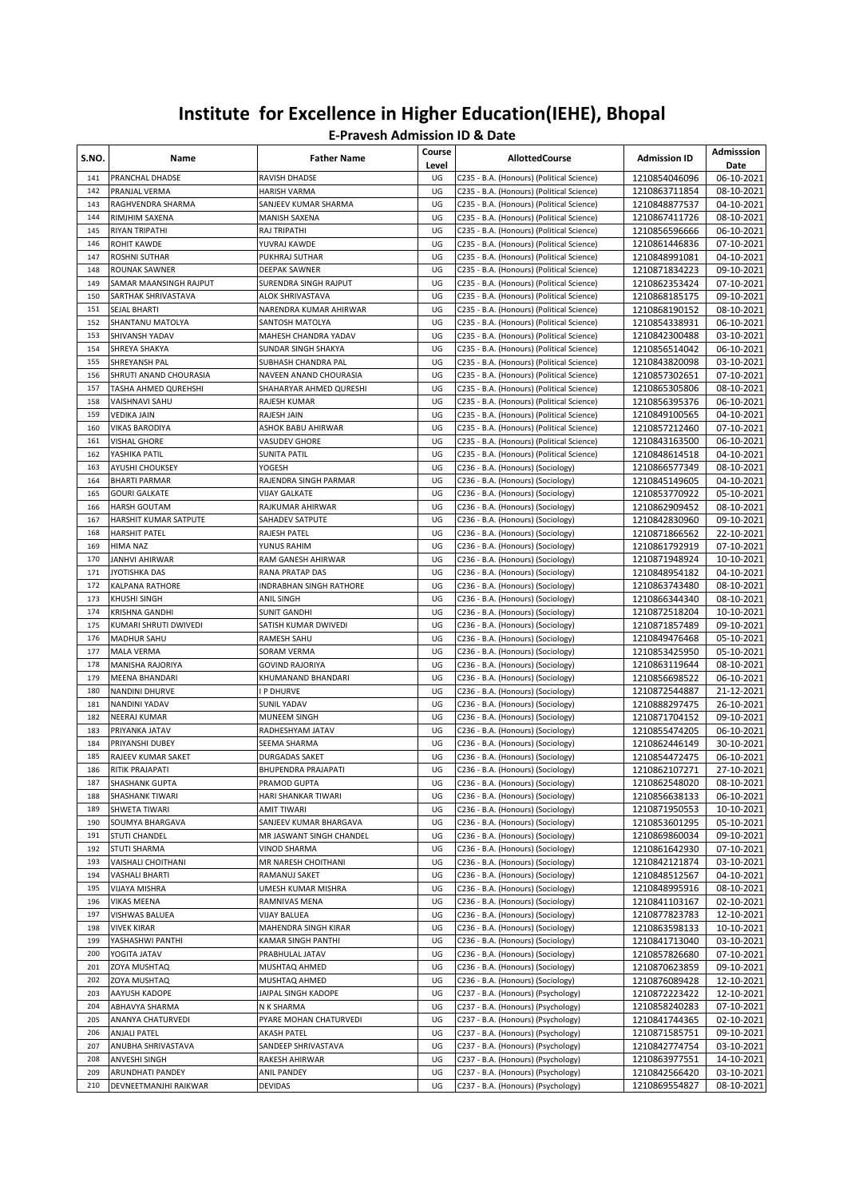# Institute for Excellence in Higher Education(IEHE), Bhopal

## E-Pravesh Admission ID & Date

| S.NO. | Name | Father Name | Course Level | AllottedCourse | Admission ID | Admisssion Date |
|---|---|---|---|---|---|---|
| 141 | PRANCHAL DHADSE | RAVISH DHADSE | UG | C235 - B.A. (Honours) (Political Science) | 1210854046096 | 06-10-2021 |
| 142 | PRANJAL VERMA | HARISH VARMA | UG | C235 - B.A. (Honours) (Political Science) | 1210863711854 | 08-10-2021 |
| 143 | RAGHVENDRA SHARMA | SANJEEV KUMAR SHARMA | UG | C235 - B.A. (Honours) (Political Science) | 1210848877537 | 04-10-2021 |
| 144 | RIMJHIM SAXENA | MANISH SAXENA | UG | C235 - B.A. (Honours) (Political Science) | 1210867411726 | 08-10-2021 |
| 145 | RIYAN TRIPATHI | RAJ TRIPATHI | UG | C235 - B.A. (Honours) (Political Science) | 1210856596666 | 06-10-2021 |
| 146 | ROHIT KAWDE | YUVRAJ KAWDE | UG | C235 - B.A. (Honours) (Political Science) | 1210861446836 | 07-10-2021 |
| 147 | ROSHNI SUTHAR | PUKHRAJ SUTHAR | UG | C235 - B.A. (Honours) (Political Science) | 1210848991081 | 04-10-2021 |
| 148 | ROUNAK SAWNER | DEEPAK SAWNER | UG | C235 - B.A. (Honours) (Political Science) | 1210871834223 | 09-10-2021 |
| 149 | SAMAR MAANSINGH RAJPUT | SURENDRA SINGH RAJPUT | UG | C235 - B.A. (Honours) (Political Science) | 1210862353424 | 07-10-2021 |
| 150 | SARTHAK SHRIVASTAVA | ALOK SHRIVASTAVA | UG | C235 - B.A. (Honours) (Political Science) | 1210868185175 | 09-10-2021 |
| 151 | SEJAL BHARTI | NARENDRA KUMAR AHIRWAR | UG | C235 - B.A. (Honours) (Political Science) | 1210868190152 | 08-10-2021 |
| 152 | SHANTANU MATOLYA | SANTOSH MATOLYA | UG | C235 - B.A. (Honours) (Political Science) | 1210854338931 | 06-10-2021 |
| 153 | SHIVANSH YADAV | MAHESH CHANDRA YADAV | UG | C235 - B.A. (Honours) (Political Science) | 1210842300488 | 03-10-2021 |
| 154 | SHREYA SHAKYA | SUNDAR SINGH SHAKYA | UG | C235 - B.A. (Honours) (Political Science) | 1210856514042 | 06-10-2021 |
| 155 | SHREYANSH PAL | SUBHASH CHANDRA PAL | UG | C235 - B.A. (Honours) (Political Science) | 1210843820098 | 03-10-2021 |
| 156 | SHRUTI ANAND CHOURASIA | NAVEEN ANAND CHOURASIA | UG | C235 - B.A. (Honours) (Political Science) | 1210857302651 | 07-10-2021 |
| 157 | TASHA AHMED QUREHSHI | SHAHARYAR AHMED QURESHI | UG | C235 - B.A. (Honours) (Political Science) | 1210865305806 | 08-10-2021 |
| 158 | VAISHNAVI SAHU | RAJESH KUMAR | UG | C235 - B.A. (Honours) (Political Science) | 1210856395376 | 06-10-2021 |
| 159 | VEDIKA JAIN | RAJESH JAIN | UG | C235 - B.A. (Honours) (Political Science) | 1210849100565 | 04-10-2021 |
| 160 | VIKAS BARODIYA | ASHOK BABU AHIRWAR | UG | C235 - B.A. (Honours) (Political Science) | 1210857212460 | 07-10-2021 |
| 161 | VISHAL GHORE | VASUDEV GHORE | UG | C235 - B.A. (Honours) (Political Science) | 1210843163500 | 06-10-2021 |
| 162 | YASHIKA PATIL | SUNITA PATIL | UG | C235 - B.A. (Honours) (Political Science) | 1210848614518 | 04-10-2021 |
| 163 | AYUSHI CHOUKSEY | YOGESH | UG | C236 - B.A. (Honours) (Sociology) | 1210866577349 | 08-10-2021 |
| 164 | BHARTI PARMAR | RAJENDRA SINGH PARMAR | UG | C236 - B.A. (Honours) (Sociology) | 1210845149605 | 04-10-2021 |
| 165 | GOURI GALKATE | VIJAY GALKATE | UG | C236 - B.A. (Honours) (Sociology) | 1210853770922 | 05-10-2021 |
| 166 | HARSH GOUTAM | RAJKUMAR AHIRWAR | UG | C236 - B.A. (Honours) (Sociology) | 1210862909452 | 08-10-2021 |
| 167 | HARSHIT KUMAR SATPUTE | SAHADEV SATPUTE | UG | C236 - B.A. (Honours) (Sociology) | 1210842830960 | 09-10-2021 |
| 168 | HARSHIT PATEL | RAJESH PATEL | UG | C236 - B.A. (Honours) (Sociology) | 1210871866562 | 22-10-2021 |
| 169 | HIMA NAZ | YUNUS RAHIM | UG | C236 - B.A. (Honours) (Sociology) | 1210861792919 | 07-10-2021 |
| 170 | JANHVI AHIRWAR | RAM GANESH AHIRWAR | UG | C236 - B.A. (Honours) (Sociology) | 1210871948924 | 10-10-2021 |
| 171 | JYOTISHKA DAS | RANA PRATAP DAS | UG | C236 - B.A. (Honours) (Sociology) | 1210848954182 | 04-10-2021 |
| 172 | KALPANA RATHORE | INDRABHAN SINGH RATHORE | UG | C236 - B.A. (Honours) (Sociology) | 1210863743480 | 08-10-2021 |
| 173 | KHUSHI SINGH | ANIL SINGH | UG | C236 - B.A. (Honours) (Sociology) | 1210866344340 | 08-10-2021 |
| 174 | KRISHNA GANDHI | SUNIT GANDHI | UG | C236 - B.A. (Honours) (Sociology) | 1210872518204 | 10-10-2021 |
| 175 | KUMARI SHRUTI DWIVEDI | SATISH KUMAR DWIVEDI | UG | C236 - B.A. (Honours) (Sociology) | 1210871857489 | 09-10-2021 |
| 176 | MADHUR SAHU | RAMESH SAHU | UG | C236 - B.A. (Honours) (Sociology) | 1210849476468 | 05-10-2021 |
| 177 | MALA VERMA | SORAM VERMA | UG | C236 - B.A. (Honours) (Sociology) | 1210853425950 | 05-10-2021 |
| 178 | MANISHA RAJORIYA | GOVIND RAJORIYA | UG | C236 - B.A. (Honours) (Sociology) | 1210863119644 | 08-10-2021 |
| 179 | MEENA BHANDARI | KHUMANAND BHANDARI | UG | C236 - B.A. (Honours) (Sociology) | 1210856698522 | 06-10-2021 |
| 180 | NANDINI DHURVE | I P DHURVE | UG | C236 - B.A. (Honours) (Sociology) | 1210872544887 | 21-12-2021 |
| 181 | NANDINI YADAV | SUNIL YADAV | UG | C236 - B.A. (Honours) (Sociology) | 1210888297475 | 26-10-2021 |
| 182 | NEERAJ KUMAR | MUNEEM SINGH | UG | C236 - B.A. (Honours) (Sociology) | 1210871704152 | 09-10-2021 |
| 183 | PRIYANKA JATAV | RADHESHYAM JATAV | UG | C236 - B.A. (Honours) (Sociology) | 1210855474205 | 06-10-2021 |
| 184 | PRIYANSHI DUBEY | SEEMA SHARMA | UG | C236 - B.A. (Honours) (Sociology) | 1210862446149 | 30-10-2021 |
| 185 | RAJEEV KUMAR SAKET | DURGADAS SAKET | UG | C236 - B.A. (Honours) (Sociology) | 1210854472475 | 06-10-2021 |
| 186 | RITIK PRAJAPATI | BHUPENDRA PRAJAPATI | UG | C236 - B.A. (Honours) (Sociology) | 1210862107271 | 27-10-2021 |
| 187 | SHASHANK GUPTA | PRAMOD GUPTA | UG | C236 - B.A. (Honours) (Sociology) | 1210862548020 | 08-10-2021 |
| 188 | SHASHANK TIWARI | HARI SHANKAR TIWARI | UG | C236 - B.A. (Honours) (Sociology) | 1210856638133 | 06-10-2021 |
| 189 | SHWETA TIWARI | AMIT TIWARI | UG | C236 - B.A. (Honours) (Sociology) | 1210871950553 | 10-10-2021 |
| 190 | SOUMYA BHARGAVA | SANJEEV KUMAR BHARGAVA | UG | C236 - B.A. (Honours) (Sociology) | 1210853601295 | 05-10-2021 |
| 191 | STUTI CHANDEL | MR JASWANT SINGH CHANDEL | UG | C236 - B.A. (Honours) (Sociology) | 1210869860034 | 09-10-2021 |
| 192 | STUTI SHARMA | VINOD SHARMA | UG | C236 - B.A. (Honours) (Sociology) | 1210861642930 | 07-10-2021 |
| 193 | VAISHALI CHOITHANI | MR NARESH CHOITHANI | UG | C236 - B.A. (Honours) (Sociology) | 1210842121874 | 03-10-2021 |
| 194 | VASHALI BHARTI | RAMANUJ SAKET | UG | C236 - B.A. (Honours) (Sociology) | 1210848512567 | 04-10-2021 |
| 195 | VIJAYA MISHRA | UMESH KUMAR MISHRA | UG | C236 - B.A. (Honours) (Sociology) | 1210848995916 | 08-10-2021 |
| 196 | VIKAS MEENA | RAMNIVAS MENA | UG | C236 - B.A. (Honours) (Sociology) | 1210841103167 | 02-10-2021 |
| 197 | VISHWAS BALUEA | VIJAY BALUEA | UG | C236 - B.A. (Honours) (Sociology) | 1210877823783 | 12-10-2021 |
| 198 | VIVEK KIRAR | MAHENDRA SINGH KIRAR | UG | C236 - B.A. (Honours) (Sociology) | 1210863598133 | 10-10-2021 |
| 199 | YASHASHWI PANTHI | KAMAR SINGH PANTHI | UG | C236 - B.A. (Honours) (Sociology) | 1210841713040 | 03-10-2021 |
| 200 | YOGITA JATAV | PRABHULAL JATAV | UG | C236 - B.A. (Honours) (Sociology) | 1210857826680 | 07-10-2021 |
| 201 | ZOYA MUSHTAQ | MUSHTAQ AHMED | UG | C236 - B.A. (Honours) (Sociology) | 1210870623859 | 09-10-2021 |
| 202 | ZOYA MUSHTAQ | MUSHTAQ AHMED | UG | C236 - B.A. (Honours) (Sociology) | 1210876089428 | 12-10-2021 |
| 203 | AAYUSH KADOPE | JAIPAL SINGH KADOPE | UG | C237 - B.A. (Honours) (Psychology) | 1210872223422 | 12-10-2021 |
| 204 | ABHAVYA SHARMA | N K SHARMA | UG | C237 - B.A. (Honours) (Psychology) | 1210858240283 | 07-10-2021 |
| 205 | ANANYA CHATURVEDI | PYARE MOHAN CHATURVEDI | UG | C237 - B.A. (Honours) (Psychology) | 1210841744365 | 02-10-2021 |
| 206 | ANJALI PATEL | AKASH PATEL | UG | C237 - B.A. (Honours) (Psychology) | 1210871585751 | 09-10-2021 |
| 207 | ANUBHA SHRIVASTAVA | SANDEEP SHRIVASTAVA | UG | C237 - B.A. (Honours) (Psychology) | 1210842774754 | 03-10-2021 |
| 208 | ANVESHI SINGH | RAKESH AHIRWAR | UG | C237 - B.A. (Honours) (Psychology) | 1210863977551 | 14-10-2021 |
| 209 | ARUNDHATI PANDEY | ANIL PANDEY | UG | C237 - B.A. (Honours) (Psychology) | 1210842566420 | 03-10-2021 |
| 210 | DEVNEETMANJHI RAIKWAR | DEVIDAS | UG | C237 - B.A. (Honours) (Psychology) | 1210869554827 | 08-10-2021 |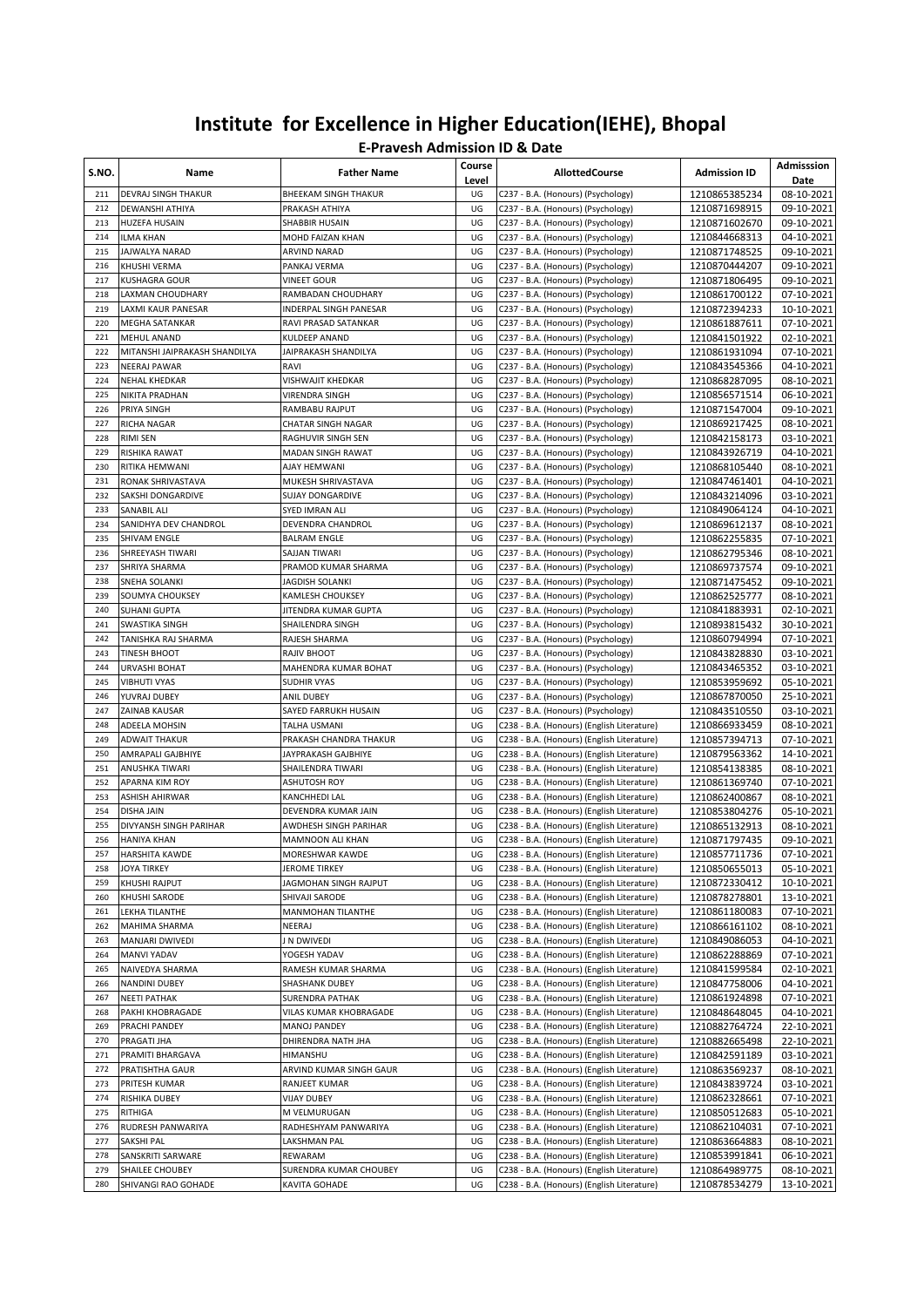# Institute for Excellence in Higher Education(IEHE), Bhopal

## E-Pravesh Admission ID & Date

| S.NO. | Name | Father Name | Course Level | AllottedCourse | Admission ID | Admisssion Date |
|---|---|---|---|---|---|---|
| 211 | DEVRAJ SINGH THAKUR | BHEEKAM SINGH THAKUR | UG | C237 - B.A. (Honours) (Psychology) | 1210865385234 | 08-10-2021 |
| 212 | DEWANSHI ATHIYA | PRAKASH ATHIYA | UG | C237 - B.A. (Honours) (Psychology) | 1210871698915 | 09-10-2021 |
| 213 | HUZEFA HUSAIN | SHABBIR HUSAIN | UG | C237 - B.A. (Honours) (Psychology) | 1210871602670 | 09-10-2021 |
| 214 | ILMA KHAN | MOHD FAIZAN KHAN | UG | C237 - B.A. (Honours) (Psychology) | 1210844668313 | 04-10-2021 |
| 215 | JAJWALYA NARAD | ARVIND NARAD | UG | C237 - B.A. (Honours) (Psychology) | 1210871748525 | 09-10-2021 |
| 216 | KHUSHI VERMA | PANKAJ VERMA | UG | C237 - B.A. (Honours) (Psychology) | 1210870444207 | 09-10-2021 |
| 217 | KUSHAGRA GOUR | VINEET GOUR | UG | C237 - B.A. (Honours) (Psychology) | 1210871806495 | 09-10-2021 |
| 218 | LAXMAN CHOUDHARY | RAMBADAN CHOUDHARY | UG | C237 - B.A. (Honours) (Psychology) | 1210861700122 | 07-10-2021 |
| 219 | LAXMI KAUR PANESAR | INDERPAL SINGH PANESAR | UG | C237 - B.A. (Honours) (Psychology) | 1210872394233 | 10-10-2021 |
| 220 | MEGHA SATANKAR | RAVI PRASAD SATANKAR | UG | C237 - B.A. (Honours) (Psychology) | 1210861887611 | 07-10-2021 |
| 221 | MEHUL ANAND | KULDEEP ANAND | UG | C237 - B.A. (Honours) (Psychology) | 1210841501922 | 02-10-2021 |
| 222 | MITANSHI JAIPRAKASH SHANDILYA | JAIPRAKASH SHANDILYA | UG | C237 - B.A. (Honours) (Psychology) | 1210861931094 | 07-10-2021 |
| 223 | NEERAJ PAWAR | RAVI | UG | C237 - B.A. (Honours) (Psychology) | 1210843545366 | 04-10-2021 |
| 224 | NEHAL KHEDKAR | VISHWAJIT KHEDKAR | UG | C237 - B.A. (Honours) (Psychology) | 1210868287095 | 08-10-2021 |
| 225 | NIKITA PRADHAN | VIRENDRA SINGH | UG | C237 - B.A. (Honours) (Psychology) | 1210856571514 | 06-10-2021 |
| 226 | PRIYA SINGH | RAMBABU RAJPUT | UG | C237 - B.A. (Honours) (Psychology) | 1210871547004 | 09-10-2021 |
| 227 | RICHA NAGAR | CHATAR SINGH NAGAR | UG | C237 - B.A. (Honours) (Psychology) | 1210869217425 | 08-10-2021 |
| 228 | RIMI SEN | RAGHUVIR SINGH SEN | UG | C237 - B.A. (Honours) (Psychology) | 1210842158173 | 03-10-2021 |
| 229 | RISHIKA RAWAT | MADAN SINGH RAWAT | UG | C237 - B.A. (Honours) (Psychology) | 1210843926719 | 04-10-2021 |
| 230 | RITIKA HEMWANI | AJAY HEMWANI | UG | C237 - B.A. (Honours) (Psychology) | 1210868105440 | 08-10-2021 |
| 231 | RONAK SHRIVASTAVA | MUKESH SHRIVASTAVA | UG | C237 - B.A. (Honours) (Psychology) | 1210847461401 | 04-10-2021 |
| 232 | SAKSHI DONGARDIVE | SUJAY DONGARDIVE | UG | C237 - B.A. (Honours) (Psychology) | 1210843214096 | 03-10-2021 |
| 233 | SANABIL ALI | SYED IMRAN ALI | UG | C237 - B.A. (Honours) (Psychology) | 1210849064124 | 04-10-2021 |
| 234 | SANIDHYA DEV CHANDROL | DEVENDRA CHANDROL | UG | C237 - B.A. (Honours) (Psychology) | 1210869612137 | 08-10-2021 |
| 235 | SHIVAM ENGLE | BALRAM ENGLE | UG | C237 - B.A. (Honours) (Psychology) | 1210862255835 | 07-10-2021 |
| 236 | SHREEYASH TIWARI | SAJJAN TIWARI | UG | C237 - B.A. (Honours) (Psychology) | 1210862795346 | 08-10-2021 |
| 237 | SHRIYA SHARMA | PRAMOD KUMAR SHARMA | UG | C237 - B.A. (Honours) (Psychology) | 1210869737574 | 09-10-2021 |
| 238 | SNEHA SOLANKI | JAGDISH SOLANKI | UG | C237 - B.A. (Honours) (Psychology) | 1210871475452 | 09-10-2021 |
| 239 | SOUMYA CHOUKSEY | KAMLESH CHOUKSEY | UG | C237 - B.A. (Honours) (Psychology) | 1210862525777 | 08-10-2021 |
| 240 | SUHANI GUPTA | JITENDRA KUMAR GUPTA | UG | C237 - B.A. (Honours) (Psychology) | 1210841883931 | 02-10-2021 |
| 241 | SWASTIKA SINGH | SHAILENDRA SINGH | UG | C237 - B.A. (Honours) (Psychology) | 1210893815432 | 30-10-2021 |
| 242 | TANISHKA RAJ SHARMA | RAJESH SHARMA | UG | C237 - B.A. (Honours) (Psychology) | 1210860794994 | 07-10-2021 |
| 243 | TINESH BHOOT | RAJIV BHOOT | UG | C237 - B.A. (Honours) (Psychology) | 1210843828830 | 03-10-2021 |
| 244 | URVASHI BOHAT | MAHENDRA KUMAR BOHAT | UG | C237 - B.A. (Honours) (Psychology) | 1210843465352 | 03-10-2021 |
| 245 | VIBHUTI VYAS | SUDHIR VYAS | UG | C237 - B.A. (Honours) (Psychology) | 1210853959692 | 05-10-2021 |
| 246 | YUVRAJ DUBEY | ANIL DUBEY | UG | C237 - B.A. (Honours) (Psychology) | 1210867870050 | 25-10-2021 |
| 247 | ZAINAB KAUSAR | SAYED FARRUKH HUSAIN | UG | C237 - B.A. (Honours) (Psychology) | 1210843510550 | 03-10-2021 |
| 248 | ADEELA MOHSIN | TALHA USMANI | UG | C238 - B.A. (Honours) (English Literature) | 1210866933459 | 08-10-2021 |
| 249 | ADWAIT THAKUR | PRAKASH CHANDRA THAKUR | UG | C238 - B.A. (Honours) (English Literature) | 1210857394713 | 07-10-2021 |
| 250 | AMRAPALI GAJBHIYE | JAYPRAKASH GAJBHIYE | UG | C238 - B.A. (Honours) (English Literature) | 1210879563362 | 14-10-2021 |
| 251 | ANUSHKA TIWARI | SHAILENDRA TIWARI | UG | C238 - B.A. (Honours) (English Literature) | 1210854138385 | 08-10-2021 |
| 252 | APARNA KIM ROY | ASHUTOSH ROY | UG | C238 - B.A. (Honours) (English Literature) | 1210861369740 | 07-10-2021 |
| 253 | ASHISH AHIRWAR | KANCHHEDI LAL | UG | C238 - B.A. (Honours) (English Literature) | 1210862400867 | 08-10-2021 |
| 254 | DISHA JAIN | DEVENDRA KUMAR JAIN | UG | C238 - B.A. (Honours) (English Literature) | 1210853804276 | 05-10-2021 |
| 255 | DIVYANSH SINGH PARIHAR | AWDHESH SINGH PARIHAR | UG | C238 - B.A. (Honours) (English Literature) | 1210865132913 | 08-10-2021 |
| 256 | HANIYA KHAN | MAMNOON ALI KHAN | UG | C238 - B.A. (Honours) (English Literature) | 1210871797435 | 09-10-2021 |
| 257 | HARSHITA KAWDE | MORESHWAR KAWDE | UG | C238 - B.A. (Honours) (English Literature) | 1210857711736 | 07-10-2021 |
| 258 | JOYA TIRKEY | JEROME TIRKEY | UG | C238 - B.A. (Honours) (English Literature) | 1210850655013 | 05-10-2021 |
| 259 | KHUSHI RAJPUT | JAGMOHAN SINGH RAJPUT | UG | C238 - B.A. (Honours) (English Literature) | 1210872330412 | 10-10-2021 |
| 260 | KHUSHI SARODE | SHIVAJI SARODE | UG | C238 - B.A. (Honours) (English Literature) | 1210878278801 | 13-10-2021 |
| 261 | LEKHA TILANTHE | MANMOHAN TILANTHE | UG | C238 - B.A. (Honours) (English Literature) | 1210861180083 | 07-10-2021 |
| 262 | MAHIMA SHARMA | NEERAJ | UG | C238 - B.A. (Honours) (English Literature) | 1210866161102 | 08-10-2021 |
| 263 | MANJARI DWIVEDI | J N DWIVEDI | UG | C238 - B.A. (Honours) (English Literature) | 1210849086053 | 04-10-2021 |
| 264 | MANVI YADAV | YOGESH YADAV | UG | C238 - B.A. (Honours) (English Literature) | 1210862288869 | 07-10-2021 |
| 265 | NAIVEDYA SHARMA | RAMESH KUMAR SHARMA | UG | C238 - B.A. (Honours) (English Literature) | 1210841599584 | 02-10-2021 |
| 266 | NANDINI DUBEY | SHASHANK DUBEY | UG | C238 - B.A. (Honours) (English Literature) | 1210847758006 | 04-10-2021 |
| 267 | NEETI PATHAK | SURENDRA PATHAK | UG | C238 - B.A. (Honours) (English Literature) | 1210861924898 | 07-10-2021 |
| 268 | PAKHI KHOBRAGADE | VILAS KUMAR KHOBRAGADE | UG | C238 - B.A. (Honours) (English Literature) | 1210848648045 | 04-10-2021 |
| 269 | PRACHI PANDEY | MANOJ PANDEY | UG | C238 - B.A. (Honours) (English Literature) | 1210882764724 | 22-10-2021 |
| 270 | PRAGATI JHA | DHIRENDRA NATH JHA | UG | C238 - B.A. (Honours) (English Literature) | 1210882665498 | 22-10-2021 |
| 271 | PRAMITI BHARGAVA | HIMANSHU | UG | C238 - B.A. (Honours) (English Literature) | 1210842591189 | 03-10-2021 |
| 272 | PRATISHTHA GAUR | ARVIND KUMAR SINGH GAUR | UG | C238 - B.A. (Honours) (English Literature) | 1210863569237 | 08-10-2021 |
| 273 | PRITESH KUMAR | RANJEET KUMAR | UG | C238 - B.A. (Honours) (English Literature) | 1210843839724 | 03-10-2021 |
| 274 | RISHIKA DUBEY | VIJAY DUBEY | UG | C238 - B.A. (Honours) (English Literature) | 1210862328661 | 07-10-2021 |
| 275 | RITHIGA | M VELMURUGAN | UG | C238 - B.A. (Honours) (English Literature) | 1210850512683 | 05-10-2021 |
| 276 | RUDRESH PANWARIYA | RADHESHYAM PANWARIYA | UG | C238 - B.A. (Honours) (English Literature) | 1210862104031 | 07-10-2021 |
| 277 | SAKSHI PAL | LAKSHMAN PAL | UG | C238 - B.A. (Honours) (English Literature) | 1210863664883 | 08-10-2021 |
| 278 | SANSKRITI SARWARE | REWARAM | UG | C238 - B.A. (Honours) (English Literature) | 1210853991841 | 06-10-2021 |
| 279 | SHAILEE CHOUBEY | SURENDRA KUMAR CHOUBEY | UG | C238 - B.A. (Honours) (English Literature) | 1210864989775 | 08-10-2021 |
| 280 | SHIVANGI RAO GOHADE | KAVITA GOHADE | UG | C238 - B.A. (Honours) (English Literature) | 1210878534279 | 13-10-2021 |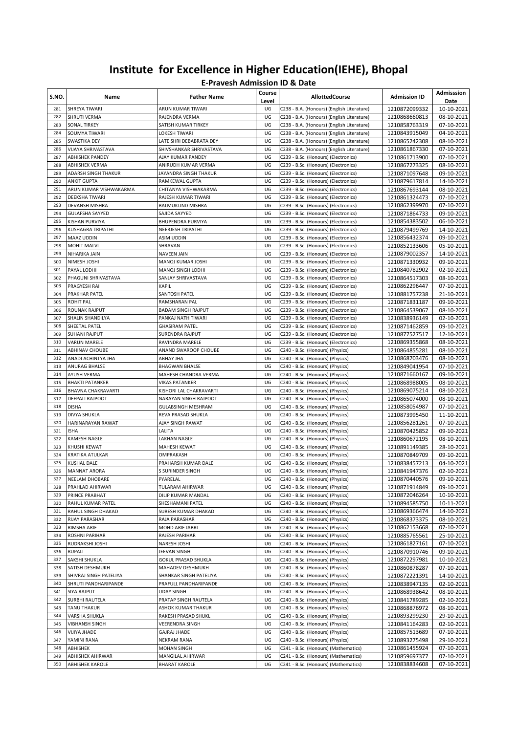# Institute for Excellence in Higher Education(IEHE), Bhopal

## E-Pravesh Admission ID & Date

| S.NO. | Name | Father Name | Course Level | AllottedCourse | Admission ID | Admisssion Date |
|---|---|---|---|---|---|---|
| 281 | SHREYA TIWARI | ARUN KUMAR TIWARI | UG | C238 - B.A. (Honours) (English Literature) | 1210872099332 | 10-10-2021 |
| 282 | SHRUTI VERMA | RAJENDRA VERMA | UG | C238 - B.A. (Honours) (English Literature) | 1210868660813 | 08-10-2021 |
| 283 | SONAL TIRKEY | SATISH KUMAR TIRKEY | UG | C238 - B.A. (Honours) (English Literature) | 1210858763319 | 07-10-2021 |
| 284 | SOUMYA TIWARI | LOKESH TIWARI | UG | C238 - B.A. (Honours) (English Literature) | 1210843915049 | 04-10-2021 |
| 285 | SWASTIKA DEY | LATE SHRI DEBABRATA DEY | UG | C238 - B.A. (Honours) (English Literature) | 1210865242308 | 08-10-2021 |
| 286 | VIJAYA SHRIVASTAVA | SHIVSHANKAR SHRIVASTAVA | UG | C238 - B.A. (Honours) (English Literature) | 1210861867330 | 07-10-2021 |
| 287 | ABHISHEK PANDEY | AJAY KUMAR PANDEY | UG | C239 - B.Sc. (Honours) (Electronics) | 1210861713900 | 07-10-2021 |
| 288 | ABHISHEK VERMA | ANIRUDH KUMAR VERMA | UG | C239 - B.Sc. (Honours) (Electronics) | 1210867273325 | 08-10-2021 |
| 289 | ADARSH SINGH THAKUR | JAYANDRA SINGH THAKUR | UG | C239 - B.Sc. (Honours) (Electronics) | 1210871097648 | 09-10-2021 |
| 290 | ANKIT GUPTA | RAMKEWAL GUPTA | UG | C239 - B.Sc. (Honours) (Electronics) | 1210879617814 | 14-10-2021 |
| 291 | ARUN KUMAR VISHWAKARMA | CHITANYA VISHWAKARMA | UG | C239 - B.Sc. (Honours) (Electronics) | 1210867693144 | 08-10-2021 |
| 292 | DEEKSHA TIWARI | RAJESH KUMAR TIWARI | UG | C239 - B.Sc. (Honours) (Electronics) | 1210861324473 | 07-10-2021 |
| 293 | DEVANSH MISHRA | BALMUKUND MISHRA | UG | C239 - B.Sc. (Honours) (Electronics) | 1210862399970 | 07-10-2021 |
| 294 | GULAFSHA SAYYED | SAJIDA SAYYED | UG | C239 - B.Sc. (Honours) (Electronics) | 1210871864733 | 09-10-2021 |
| 295 | KISHAN PURVIYA | BHUPENDRA PURVIYA | UG | C239 - B.Sc. (Honours) (Electronics) | 1210854383502 | 06-10-2021 |
| 296 | KUSHAGRA TRIPATHI | NEERJESH TRIPATHI | UG | C239 - B.Sc. (Honours) (Electronics) | 1210879499769 | 14-10-2021 |
| 297 | MAAZ UDDIN | ASIM UDDIN | UG | C239 - B.Sc. (Honours) (Electronics) | 1210856432374 | 09-10-2021 |
| 298 | MOHIT MALVI | SHRAVAN | UG | C239 - B.Sc. (Honours) (Electronics) | 1210852133606 | 05-10-2021 |
| 299 | NIHARIKA JAIN | NAVEEN JAIN | UG | C239 - B.Sc. (Honours) (Electronics) | 1210879002357 | 14-10-2021 |
| 300 | NIMESH JOSHI | MANOJ KUMAR JOSHI | UG | C239 - B.Sc. (Honours) (Electronics) | 1210871330932 | 09-10-2021 |
| 301 | PAYAL LODHI | MANOJ SINGH LODHI | UG | C239 - B.Sc. (Honours) (Electronics) | 1210840782902 | 02-10-2021 |
| 302 | PHAGUNI SHRIVASTAVA | SANJAY SHRIVASTAVA | UG | C239 - B.Sc. (Honours) (Electronics) | 1210864517303 | 08-10-2021 |
| 303 | PRAGYESH RAI | KAPIL | UG | C239 - B.Sc. (Honours) (Electronics) | 1210862296447 | 07-10-2021 |
| 304 | PRAKHAR PATEL | SANTOSH PATEL | UG | C239 - B.Sc. (Honours) (Electronics) | 1210881757238 | 21-10-2021 |
| 305 | ROHIT PAL | RAMSHARAN PAL | UG | C239 - B.Sc. (Honours) (Electronics) | 1210871831187 | 09-10-2021 |
| 306 | ROUNAK RAJPUT | BADAM SINGH RAJPUT | UG | C239 - B.Sc. (Honours) (Electronics) | 1210864539067 | 08-10-2021 |
| 307 | SHALIN SHANDILYA | PANKAJ NATH TIWARI | UG | C239 - B.Sc. (Honours) (Electronics) | 1210838936149 | 02-10-2021 |
| 308 | SHEETAL PATEL | GHASIRAM PATEL | UG | C239 - B.Sc. (Honours) (Electronics) | 1210871462859 | 09-10-2021 |
| 309 | SUHANI RAJPUT | SURENDRA RAJPUT | UG | C239 - B.Sc. (Honours) (Electronics) | 1210877527517 | 12-10-2021 |
| 310 | VARUN MARELE | RAVINDRA MARELE | UG | C239 - B.Sc. (Honours) (Electronics) | 1210869355868 | 08-10-2021 |
| 311 | ABHINAV CHOUBE | ANAND SWAROOP CHOUBE | UG | C240 - B.Sc. (Honours) (Physics) | 1210864855281 | 08-10-2021 |
| 312 | ANADI ACHINTYA JHA | ABHAY JHA | UG | C240 - B.Sc. (Honours) (Physics) | 1210868703476 | 08-10-2021 |
| 313 | ANURAG BHALSE | BHAGWAN BHALSE | UG | C240 - B.Sc. (Honours) (Physics) | 1210849041954 | 07-10-2021 |
| 314 | AYUSH VERMA | MAHESH CHANDRA VERMA | UG | C240 - B.Sc. (Honours) (Physics) | 1210871660167 | 09-10-2021 |
| 315 | BHAKTI PATANKER | VIKAS PATANKER | UG | C240 - B.Sc. (Honours) (Physics) | 1210868988005 | 08-10-2021 |
| 316 | BHAVNA CHAKRAVARTI | KISHORI LAL CHAKRAVARTI | UG | C240 - B.Sc. (Honours) (Physics) | 1210869075214 | 08-10-2021 |
| 317 | DEEPALI RAJPOOT | NARAYAN SINGH RAJPOOT | UG | C240 - B.Sc. (Honours) (Physics) | 1210865074000 | 08-10-2021 |
| 318 | DISHA | GULABSINGH MESHRAM | UG | C240 - B.Sc. (Honours) (Physics) | 1210858054987 | 07-10-2021 |
| 319 | DIVYA SHUKLA | REVA PRASAD SHUKLA | UG | C240 - B.Sc. (Honours) (Physics) | 1210873995450 | 11-10-2021 |
| 320 | HARINARAYAN RAWAT | AJAY SINGH RAWAT | UG | C240 - B.Sc. (Honours) (Physics) | 1210856281261 | 07-10-2021 |
| 321 | ISHA | LALITA | UG | C240 - B.Sc. (Honours) (Physics) | 1210870425852 | 09-10-2021 |
| 322 | KAMESH NAGLE | LAKHAN NAGLE | UG | C240 - B.Sc. (Honours) (Physics) | 1210860672195 | 08-10-2021 |
| 323 | KHUSHI KEWAT | MAHESH KEWAT | UG | C240 - B.Sc. (Honours) (Physics) | 1210891149385 | 28-10-2021 |
| 324 | KRATIKA ATULKAR | OMPRAKASH | UG | C240 - B.Sc. (Honours) (Physics) | 1210870849709 | 09-10-2021 |
| 325 | KUSHAL DALE | PRAHARSH KUMAR DALE | UG | C240 - B.Sc. (Honours) (Physics) | 1210838457213 | 04-10-2021 |
| 326 | MANNAT ARORA | S SURINDER SINGH | UG | C240 - B.Sc. (Honours) (Physics) | 1210841947376 | 02-10-2021 |
| 327 | NEELAM DHOBARE | PYARELAL | UG | C240 - B.Sc. (Honours) (Physics) | 1210870440576 | 09-10-2021 |
| 328 | PRAHLAD AHIRWAR | TULARAM AHIRWAR | UG | C240 - B.Sc. (Honours) (Physics) | 1210871914849 | 09-10-2021 |
| 329 | PRINCE PRABHAT | DILIP KUMAR MANDAL | UG | C240 - B.Sc. (Honours) (Physics) | 1210872046264 | 10-10-2021 |
| 330 | RAHUL KUMAR PATEL | SHESHAMANI PATEL | UG | C240 - B.Sc. (Honours) (Physics) | 1210894585750 | 10-11-2021 |
| 331 | RAHUL SINGH DHAKAD | SURESH KUMAR DHAKAD | UG | C240 - B.Sc. (Honours) (Physics) | 1210869366474 | 14-10-2021 |
| 332 | RIJAY PARASHAR | RAJA PARASHAR | UG | C240 - B.Sc. (Honours) (Physics) | 1210868373375 | 08-10-2021 |
| 333 | RIMSHA ARIF | MOHD ARIF JABRI | UG | C240 - B.Sc. (Honours) (Physics) | 1210862153668 | 07-10-2021 |
| 334 | ROSHNI PARIHAR | RAJESH PARIHAR | UG | C240 - B.Sc. (Honours) (Physics) | 1210885765561 | 25-10-2021 |
| 335 | RUDRAKSHI JOSHI | NARESH JOSHI | UG | C240 - B.Sc. (Honours) (Physics) | 1210861827161 | 07-10-2021 |
| 336 | RUPALI | JEEVAN SINGH | UG | C240 - B.Sc. (Honours) (Physics) | 1210870910746 | 09-10-2021 |
| 337 | SAKSHI SHUKLA | GOKUL PRASAD SHUKLA | UG | C240 - B.Sc. (Honours) (Physics) | 1210872297981 | 10-10-2021 |
| 338 | SATISH DESHMUKH | MAHADEV DESHMUKH | UG | C240 - B.Sc. (Honours) (Physics) | 1210860878287 | 07-10-2021 |
| 339 | SHIVRAJ SINGH PATELIYA | SHANKAR SINGH PATELIYA | UG | C240 - B.Sc. (Honours) (Physics) | 1210872221391 | 14-10-2021 |
| 340 | SHRUTI PANDHARIPANDE | PRAFULL PANDHARIPANDE | UG | C240 - B.Sc. (Honours) (Physics) | 1210838947135 | 02-10-2021 |
| 341 | SIYA RAJPUT | UDAY SINGH | UG | C240 - B.Sc. (Honours) (Physics) | 1210868938642 | 08-10-2021 |
| 342 | SURBHI RAUTELA | PRATAP SINGH RAUTELA | UG | C240 - B.Sc. (Honours) (Physics) | 1210841789285 | 02-10-2021 |
| 343 | TANU THAKUR | ASHOK KUMAR THAKUR | UG | C240 - B.Sc. (Honours) (Physics) | 1210868876972 | 08-10-2021 |
| 344 | VARSHA SHUKLA | RAKESH PRASAD SHUKL | UG | C240 - B.Sc. (Honours) (Physics) | 1210893299230 | 29-10-2021 |
| 345 | VIBHANSH SINGH | VEERENDRA SINGH | UG | C240 - B.Sc. (Honours) (Physics) | 1210841164283 | 02-10-2021 |
| 346 | VIJIYA JHADE | GAJRAJ JHADE | UG | C240 - B.Sc. (Honours) (Physics) | 1210857513689 | 07-10-2021 |
| 347 | YAMINI RANA | NEKRAM RANA | UG | C240 - B.Sc. (Honours) (Physics) | 1210893275498 | 29-10-2021 |
| 348 | ABHISHEK | MOHAN SINGH | UG | C241 - B.Sc. (Honours) (Mathematics) | 1210861455924 | 07-10-2021 |
| 349 | ABHISHEK AHIRWAR | MANGILAL AHIRWAR | UG | C241 - B.Sc. (Honours) (Mathematics) | 1210859697377 | 07-10-2021 |
| 350 | ABHISHEK KAROLE | BHARAT KAROLE | UG | C241 - B.Sc. (Honours) (Mathematics) | 1210838834608 | 07-10-2021 |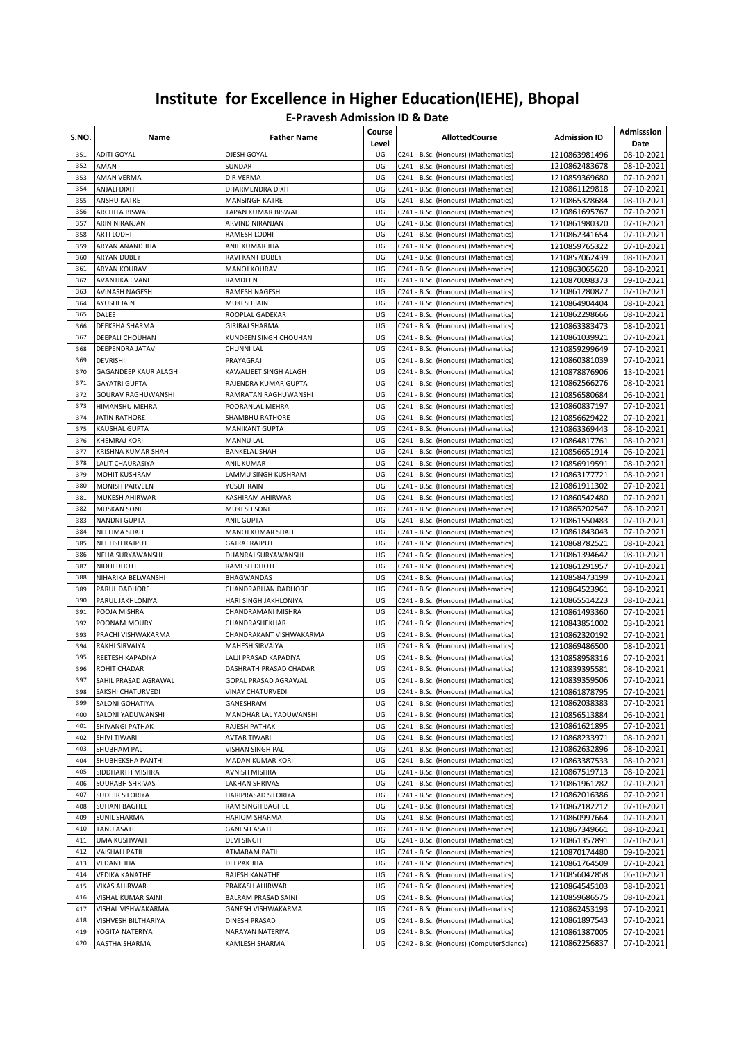# Institute for Excellence in Higher Education(IEHE), Bhopal

## E-Pravesh Admission ID & Date

| S.NO. | Name | Father Name | Course Level | AllottedCourse | Admission ID | Admisssion Date |
|---|---|---|---|---|---|---|
| 351 | ADITI GOYAL | OJESH GOYAL | UG | C241 - B.Sc. (Honours) (Mathematics) | 1210863981496 | 08-10-2021 |
| 352 | AMAN | SUNDAR | UG | C241 - B.Sc. (Honours) (Mathematics) | 1210862483678 | 08-10-2021 |
| 353 | AMAN VERMA | D R VERMA | UG | C241 - B.Sc. (Honours) (Mathematics) | 1210859369680 | 07-10-2021 |
| 354 | ANJALI DIXIT | DHARMENDRA DIXIT | UG | C241 - B.Sc. (Honours) (Mathematics) | 1210861129818 | 07-10-2021 |
| 355 | ANSHU KATRE | MANSINGH KATRE | UG | C241 - B.Sc. (Honours) (Mathematics) | 1210865328684 | 08-10-2021 |
| 356 | ARCHITA BISWAL | TAPAN KUMAR BISWAL | UG | C241 - B.Sc. (Honours) (Mathematics) | 1210861695767 | 07-10-2021 |
| 357 | ARIN NIRANJAN | ARVIND NIRANJAN | UG | C241 - B.Sc. (Honours) (Mathematics) | 1210861980320 | 07-10-2021 |
| 358 | ARTI LODHI | RAMESH LODHI | UG | C241 - B.Sc. (Honours) (Mathematics) | 1210862341654 | 07-10-2021 |
| 359 | ARYAN ANAND JHA | ANIL KUMAR JHA | UG | C241 - B.Sc. (Honours) (Mathematics) | 1210859765322 | 07-10-2021 |
| 360 | ARYAN DUBEY | RAVI KANT DUBEY | UG | C241 - B.Sc. (Honours) (Mathematics) | 1210857062439 | 08-10-2021 |
| 361 | ARYAN KOURAV | MANOJ KOURAV | UG | C241 - B.Sc. (Honours) (Mathematics) | 1210863065620 | 08-10-2021 |
| 362 | AVANTIKA EVANE | RAMDEEN | UG | C241 - B.Sc. (Honours) (Mathematics) | 1210870098373 | 09-10-2021 |
| 363 | AVINASH NAGESH | RAMESH NAGESH | UG | C241 - B.Sc. (Honours) (Mathematics) | 1210861280827 | 07-10-2021 |
| 364 | AYUSHI JAIN | MUKESH JAIN | UG | C241 - B.Sc. (Honours) (Mathematics) | 1210864904404 | 08-10-2021 |
| 365 | DALEE | ROOPLAL GADEKAR | UG | C241 - B.Sc. (Honours) (Mathematics) | 1210862298666 | 08-10-2021 |
| 366 | DEEKSHA SHARMA | GIRIRAJ SHARMA | UG | C241 - B.Sc. (Honours) (Mathematics) | 1210863383473 | 08-10-2021 |
| 367 | DEEPALI CHOUHAN | KUNDEEN SINGH CHOUHAN | UG | C241 - B.Sc. (Honours) (Mathematics) | 1210861039921 | 07-10-2021 |
| 368 | DEEPENDRA JATAV | CHUNNI LAL | UG | C241 - B.Sc. (Honours) (Mathematics) | 1210859299649 | 07-10-2021 |
| 369 | DEVRISHI | PRAYAGRAJ | UG | C241 - B.Sc. (Honours) (Mathematics) | 1210860381039 | 07-10-2021 |
| 370 | GAGANDEEP KAUR ALAGH | KAWALJEET SINGH ALAGH | UG | C241 - B.Sc. (Honours) (Mathematics) | 1210878876906 | 13-10-2021 |
| 371 | GAYATRI GUPTA | RAJENDRA KUMAR GUPTA | UG | C241 - B.Sc. (Honours) (Mathematics) | 1210862566276 | 08-10-2021 |
| 372 | GOURAV RAGHUWANSHI | RAMRATAN RAGHUWANSHI | UG | C241 - B.Sc. (Honours) (Mathematics) | 1210856580684 | 06-10-2021 |
| 373 | HIMANSHU MEHRA | POORANLAL MEHRA | UG | C241 - B.Sc. (Honours) (Mathematics) | 1210860837197 | 07-10-2021 |
| 374 | JATIN RATHORE | SHAMBHU RATHORE | UG | C241 - B.Sc. (Honours) (Mathematics) | 1210856629422 | 07-10-2021 |
| 375 | KAUSHAL GUPTA | MANIKANT GUPTA | UG | C241 - B.Sc. (Honours) (Mathematics) | 1210863369443 | 08-10-2021 |
| 376 | KHEMRAJ KORI | MANNU LAL | UG | C241 - B.Sc. (Honours) (Mathematics) | 1210864817761 | 08-10-2021 |
| 377 | KRISHNA KUMAR SHAH | BANKELAL SHAH | UG | C241 - B.Sc. (Honours) (Mathematics) | 1210856651914 | 06-10-2021 |
| 378 | LALIT CHAURASIYA | ANIL KUMAR | UG | C241 - B.Sc. (Honours) (Mathematics) | 1210856919591 | 08-10-2021 |
| 379 | MOHIT KUSHRAM | LAMMU SINGH KUSHRAM | UG | C241 - B.Sc. (Honours) (Mathematics) | 1210863177721 | 08-10-2021 |
| 380 | MONISH PARVEEN | YUSUF RAIN | UG | C241 - B.Sc. (Honours) (Mathematics) | 1210861911302 | 07-10-2021 |
| 381 | MUKESH AHIRWAR | KASHIRAM AHIRWAR | UG | C241 - B.Sc. (Honours) (Mathematics) | 1210860542480 | 07-10-2021 |
| 382 | MUSKAN SONI | MUKESH SONI | UG | C241 - B.Sc. (Honours) (Mathematics) | 1210865202547 | 08-10-2021 |
| 383 | NANDNI GUPTA | ANIL GUPTA | UG | C241 - B.Sc. (Honours) (Mathematics) | 1210861550483 | 07-10-2021 |
| 384 | NEELIMA SHAH | MANOJ KUMAR SHAH | UG | C241 - B.Sc. (Honours) (Mathematics) | 1210861843043 | 07-10-2021 |
| 385 | NEETISH RAJPUT | GAJRAJ RAJPUT | UG | C241 - B.Sc. (Honours) (Mathematics) | 1210868782521 | 08-10-2021 |
| 386 | NEHA SURYAWANSHI | DHANRAJ SURYAWANSHI | UG | C241 - B.Sc. (Honours) (Mathematics) | 1210861394642 | 08-10-2021 |
| 387 | NIDHI DHOTE | RAMESH DHOTE | UG | C241 - B.Sc. (Honours) (Mathematics) | 1210861291957 | 07-10-2021 |
| 388 | NIHARIKA BELWANSHI | BHAGWANDAS | UG | C241 - B.Sc. (Honours) (Mathematics) | 1210858473199 | 07-10-2021 |
| 389 | PARUL DADHORE | CHANDRABHAN DADHORE | UG | C241 - B.Sc. (Honours) (Mathematics) | 1210864523961 | 08-10-2021 |
| 390 | PARUL JAKHLONIYA | HARI SINGH JAKHLONIYA | UG | C241 - B.Sc. (Honours) (Mathematics) | 1210865514223 | 08-10-2021 |
| 391 | POOJA MISHRA | CHANDRAMANI MISHRA | UG | C241 - B.Sc. (Honours) (Mathematics) | 1210861493360 | 07-10-2021 |
| 392 | POONAM MOURY | CHANDRASHEKHAR | UG | C241 - B.Sc. (Honours) (Mathematics) | 1210843851002 | 03-10-2021 |
| 393 | PRACHI VISHWAKARMA | CHANDRAKANT VISHWAKARMA | UG | C241 - B.Sc. (Honours) (Mathematics) | 1210862320192 | 07-10-2021 |
| 394 | RAKHI SIRVAIYA | MAHESH SIRVAIYA | UG | C241 - B.Sc. (Honours) (Mathematics) | 1210869486500 | 08-10-2021 |
| 395 | REETESH KAPADIYA | LALJI PRASAD KAPADIYA | UG | C241 - B.Sc. (Honours) (Mathematics) | 1210858958316 | 07-10-2021 |
| 396 | ROHIT CHADAR | DASHRATH PRASAD CHADAR | UG | C241 - B.Sc. (Honours) (Mathematics) | 1210839395581 | 08-10-2021 |
| 397 | SAHIL PRASAD AGRAWAL | GOPAL PRASAD AGRAWAL | UG | C241 - B.Sc. (Honours) (Mathematics) | 1210839359506 | 07-10-2021 |
| 398 | SAKSHI CHATURVEDI | VINAY CHATURVEDI | UG | C241 - B.Sc. (Honours) (Mathematics) | 1210861878795 | 07-10-2021 |
| 399 | SALONI GOHATIYA | GANESHRAM | UG | C241 - B.Sc. (Honours) (Mathematics) | 1210862038383 | 07-10-2021 |
| 400 | SALONI YADUWANSHI | MANOHAR LAL YADUWANSHI | UG | C241 - B.Sc. (Honours) (Mathematics) | 1210856513884 | 06-10-2021 |
| 401 | SHIVANGI PATHAK | RAJESH PATHAK | UG | C241 - B.Sc. (Honours) (Mathematics) | 1210861621895 | 07-10-2021 |
| 402 | SHIVI TIWARI | AVTAR TIWARI | UG | C241 - B.Sc. (Honours) (Mathematics) | 1210868233971 | 08-10-2021 |
| 403 | SHUBHAM PAL | VISHAN SINGH PAL | UG | C241 - B.Sc. (Honours) (Mathematics) | 1210862632896 | 08-10-2021 |
| 404 | SHUBHEKSHA PANTHI | MADAN KUMAR KORI | UG | C241 - B.Sc. (Honours) (Mathematics) | 1210863387533 | 08-10-2021 |
| 405 | SIDDHARTH MISHRA | AVNISH MISHRA | UG | C241 - B.Sc. (Honours) (Mathematics) | 1210867519713 | 08-10-2021 |
| 406 | SOURABH SHRIVAS | LAKHAN SHRIVAS | UG | C241 - B.Sc. (Honours) (Mathematics) | 1210861961282 | 07-10-2021 |
| 407 | SUDHIR SILORIYA | HARIPRASAD SILORIYA | UG | C241 - B.Sc. (Honours) (Mathematics) | 1210862016386 | 07-10-2021 |
| 408 | SUHANI BAGHEL | RAM SINGH BAGHEL | UG | C241 - B.Sc. (Honours) (Mathematics) | 1210862182212 | 07-10-2021 |
| 409 | SUNIL SHARMA | HARIOM SHARMA | UG | C241 - B.Sc. (Honours) (Mathematics) | 1210860997664 | 07-10-2021 |
| 410 | TANU ASATI | GANESH ASATI | UG | C241 - B.Sc. (Honours) (Mathematics) | 1210867349661 | 08-10-2021 |
| 411 | UMA KUSHWAH | DEVI SINGH | UG | C241 - B.Sc. (Honours) (Mathematics) | 1210861357891 | 07-10-2021 |
| 412 | VAISHALI PATIL | ATMARAM PATIL | UG | C241 - B.Sc. (Honours) (Mathematics) | 1210870174480 | 09-10-2021 |
| 413 | VEDANT JHA | DEEPAK JHA | UG | C241 - B.Sc. (Honours) (Mathematics) | 1210861764509 | 07-10-2021 |
| 414 | VEDIKA KANATHE | RAJESH KANATHE | UG | C241 - B.Sc. (Honours) (Mathematics) | 1210856042858 | 06-10-2021 |
| 415 | VIKAS AHIRWAR | PRAKASH AHIRWAR | UG | C241 - B.Sc. (Honours) (Mathematics) | 1210864545103 | 08-10-2021 |
| 416 | VISHAL KUMAR SAINI | BALRAM PRASAD SAINI | UG | C241 - B.Sc. (Honours) (Mathematics) | 1210859686575 | 08-10-2021 |
| 417 | VISHAL VISHWAKARMA | GANESH VISHWAKARMA | UG | C241 - B.Sc. (Honours) (Mathematics) | 1210862453193 | 07-10-2021 |
| 418 | VISHVESH BILTHARIYA | DINESH PRASAD | UG | C241 - B.Sc. (Honours) (Mathematics) | 1210861897543 | 07-10-2021 |
| 419 | YOGITA NATERIYA | NARAYAN NATERIYA | UG | C241 - B.Sc. (Honours) (Mathematics) | 1210861387005 | 07-10-2021 |
| 420 | AASTHA SHARMA | KAMLESH SHARMA | UG | C242 - B.Sc. (Honours) (ComputerScience) | 1210862256837 | 07-10-2021 |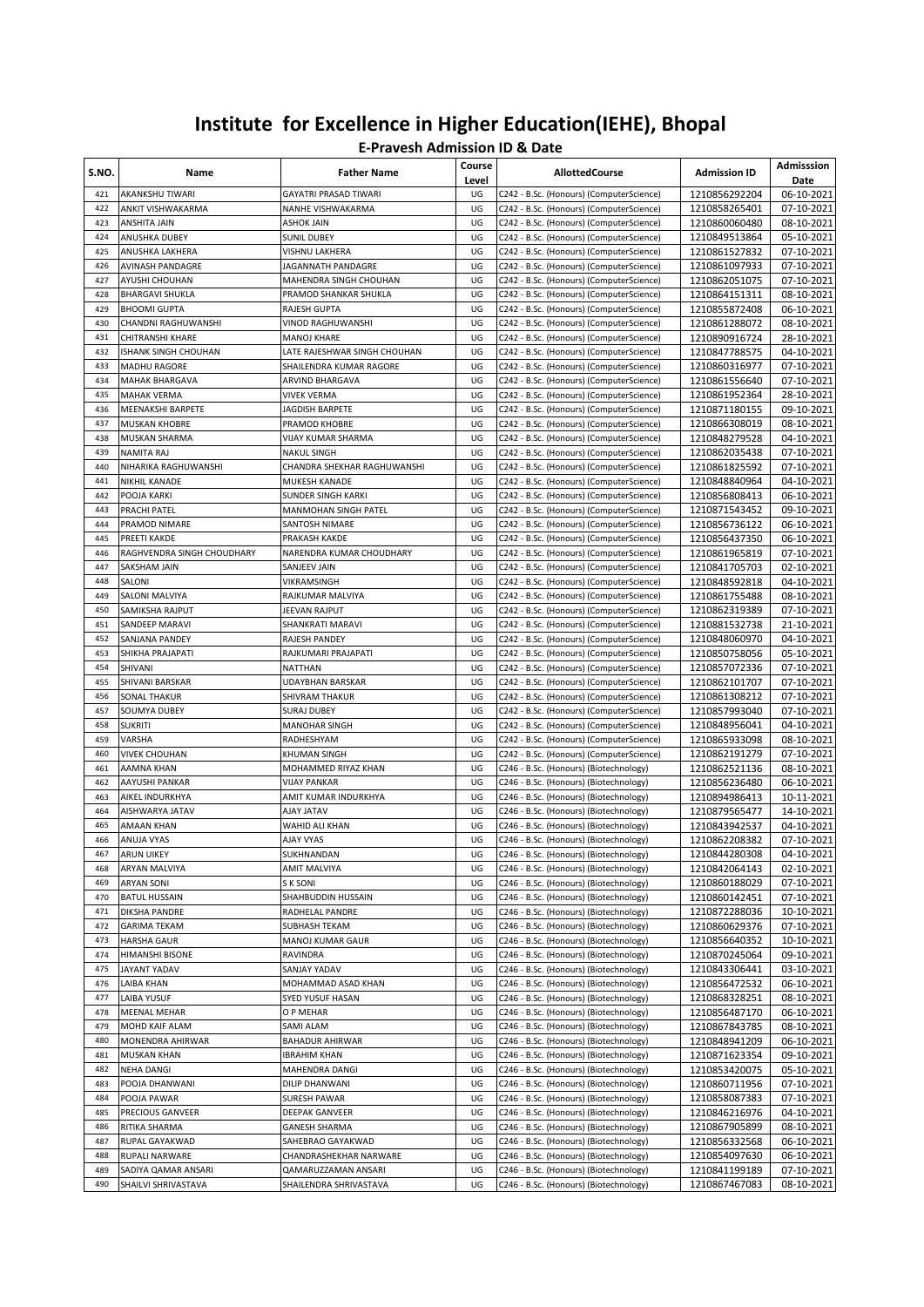# Institute for Excellence in Higher Education(IEHE), Bhopal

## E-Pravesh Admission ID & Date

| S.NO. | Name | Father Name | Course Level | AllottedCourse | Admission ID | Admisssion Date |
|---|---|---|---|---|---|---|
| 421 | AKANKSHU TIWARI | GAYATRI PRASAD TIWARI | UG | C242 - B.Sc. (Honours) (ComputerScience) | 1210856292204 | 06-10-2021 |
| 422 | ANKIT VISHWAKARMA | NANHE VISHWAKARMA | UG | C242 - B.Sc. (Honours) (ComputerScience) | 1210858265401 | 07-10-2021 |
| 423 | ANSHITA JAIN | ASHOK JAIN | UG | C242 - B.Sc. (Honours) (ComputerScience) | 1210860060480 | 08-10-2021 |
| 424 | ANUSHKA DUBEY | SUNIL DUBEY | UG | C242 - B.Sc. (Honours) (ComputerScience) | 1210849513864 | 05-10-2021 |
| 425 | ANUSHKA LAKHERA | VISHNU LAKHERA | UG | C242 - B.Sc. (Honours) (ComputerScience) | 1210861527832 | 07-10-2021 |
| 426 | AVINASH PANDAGRE | JAGANNATH PANDAGRE | UG | C242 - B.Sc. (Honours) (ComputerScience) | 1210861097933 | 07-10-2021 |
| 427 | AYUSHI CHOUHAN | MAHENDRA SINGH CHOUHAN | UG | C242 - B.Sc. (Honours) (ComputerScience) | 1210862051075 | 07-10-2021 |
| 428 | BHARGAVI SHUKLA | PRAMOD SHANKAR SHUKLA | UG | C242 - B.Sc. (Honours) (ComputerScience) | 1210864151311 | 08-10-2021 |
| 429 | BHOOMI GUPTA | RAJESH GUPTA | UG | C242 - B.Sc. (Honours) (ComputerScience) | 1210855872408 | 06-10-2021 |
| 430 | CHANDNI RAGHUWANSHI | VINOD RAGHUWANSHI | UG | C242 - B.Sc. (Honours) (ComputerScience) | 1210861288072 | 08-10-2021 |
| 431 | CHITRANSHI KHARE | MANOJ KHARE | UG | C242 - B.Sc. (Honours) (ComputerScience) | 1210890916724 | 28-10-2021 |
| 432 | ISHANK SINGH CHOUHAN | LATE RAJESHWAR SINGH CHOUHAN | UG | C242 - B.Sc. (Honours) (ComputerScience) | 1210847788575 | 04-10-2021 |
| 433 | MADHU RAGORE | SHAILENDRA KUMAR RAGORE | UG | C242 - B.Sc. (Honours) (ComputerScience) | 1210860316977 | 07-10-2021 |
| 434 | MAHAK BHARGAVA | ARVIND BHARGAVA | UG | C242 - B.Sc. (Honours) (ComputerScience) | 1210861556640 | 07-10-2021 |
| 435 | MAHAK VERMA | VIVEK VERMA | UG | C242 - B.Sc. (Honours) (ComputerScience) | 1210861952364 | 28-10-2021 |
| 436 | MEENAKSHI BARPETE | JAGDISH BARPETE | UG | C242 - B.Sc. (Honours) (ComputerScience) | 1210871180155 | 09-10-2021 |
| 437 | MUSKAN KHOBRE | PRAMOD KHOBRE | UG | C242 - B.Sc. (Honours) (ComputerScience) | 1210866308019 | 08-10-2021 |
| 438 | MUSKAN SHARMA | VIJAY KUMAR SHARMA | UG | C242 - B.Sc. (Honours) (ComputerScience) | 1210848279528 | 04-10-2021 |
| 439 | NAMITA RAJ | NAKUL SINGH | UG | C242 - B.Sc. (Honours) (ComputerScience) | 1210862035438 | 07-10-2021 |
| 440 | NIHARIKA RAGHUWANSHI | CHANDRA SHEKHAR RAGHUWANSHI | UG | C242 - B.Sc. (Honours) (ComputerScience) | 1210861825592 | 07-10-2021 |
| 441 | NIKHIL KANADE | MUKESH KANADE | UG | C242 - B.Sc. (Honours) (ComputerScience) | 1210848840964 | 04-10-2021 |
| 442 | POOJA KARKI | SUNDER SINGH KARKI | UG | C242 - B.Sc. (Honours) (ComputerScience) | 1210856808413 | 06-10-2021 |
| 443 | PRACHI PATEL | MANMOHAN SINGH PATEL | UG | C242 - B.Sc. (Honours) (ComputerScience) | 1210871543452 | 09-10-2021 |
| 444 | PRAMOD NIMARE | SANTOSH NIMARE | UG | C242 - B.Sc. (Honours) (ComputerScience) | 1210856736122 | 06-10-2021 |
| 445 | PREETI KAKDE | PRAKASH KAKDE | UG | C242 - B.Sc. (Honours) (ComputerScience) | 1210856437350 | 06-10-2021 |
| 446 | RAGHVENDRA SINGH CHOUDHARY | NARENDRA KUMAR CHOUDHARY | UG | C242 - B.Sc. (Honours) (ComputerScience) | 1210861965819 | 07-10-2021 |
| 447 | SAKSHAM JAIN | SANJEEV JAIN | UG | C242 - B.Sc. (Honours) (ComputerScience) | 1210841705703 | 02-10-2021 |
| 448 | SALONI | VIKRAMSINGH | UG | C242 - B.Sc. (Honours) (ComputerScience) | 1210848592818 | 04-10-2021 |
| 449 | SALONI MALVIYA | RAJKUMAR MALVIYA | UG | C242 - B.Sc. (Honours) (ComputerScience) | 1210861755488 | 08-10-2021 |
| 450 | SAMIKSHA RAJPUT | JEEVAN RAJPUT | UG | C242 - B.Sc. (Honours) (ComputerScience) | 1210862319389 | 07-10-2021 |
| 451 | SANDEEP MARAVI | SHANKRATI MARAVI | UG | C242 - B.Sc. (Honours) (ComputerScience) | 1210881532738 | 21-10-2021 |
| 452 | SANJANA PANDEY | RAJESH PANDEY | UG | C242 - B.Sc. (Honours) (ComputerScience) | 1210848060970 | 04-10-2021 |
| 453 | SHIKHA PRAJAPATI | RAJKUMARI PRAJAPATI | UG | C242 - B.Sc. (Honours) (ComputerScience) | 1210850758056 | 05-10-2021 |
| 454 | SHIVANI | NATTHAN | UG | C242 - B.Sc. (Honours) (ComputerScience) | 1210857072336 | 07-10-2021 |
| 455 | SHIVANI BARSKAR | UDAYBHAN BARSKAR | UG | C242 - B.Sc. (Honours) (ComputerScience) | 1210862101707 | 07-10-2021 |
| 456 | SONAL THAKUR | SHIVRAM THAKUR | UG | C242 - B.Sc. (Honours) (ComputerScience) | 1210861308212 | 07-10-2021 |
| 457 | SOUMYA DUBEY | SURAJ DUBEY | UG | C242 - B.Sc. (Honours) (ComputerScience) | 1210857993040 | 07-10-2021 |
| 458 | SUKRITI | MANOHAR SINGH | UG | C242 - B.Sc. (Honours) (ComputerScience) | 1210848956041 | 04-10-2021 |
| 459 | VARSHA | RADHESHYAM | UG | C242 - B.Sc. (Honours) (ComputerScience) | 1210865933098 | 08-10-2021 |
| 460 | VIVEK CHOUHAN | KHUMAN SINGH | UG | C242 - B.Sc. (Honours) (ComputerScience) | 1210862191279 | 07-10-2021 |
| 461 | AAMNA KHAN | MOHAMMED RIYAZ KHAN | UG | C246 - B.Sc. (Honours) (Biotechnology) | 1210862521136 | 08-10-2021 |
| 462 | AAYUSHI PANKAR | VIJAY PANKAR | UG | C246 - B.Sc. (Honours) (Biotechnology) | 1210856236480 | 06-10-2021 |
| 463 | AIKEL INDURKHYA | AMIT KUMAR INDURKHYA | UG | C246 - B.Sc. (Honours) (Biotechnology) | 1210894986413 | 10-11-2021 |
| 464 | AISHWARYA JATAV | AJAY JATAV | UG | C246 - B.Sc. (Honours) (Biotechnology) | 1210879565477 | 14-10-2021 |
| 465 | AMAAN KHAN | WAHID ALI KHAN | UG | C246 - B.Sc. (Honours) (Biotechnology) | 1210843942537 | 04-10-2021 |
| 466 | ANUJA VYAS | AJAY VYAS | UG | C246 - B.Sc. (Honours) (Biotechnology) | 1210862208382 | 07-10-2021 |
| 467 | ARUN UIKEY | SUKHNANDAN | UG | C246 - B.Sc. (Honours) (Biotechnology) | 1210844280308 | 04-10-2021 |
| 468 | ARYAN MALVIYA | AMIT MALVIYA | UG | C246 - B.Sc. (Honours) (Biotechnology) | 1210842064143 | 02-10-2021 |
| 469 | ARYAN SONI | S K SONI | UG | C246 - B.Sc. (Honours) (Biotechnology) | 1210860188029 | 07-10-2021 |
| 470 | BATUL HUSSAIN | SHAHBUDDIN HUSSAIN | UG | C246 - B.Sc. (Honours) (Biotechnology) | 1210860142451 | 07-10-2021 |
| 471 | DIKSHA PANDRE | RADHELAL PANDRE | UG | C246 - B.Sc. (Honours) (Biotechnology) | 1210872288036 | 10-10-2021 |
| 472 | GARIMA TEKAM | SUBHASH TEKAM | UG | C246 - B.Sc. (Honours) (Biotechnology) | 1210860629376 | 07-10-2021 |
| 473 | HARSHA GAUR | MANOJ KUMAR GAUR | UG | C246 - B.Sc. (Honours) (Biotechnology) | 1210856640352 | 10-10-2021 |
| 474 | HIMANSHI BISONE | RAVINDRA | UG | C246 - B.Sc. (Honours) (Biotechnology) | 1210870245064 | 09-10-2021 |
| 475 | JAYANT YADAV | SANJAY YADAV | UG | C246 - B.Sc. (Honours) (Biotechnology) | 1210843306441 | 03-10-2021 |
| 476 | LAIBA KHAN | MOHAMMAD ASAD KHAN | UG | C246 - B.Sc. (Honours) (Biotechnology) | 1210856472532 | 06-10-2021 |
| 477 | LAIBA YUSUF | SYED YUSUF HASAN | UG | C246 - B.Sc. (Honours) (Biotechnology) | 1210868328251 | 08-10-2021 |
| 478 | MEENAL MEHAR | O P MEHAR | UG | C246 - B.Sc. (Honours) (Biotechnology) | 1210856487170 | 06-10-2021 |
| 479 | MOHD KAIF ALAM | SAMI ALAM | UG | C246 - B.Sc. (Honours) (Biotechnology) | 1210867843785 | 08-10-2021 |
| 480 | MONENDRA AHIRWAR | BAHADUR AHIRWAR | UG | C246 - B.Sc. (Honours) (Biotechnology) | 1210848941209 | 06-10-2021 |
| 481 | MUSKAN KHAN | IBRAHIM KHAN | UG | C246 - B.Sc. (Honours) (Biotechnology) | 1210871623354 | 09-10-2021 |
| 482 | NEHA DANGI | MAHENDRA DANGI | UG | C246 - B.Sc. (Honours) (Biotechnology) | 1210853420075 | 05-10-2021 |
| 483 | POOJA DHANWANI | DILIP DHANWANI | UG | C246 - B.Sc. (Honours) (Biotechnology) | 1210860711956 | 07-10-2021 |
| 484 | POOJA PAWAR | SURESH PAWAR | UG | C246 - B.Sc. (Honours) (Biotechnology) | 1210858087383 | 07-10-2021 |
| 485 | PRECIOUS GANVEER | DEEPAK GANVEER | UG | C246 - B.Sc. (Honours) (Biotechnology) | 1210846216976 | 04-10-2021 |
| 486 | RITIKA SHARMA | GANESH SHARMA | UG | C246 - B.Sc. (Honours) (Biotechnology) | 1210867905899 | 08-10-2021 |
| 487 | RUPAL GAYAKWAD | SAHEBRAO GAYAKWAD | UG | C246 - B.Sc. (Honours) (Biotechnology) | 1210856332568 | 06-10-2021 |
| 488 | RUPALI NARWARE | CHANDRASHEKHAR NARWARE | UG | C246 - B.Sc. (Honours) (Biotechnology) | 1210854097630 | 06-10-2021 |
| 489 | SADIYA QAMAR ANSARI | QAMARUZZAMAN ANSARI | UG | C246 - B.Sc. (Honours) (Biotechnology) | 1210841199189 | 07-10-2021 |
| 490 | SHAILVI SHRIVASTAVA | SHAILENDRA SHRIVASTAVA | UG | C246 - B.Sc. (Honours) (Biotechnology) | 1210867467083 | 08-10-2021 |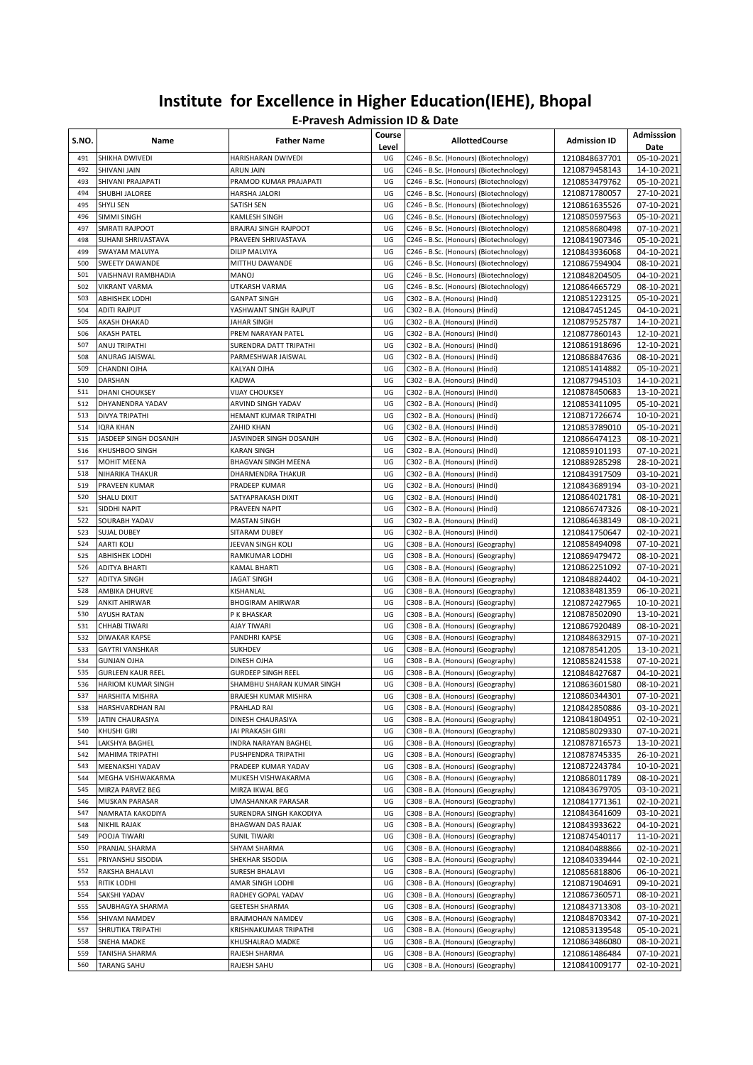# Institute for Excellence in Higher Education(IEHE), Bhopal

## E-Pravesh Admission ID & Date

| S.NO. | Name | Father Name | Course Level | AllottedCourse | Admission ID | Admisssion Date |
|---|---|---|---|---|---|---|
| 491 | SHIKHA DWIVEDI | HARISHARAN DWIVEDI | UG | C246 - B.Sc. (Honours) (Biotechnology) | 1210848637701 | 05-10-2021 |
| 492 | SHIVANI JAIN | ARUN JAIN | UG | C246 - B.Sc. (Honours) (Biotechnology) | 1210879458143 | 14-10-2021 |
| 493 | SHIVANI PRAJAPATI | PRAMOD KUMAR PRAJAPATI | UG | C246 - B.Sc. (Honours) (Biotechnology) | 1210853479762 | 05-10-2021 |
| 494 | SHUBHI JALOREE | HARSHA JALORI | UG | C246 - B.Sc. (Honours) (Biotechnology) | 1210871780057 | 27-10-2021 |
| 495 | SHYLI SEN | SATISH SEN | UG | C246 - B.Sc. (Honours) (Biotechnology) | 1210861635526 | 07-10-2021 |
| 496 | SIMMI SINGH | KAMLESH SINGH | UG | C246 - B.Sc. (Honours) (Biotechnology) | 1210850597563 | 05-10-2021 |
| 497 | SMRATI RAJPOOT | BRAJRAJ SINGH RAJPOOT | UG | C246 - B.Sc. (Honours) (Biotechnology) | 1210858680498 | 07-10-2021 |
| 498 | SUHANI SHRIVASTAVA | PRAVEEN SHRIVASTAVA | UG | C246 - B.Sc. (Honours) (Biotechnology) | 1210841907346 | 05-10-2021 |
| 499 | SWAYAM MALVIYA | DILIP MALVIYA | UG | C246 - B.Sc. (Honours) (Biotechnology) | 1210843936068 | 04-10-2021 |
| 500 | SWEETY DAWANDE | MITTHU DAWANDE | UG | C246 - B.Sc. (Honours) (Biotechnology) | 1210867594904 | 08-10-2021 |
| 501 | VAISHNAVI RAMBHADIA | MANOJ | UG | C246 - B.Sc. (Honours) (Biotechnology) | 1210848204505 | 04-10-2021 |
| 502 | VIKRANT VARMA | UTKARSH VARMA | UG | C246 - B.Sc. (Honours) (Biotechnology) | 1210864665729 | 08-10-2021 |
| 503 | ABHISHEK LODHI | GANPAT SINGH | UG | C302 - B.A. (Honours) (Hindi) | 1210851223125 | 05-10-2021 |
| 504 | ADITI RAJPUT | YASHWANT SINGH RAJPUT | UG | C302 - B.A. (Honours) (Hindi) | 1210847451245 | 04-10-2021 |
| 505 | AKASH DHAKAD | JAHAR SINGH | UG | C302 - B.A. (Honours) (Hindi) | 1210879525787 | 14-10-2021 |
| 506 | AKASH PATEL | PREM NARAYAN PATEL | UG | C302 - B.A. (Honours) (Hindi) | 1210877860143 | 12-10-2021 |
| 507 | ANUJ TRIPATHI | SURENDRA DATT TRIPATHI | UG | C302 - B.A. (Honours) (Hindi) | 1210861918696 | 12-10-2021 |
| 508 | ANURAG JAISWAL | PARMESHWAR JAISWAL | UG | C302 - B.A. (Honours) (Hindi) | 1210868847636 | 08-10-2021 |
| 509 | CHANDNI OJHA | KALYAN OJHA | UG | C302 - B.A. (Honours) (Hindi) | 1210851414882 | 05-10-2021 |
| 510 | DARSHAN | KADWA | UG | C302 - B.A. (Honours) (Hindi) | 1210877945103 | 14-10-2021 |
| 511 | DHANI CHOUKSEY | VIJAY CHOUKSEY | UG | C302 - B.A. (Honours) (Hindi) | 1210878450683 | 13-10-2021 |
| 512 | DHYANENDRA YADAV | ARVIND SINGH YADAV | UG | C302 - B.A. (Honours) (Hindi) | 1210853411095 | 05-10-2021 |
| 513 | DIVYA TRIPATHI | HEMANT KUMAR TRIPATHI | UG | C302 - B.A. (Honours) (Hindi) | 1210871726674 | 10-10-2021 |
| 514 | IQRA KHAN | ZAHID KHAN | UG | C302 - B.A. (Honours) (Hindi) | 1210853789010 | 05-10-2021 |
| 515 | JASDEEP SINGH DOSANJH | JASVINDER SINGH DOSANJH | UG | C302 - B.A. (Honours) (Hindi) | 1210866474123 | 08-10-2021 |
| 516 | KHUSHBOO SINGH | KARAN SINGH | UG | C302 - B.A. (Honours) (Hindi) | 1210859101193 | 07-10-2021 |
| 517 | MOHIT MEENA | BHAGVAN SINGH MEENA | UG | C302 - B.A. (Honours) (Hindi) | 1210889285298 | 28-10-2021 |
| 518 | NIHARIKA THAKUR | DHARMENDRA THAKUR | UG | C302 - B.A. (Honours) (Hindi) | 1210843917509 | 03-10-2021 |
| 519 | PRAVEEN KUMAR | PRADEEP KUMAR | UG | C302 - B.A. (Honours) (Hindi) | 1210843689194 | 03-10-2021 |
| 520 | SHALU DIXIT | SATYAPRAKASH DIXIT | UG | C302 - B.A. (Honours) (Hindi) | 1210864021781 | 08-10-2021 |
| 521 | SIDDHI NAPIT | PRAVEEN NAPIT | UG | C302 - B.A. (Honours) (Hindi) | 1210866747326 | 08-10-2021 |
| 522 | SOURABH YADAV | MASTAN SINGH | UG | C302 - B.A. (Honours) (Hindi) | 1210864638149 | 08-10-2021 |
| 523 | SUJAL DUBEY | SITARAM DUBEY | UG | C302 - B.A. (Honours) (Hindi) | 1210841750647 | 02-10-2021 |
| 524 | AARTI KOLI | JEEVAN SINGH KOLI | UG | C308 - B.A. (Honours) (Geography) | 1210858494098 | 07-10-2021 |
| 525 | ABHISHEK LODHI | RAMKUMAR LODHI | UG | C308 - B.A. (Honours) (Geography) | 1210869479472 | 08-10-2021 |
| 526 | ADITYA BHARTI | KAMAL BHARTI | UG | C308 - B.A. (Honours) (Geography) | 1210862251092 | 07-10-2021 |
| 527 | ADITYA SINGH | JAGAT SINGH | UG | C308 - B.A. (Honours) (Geography) | 1210848824402 | 04-10-2021 |
| 528 | AMBIKA DHURVE | KISHANLAL | UG | C308 - B.A. (Honours) (Geography) | 1210838481359 | 06-10-2021 |
| 529 | ANKIT AHIRWAR | BHOGIRAM AHIRWAR | UG | C308 - B.A. (Honours) (Geography) | 1210872427965 | 10-10-2021 |
| 530 | AYUSH RATAN | P K BHASKAR | UG | C308 - B.A. (Honours) (Geography) | 1210878502090 | 13-10-2021 |
| 531 | CHHABI TIWARI | AJAY TIWARI | UG | C308 - B.A. (Honours) (Geography) | 1210867920489 | 08-10-2021 |
| 532 | DIWAKAR KAPSE | PANDHRI KAPSE | UG | C308 - B.A. (Honours) (Geography) | 1210848632915 | 07-10-2021 |
| 533 | GAYTRI VANSHKAR | SUKHDEV | UG | C308 - B.A. (Honours) (Geography) | 1210878541205 | 13-10-2021 |
| 534 | GUNJAN OJHA | DINESH OJHA | UG | C308 - B.A. (Honours) (Geography) | 1210858241538 | 07-10-2021 |
| 535 | GURLEEN KAUR REEL | GURDEEP SINGH REEL | UG | C308 - B.A. (Honours) (Geography) | 1210848427687 | 04-10-2021 |
| 536 | HARIOM KUMAR SINGH | SHAMBHU SHARAN KUMAR SINGH | UG | C308 - B.A. (Honours) (Geography) | 1210863601580 | 08-10-2021 |
| 537 | HARSHITA MISHRA | BRAJESH KUMAR MISHRA | UG | C308 - B.A. (Honours) (Geography) | 1210860344301 | 07-10-2021 |
| 538 | HARSHVARDHAN RAI | PRAHLAD RAI | UG | C308 - B.A. (Honours) (Geography) | 1210842850886 | 03-10-2021 |
| 539 | JATIN CHAURASIYA | DINESH CHAURASIYA | UG | C308 - B.A. (Honours) (Geography) | 1210841804951 | 02-10-2021 |
| 540 | KHUSHI GIRI | JAI PRAKASH GIRI | UG | C308 - B.A. (Honours) (Geography) | 1210858029330 | 07-10-2021 |
| 541 | LAKSHYA BAGHEL | INDRA NARAYAN BAGHEL | UG | C308 - B.A. (Honours) (Geography) | 1210878716573 | 13-10-2021 |
| 542 | MAHIMA TRIPATHI | PUSHPENDRA TRIPATHI | UG | C308 - B.A. (Honours) (Geography) | 1210878745335 | 26-10-2021 |
| 543 | MEENAKSHI YADAV | PRADEEP KUMAR YADAV | UG | C308 - B.A. (Honours) (Geography) | 1210872243784 | 10-10-2021 |
| 544 | MEGHA VISHWAKARMA | MUKESH VISHWAKARMA | UG | C308 - B.A. (Honours) (Geography) | 1210868011789 | 08-10-2021 |
| 545 | MIRZA PARVEZ BEG | MIRZA IKWAL BEG | UG | C308 - B.A. (Honours) (Geography) | 1210843679705 | 03-10-2021 |
| 546 | MUSKAN PARASAR | UMASHANKAR PARASAR | UG | C308 - B.A. (Honours) (Geography) | 1210841771361 | 02-10-2021 |
| 547 | NAMRATA KAKODIYA | SURENDRA SINGH KAKODIYA | UG | C308 - B.A. (Honours) (Geography) | 1210843641609 | 03-10-2021 |
| 548 | NIKHIL RAJAK | BHAGWAN DAS RAJAK | UG | C308 - B.A. (Honours) (Geography) | 1210843933622 | 04-10-2021 |
| 549 | POOJA TIWARI | SUNIL TIWARI | UG | C308 - B.A. (Honours) (Geography) | 1210874540117 | 11-10-2021 |
| 550 | PRANJAL SHARMA | SHYAM SHARMA | UG | C308 - B.A. (Honours) (Geography) | 1210840488866 | 02-10-2021 |
| 551 | PRIYANSHU SISODIA | SHEKHAR SISODIA | UG | C308 - B.A. (Honours) (Geography) | 1210840339444 | 02-10-2021 |
| 552 | RAKSHA BHALAVI | SURESH BHALAVI | UG | C308 - B.A. (Honours) (Geography) | 1210856818806 | 06-10-2021 |
| 553 | RITIK LODHI | AMAR SINGH LODHI | UG | C308 - B.A. (Honours) (Geography) | 1210871904691 | 09-10-2021 |
| 554 | SAKSHI YADAV | RADHEY GOPAL YADAV | UG | C308 - B.A. (Honours) (Geography) | 1210867360571 | 08-10-2021 |
| 555 | SAUBHAGYA SHARMA | GEETESH SHARMA | UG | C308 - B.A. (Honours) (Geography) | 1210843713308 | 03-10-2021 |
| 556 | SHIVAM NAMDEV | BRAJMOHAN NAMDEV | UG | C308 - B.A. (Honours) (Geography) | 1210848703342 | 07-10-2021 |
| 557 | SHRUTIKA TRIPATHI | KRISHNAKUMAR TRIPATHI | UG | C308 - B.A. (Honours) (Geography) | 1210853139548 | 05-10-2021 |
| 558 | SNEHA MADKE | KHUSHALRAO MADKE | UG | C308 - B.A. (Honours) (Geography) | 1210863486080 | 08-10-2021 |
| 559 | TANISHA SHARMA | RAJESH SHARMA | UG | C308 - B.A. (Honours) (Geography) | 1210861486484 | 07-10-2021 |
| 560 | TARANG SAHU | RAJESH SAHU | UG | C308 - B.A. (Honours) (Geography) | 1210841009177 | 02-10-2021 |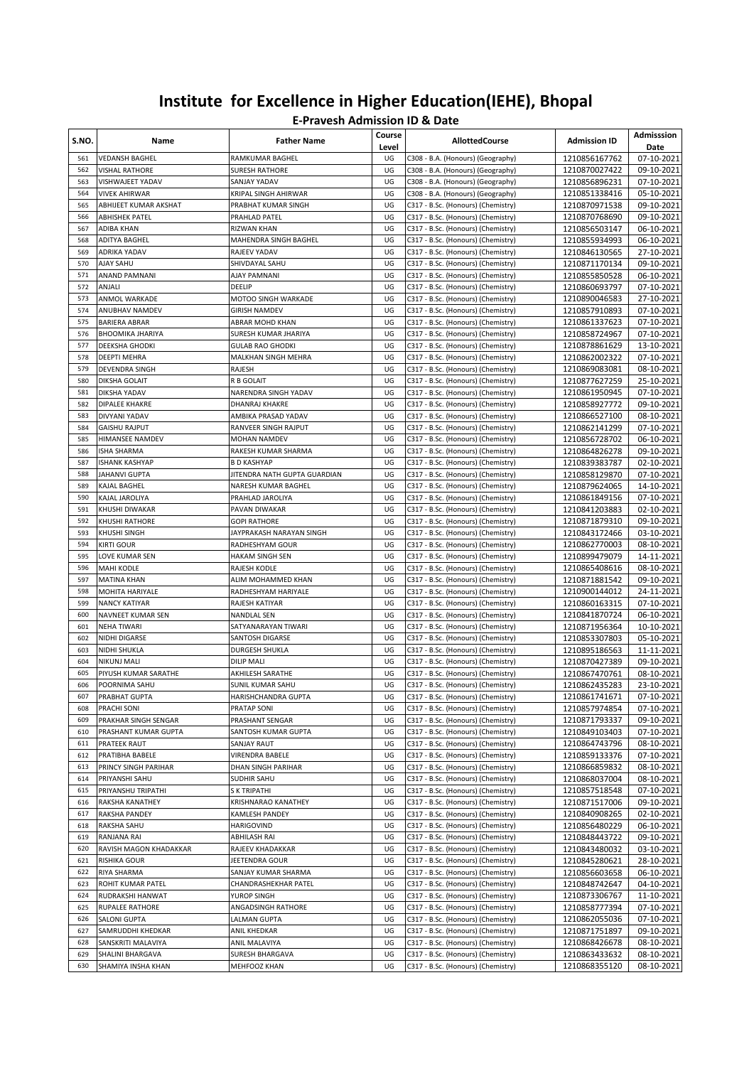# Institute for Excellence in Higher Education(IEHE), Bhopal

## E-Pravesh Admission ID & Date

| S.NO. | Name | Father Name | Course Level | AllottedCourse | Admission ID | Admisssion Date |
|---|---|---|---|---|---|---|
| 561 | VEDANSH BAGHEL | RAMKUMAR BAGHEL | UG | C308 - B.A. (Honours) (Geography) | 1210856167762 | 07-10-2021 |
| 562 | VISHAL RATHORE | SURESH RATHORE | UG | C308 - B.A. (Honours) (Geography) | 1210870027422 | 09-10-2021 |
| 563 | VISHWAJEET YADAV | SANJAY YADAV | UG | C308 - B.A. (Honours) (Geography) | 1210856896231 | 07-10-2021 |
| 564 | VIVEK AHIRWAR | KRIPAL SINGH AHIRWAR | UG | C308 - B.A. (Honours) (Geography) | 1210851338416 | 05-10-2021 |
| 565 | ABHIJEET KUMAR AKSHAT | PRABHAT KUMAR SINGH | UG | C317 - B.Sc. (Honours) (Chemistry) | 1210870971538 | 09-10-2021 |
| 566 | ABHISHEK PATEL | PRAHLAD PATEL | UG | C317 - B.Sc. (Honours) (Chemistry) | 1210870768690 | 09-10-2021 |
| 567 | ADIBA KHAN | RIZWAN KHAN | UG | C317 - B.Sc. (Honours) (Chemistry) | 1210856503147 | 06-10-2021 |
| 568 | ADITYA BAGHEL | MAHENDRA SINGH BAGHEL | UG | C317 - B.Sc. (Honours) (Chemistry) | 1210855934993 | 06-10-2021 |
| 569 | ADRIKA YADAV | RAJEEV YADAV | UG | C317 - B.Sc. (Honours) (Chemistry) | 1210846130565 | 27-10-2021 |
| 570 | AJAY SAHU | SHIVDAYAL SAHU | UG | C317 - B.Sc. (Honours) (Chemistry) | 1210871170134 | 09-10-2021 |
| 571 | ANAND PAMNANI | AJAY PAMNANI | UG | C317 - B.Sc. (Honours) (Chemistry) | 1210855850528 | 06-10-2021 |
| 572 | ANJALI | DEELIP | UG | C317 - B.Sc. (Honours) (Chemistry) | 1210860693797 | 07-10-2021 |
| 573 | ANMOL WARKADE | MOTOO SINGH WARKADE | UG | C317 - B.Sc. (Honours) (Chemistry) | 1210890046583 | 27-10-2021 |
| 574 | ANUBHAV NAMDEV | GIRISH NAMDEV | UG | C317 - B.Sc. (Honours) (Chemistry) | 1210857910893 | 07-10-2021 |
| 575 | BARIERA ABRAR | ABRAR MOHD KHAN | UG | C317 - B.Sc. (Honours) (Chemistry) | 1210861337623 | 07-10-2021 |
| 576 | BHOOMIKA JHARIYA | SURESH KUMAR JHARIYA | UG | C317 - B.Sc. (Honours) (Chemistry) | 1210858724967 | 07-10-2021 |
| 577 | DEEKSHA GHODKI | GULAB RAO GHODKI | UG | C317 - B.Sc. (Honours) (Chemistry) | 1210878861629 | 13-10-2021 |
| 578 | DEEPTI MEHRA | MALKHAN SINGH MEHRA | UG | C317 - B.Sc. (Honours) (Chemistry) | 1210862002322 | 07-10-2021 |
| 579 | DEVENDRA SINGH | RAJESH | UG | C317 - B.Sc. (Honours) (Chemistry) | 1210869083081 | 08-10-2021 |
| 580 | DIKSHA GOLAIT | R B GOLAIT | UG | C317 - B.Sc. (Honours) (Chemistry) | 1210877627259 | 25-10-2021 |
| 581 | DIKSHA YADAV | NARENDRA SINGH YADAV | UG | C317 - B.Sc. (Honours) (Chemistry) | 1210861950945 | 07-10-2021 |
| 582 | DIPALEE KHAKRE | DHANRAJ KHAKRE | UG | C317 - B.Sc. (Honours) (Chemistry) | 1210858927772 | 09-10-2021 |
| 583 | DIVYANI YADAV | AMBIKA PRASAD YADAV | UG | C317 - B.Sc. (Honours) (Chemistry) | 1210866527100 | 08-10-2021 |
| 584 | GAISHU RAJPUT | RANVEER SINGH RAJPUT | UG | C317 - B.Sc. (Honours) (Chemistry) | 1210862141299 | 07-10-2021 |
| 585 | HIMANSEE NAMDEV | MOHAN NAMDEV | UG | C317 - B.Sc. (Honours) (Chemistry) | 1210856728702 | 06-10-2021 |
| 586 | ISHA SHARMA | RAKESH KUMAR SHARMA | UG | C317 - B.Sc. (Honours) (Chemistry) | 1210864826278 | 09-10-2021 |
| 587 | ISHANK KASHYAP | B D KASHYAP | UG | C317 - B.Sc. (Honours) (Chemistry) | 1210839383787 | 02-10-2021 |
| 588 | JAHANVI GUPTA | JITENDRA NATH GUPTA GUARDIAN | UG | C317 - B.Sc. (Honours) (Chemistry) | 1210858129870 | 07-10-2021 |
| 589 | KAJAL BAGHEL | NARESH KUMAR BAGHEL | UG | C317 - B.Sc. (Honours) (Chemistry) | 1210879624065 | 14-10-2021 |
| 590 | KAJAL JAROLIYA | PRAHLAD JAROLIYA | UG | C317 - B.Sc. (Honours) (Chemistry) | 1210861849156 | 07-10-2021 |
| 591 | KHUSHI DIWAKAR | PAVAN DIWAKAR | UG | C317 - B.Sc. (Honours) (Chemistry) | 1210841203883 | 02-10-2021 |
| 592 | KHUSHI RATHORE | GOPI RATHORE | UG | C317 - B.Sc. (Honours) (Chemistry) | 1210871879310 | 09-10-2021 |
| 593 | KHUSHI SINGH | JAYPRAKASH NARAYAN SINGH | UG | C317 - B.Sc. (Honours) (Chemistry) | 1210843172466 | 03-10-2021 |
| 594 | KIRTI GOUR | RADHESHYAM GOUR | UG | C317 - B.Sc. (Honours) (Chemistry) | 1210862770003 | 08-10-2021 |
| 595 | LOVE KUMAR SEN | HAKAM SINGH SEN | UG | C317 - B.Sc. (Honours) (Chemistry) | 1210899479079 | 14-11-2021 |
| 596 | MAHI KODLE | RAJESH KODLE | UG | C317 - B.Sc. (Honours) (Chemistry) | 1210865408616 | 08-10-2021 |
| 597 | MATINA KHAN | ALIM MOHAMMED KHAN | UG | C317 - B.Sc. (Honours) (Chemistry) | 1210871881542 | 09-10-2021 |
| 598 | MOHITA HARIYALE | RADHESHYAM HARIYALE | UG | C317 - B.Sc. (Honours) (Chemistry) | 1210900144012 | 24-11-2021 |
| 599 | NANCY KATIYAR | RAJESH KATIYAR | UG | C317 - B.Sc. (Honours) (Chemistry) | 1210860163315 | 07-10-2021 |
| 600 | NAVNEET KUMAR SEN | NANDLAL SEN | UG | C317 - B.Sc. (Honours) (Chemistry) | 1210841870724 | 06-10-2021 |
| 601 | NEHA TIWARI | SATYANARAYAN TIWARI | UG | C317 - B.Sc. (Honours) (Chemistry) | 1210871956364 | 10-10-2021 |
| 602 | NIDHI DIGARSE | SANTOSH DIGARSE | UG | C317 - B.Sc. (Honours) (Chemistry) | 1210853307803 | 05-10-2021 |
| 603 | NIDHI SHUKLA | DURGESH SHUKLA | UG | C317 - B.Sc. (Honours) (Chemistry) | 1210895186563 | 11-11-2021 |
| 604 | NIKUNJ MALI | DILIP MALI | UG | C317 - B.Sc. (Honours) (Chemistry) | 1210870427389 | 09-10-2021 |
| 605 | PIYUSH KUMAR SARATHE | AKHILESH SARATHE | UG | C317 - B.Sc. (Honours) (Chemistry) | 1210867470761 | 08-10-2021 |
| 606 | POORNIMA SAHU | SUNIL KUMAR SAHU | UG | C317 - B.Sc. (Honours) (Chemistry) | 1210862435283 | 23-10-2021 |
| 607 | PRABHAT GUPTA | HARISHCHANDRA GUPTA | UG | C317 - B.Sc. (Honours) (Chemistry) | 1210861741671 | 07-10-2021 |
| 608 | PRACHI SONI | PRATAP SONI | UG | C317 - B.Sc. (Honours) (Chemistry) | 1210857974854 | 07-10-2021 |
| 609 | PRAKHAR SINGH SENGAR | PRASHANT SENGAR | UG | C317 - B.Sc. (Honours) (Chemistry) | 1210871793337 | 09-10-2021 |
| 610 | PRASHANT KUMAR GUPTA | SANTOSH KUMAR GUPTA | UG | C317 - B.Sc. (Honours) (Chemistry) | 1210849103403 | 07-10-2021 |
| 611 | PRATEEK RAUT | SANJAY RAUT | UG | C317 - B.Sc. (Honours) (Chemistry) | 1210864743796 | 08-10-2021 |
| 612 | PRATIBHA BABELE | VIRENDRA BABELE | UG | C317 - B.Sc. (Honours) (Chemistry) | 1210859133376 | 07-10-2021 |
| 613 | PRINCY SINGH PARIHAR | DHAN SINGH PARIHAR | UG | C317 - B.Sc. (Honours) (Chemistry) | 1210866859832 | 08-10-2021 |
| 614 | PRIYANSHI SAHU | SUDHIR SAHU | UG | C317 - B.Sc. (Honours) (Chemistry) | 1210868037004 | 08-10-2021 |
| 615 | PRIYANSHU TRIPATHI | S K TRIPATHI | UG | C317 - B.Sc. (Honours) (Chemistry) | 1210857518548 | 07-10-2021 |
| 616 | RAKSHA KANATHEY | KRISHNARAO KANATHEY | UG | C317 - B.Sc. (Honours) (Chemistry) | 1210871517006 | 09-10-2021 |
| 617 | RAKSHA PANDEY | KAMLESH PANDEY | UG | C317 - B.Sc. (Honours) (Chemistry) | 1210840908265 | 02-10-2021 |
| 618 | RAKSHA SAHU | HARIGOVIND | UG | C317 - B.Sc. (Honours) (Chemistry) | 1210856480229 | 06-10-2021 |
| 619 | RANJANA RAI | ABHILASH RAI | UG | C317 - B.Sc. (Honours) (Chemistry) | 1210848443722 | 09-10-2021 |
| 620 | RAVISH MAGON KHADAKKAR | RAJEEV KHADAKKAR | UG | C317 - B.Sc. (Honours) (Chemistry) | 1210843480032 | 03-10-2021 |
| 621 | RISHIKA GOUR | JEETENDRA GOUR | UG | C317 - B.Sc. (Honours) (Chemistry) | 1210845280621 | 28-10-2021 |
| 622 | RIYA SHARMA | SANJAY KUMAR SHARMA | UG | C317 - B.Sc. (Honours) (Chemistry) | 1210856603658 | 06-10-2021 |
| 623 | ROHIT KUMAR PATEL | CHANDRASHEKHAR PATEL | UG | C317 - B.Sc. (Honours) (Chemistry) | 1210848742647 | 04-10-2021 |
| 624 | RUDRAKSHI HANWAT | YUROP SINGH | UG | C317 - B.Sc. (Honours) (Chemistry) | 1210873306767 | 11-10-2021 |
| 625 | RUPALEE RATHORE | ANGADSINGH RATHORE | UG | C317 - B.Sc. (Honours) (Chemistry) | 1210858777394 | 07-10-2021 |
| 626 | SALONI GUPTA | LALMAN GUPTA | UG | C317 - B.Sc. (Honours) (Chemistry) | 1210862055036 | 07-10-2021 |
| 627 | SAMRUDDHI KHEDKAR | ANIL KHEDKAR | UG | C317 - B.Sc. (Honours) (Chemistry) | 1210871751897 | 09-10-2021 |
| 628 | SANSKRITI MALAVIYA | ANIL MALAVIYA | UG | C317 - B.Sc. (Honours) (Chemistry) | 1210868426678 | 08-10-2021 |
| 629 | SHALINI BHARGAVA | SURESH BHARGAVA | UG | C317 - B.Sc. (Honours) (Chemistry) | 1210863433632 | 08-10-2021 |
| 630 | SHAMIYA INSHA KHAN | MEHFOOZ KHAN | UG | C317 - B.Sc. (Honours) (Chemistry) | 1210868355120 | 08-10-2021 |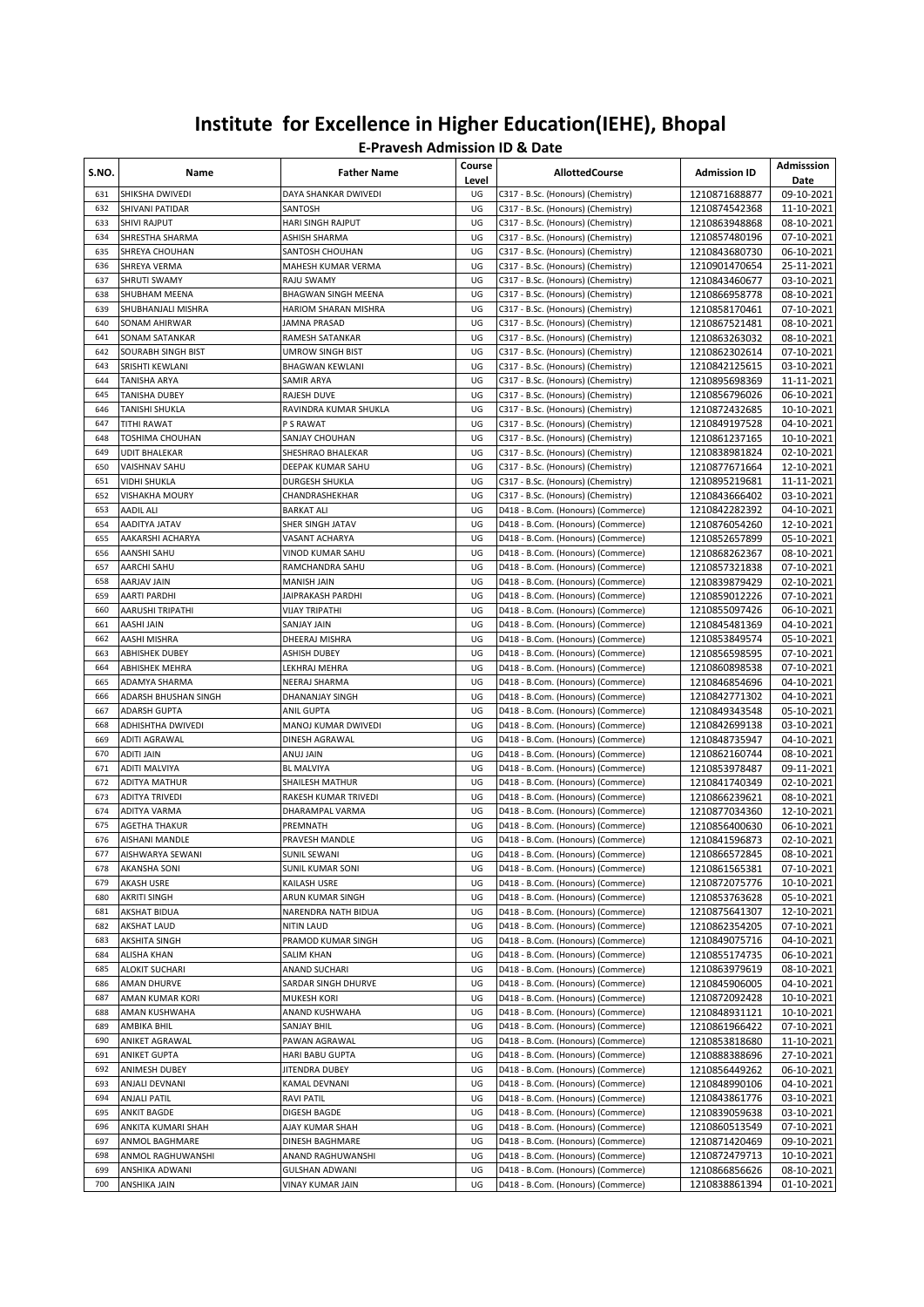# Institute for Excellence in Higher Education(IEHE), Bhopal

## E-Pravesh Admission ID & Date

| S.NO. | Name | Father Name | Course Level | AllottedCourse | Admission ID | Admisssion Date |
|---|---|---|---|---|---|---|
| 631 | SHIKSHA DWIVEDI | DAYA SHANKAR DWIVEDI | UG | C317 - B.Sc. (Honours) (Chemistry) | 1210871688877 | 09-10-2021 |
| 632 | SHIVANI PATIDAR | SANTOSH | UG | C317 - B.Sc. (Honours) (Chemistry) | 1210874542368 | 11-10-2021 |
| 633 | SHIVI RAJPUT | HARI SINGH RAJPUT | UG | C317 - B.Sc. (Honours) (Chemistry) | 1210863948868 | 08-10-2021 |
| 634 | SHRESTHA SHARMA | ASHISH SHARMA | UG | C317 - B.Sc. (Honours) (Chemistry) | 1210857480196 | 07-10-2021 |
| 635 | SHREYA CHOUHAN | SANTOSH CHOUHAN | UG | C317 - B.Sc. (Honours) (Chemistry) | 1210843680730 | 06-10-2021 |
| 636 | SHREYA VERMA | MAHESH KUMAR VERMA | UG | C317 - B.Sc. (Honours) (Chemistry) | 1210901470654 | 25-11-2021 |
| 637 | SHRUTI SWAMY | RAJU SWAMY | UG | C317 - B.Sc. (Honours) (Chemistry) | 1210843460677 | 03-10-2021 |
| 638 | SHUBHAM MEENA | BHAGWAN SINGH MEENA | UG | C317 - B.Sc. (Honours) (Chemistry) | 1210866958778 | 08-10-2021 |
| 639 | SHUBHANJALI MISHRA | HARIOM SHARAN MISHRA | UG | C317 - B.Sc. (Honours) (Chemistry) | 1210858170461 | 07-10-2021 |
| 640 | SONAM AHIRWAR | JAMNA PRASAD | UG | C317 - B.Sc. (Honours) (Chemistry) | 1210867521481 | 08-10-2021 |
| 641 | SONAM SATANKAR | RAMESH SATANKAR | UG | C317 - B.Sc. (Honours) (Chemistry) | 1210863263032 | 08-10-2021 |
| 642 | SOURABH SINGH BIST | UMROW SINGH BIST | UG | C317 - B.Sc. (Honours) (Chemistry) | 1210862302614 | 07-10-2021 |
| 643 | SRISHTI KEWLANI | BHAGWAN KEWLANI | UG | C317 - B.Sc. (Honours) (Chemistry) | 1210842125615 | 03-10-2021 |
| 644 | TANISHA ARYA | SAMIR ARYA | UG | C317 - B.Sc. (Honours) (Chemistry) | 1210895698369 | 11-11-2021 |
| 645 | TANISHA DUBEY | RAJESH DUVE | UG | C317 - B.Sc. (Honours) (Chemistry) | 1210856796026 | 06-10-2021 |
| 646 | TANISHI SHUKLA | RAVINDRA KUMAR SHUKLA | UG | C317 - B.Sc. (Honours) (Chemistry) | 1210872432685 | 10-10-2021 |
| 647 | TITHI RAWAT | P S RAWAT | UG | C317 - B.Sc. (Honours) (Chemistry) | 1210849197528 | 04-10-2021 |
| 648 | TOSHIMA CHOUHAN | SANJAY CHOUHAN | UG | C317 - B.Sc. (Honours) (Chemistry) | 1210861237165 | 10-10-2021 |
| 649 | UDIT BHALEKAR | SHESHRAO BHALEKAR | UG | C317 - B.Sc. (Honours) (Chemistry) | 1210838981824 | 02-10-2021 |
| 650 | VAISHNAV SAHU | DEEPAK KUMAR SAHU | UG | C317 - B.Sc. (Honours) (Chemistry) | 1210877671664 | 12-10-2021 |
| 651 | VIDHI SHUKLA | DURGESH SHUKLA | UG | C317 - B.Sc. (Honours) (Chemistry) | 1210895219681 | 11-11-2021 |
| 652 | VISHAKHA MOURY | CHANDRASHEKHAR | UG | C317 - B.Sc. (Honours) (Chemistry) | 1210843666402 | 03-10-2021 |
| 653 | AADIL ALI | BARKAT ALI | UG | D418 - B.Com. (Honours) (Commerce) | 1210842282392 | 04-10-2021 |
| 654 | AADITYA JATAV | SHER SINGH JATAV | UG | D418 - B.Com. (Honours) (Commerce) | 1210876054260 | 12-10-2021 |
| 655 | AAKARSHI ACHARYA | VASANT ACHARYA | UG | D418 - B.Com. (Honours) (Commerce) | 1210852657899 | 05-10-2021 |
| 656 | AANSHI SAHU | VINOD KUMAR SAHU | UG | D418 - B.Com. (Honours) (Commerce) | 1210868262367 | 08-10-2021 |
| 657 | AARCHI SAHU | RAMCHANDRA SAHU | UG | D418 - B.Com. (Honours) (Commerce) | 1210857321838 | 07-10-2021 |
| 658 | AARJAV JAIN | MANISH JAIN | UG | D418 - B.Com. (Honours) (Commerce) | 1210839879429 | 02-10-2021 |
| 659 | AARTI PARDHI | JAIPRAKASH PARDHI | UG | D418 - B.Com. (Honours) (Commerce) | 1210859012226 | 07-10-2021 |
| 660 | AARUSHI TRIPATHI | VIJAY TRIPATHI | UG | D418 - B.Com. (Honours) (Commerce) | 1210855097426 | 06-10-2021 |
| 661 | AASHI JAIN | SANJAY JAIN | UG | D418 - B.Com. (Honours) (Commerce) | 1210845481369 | 04-10-2021 |
| 662 | AASHI MISHRA | DHEERAJ MISHRA | UG | D418 - B.Com. (Honours) (Commerce) | 1210853849574 | 05-10-2021 |
| 663 | ABHISHEK DUBEY | ASHISH DUBEY | UG | D418 - B.Com. (Honours) (Commerce) | 1210856598595 | 07-10-2021 |
| 664 | ABHISHEK MEHRA | LEKHRAJ MEHRA | UG | D418 - B.Com. (Honours) (Commerce) | 1210860898538 | 07-10-2021 |
| 665 | ADAMYA SHARMA | NEERAJ SHARMA | UG | D418 - B.Com. (Honours) (Commerce) | 1210846854696 | 04-10-2021 |
| 666 | ADARSH BHUSHAN SINGH | DHANANJAY SINGH | UG | D418 - B.Com. (Honours) (Commerce) | 1210842771302 | 04-10-2021 |
| 667 | ADARSH GUPTA | ANIL GUPTA | UG | D418 - B.Com. (Honours) (Commerce) | 1210849343548 | 05-10-2021 |
| 668 | ADHISHTHA DWIVEDI | MANOJ KUMAR DWIVEDI | UG | D418 - B.Com. (Honours) (Commerce) | 1210842699138 | 03-10-2021 |
| 669 | ADITI AGRAWAL | DINESH AGRAWAL | UG | D418 - B.Com. (Honours) (Commerce) | 1210848735947 | 04-10-2021 |
| 670 | ADITI JAIN | ANUJ JAIN | UG | D418 - B.Com. (Honours) (Commerce) | 1210862160744 | 08-10-2021 |
| 671 | ADITI MALVIYA | BL MALVIYA | UG | D418 - B.Com. (Honours) (Commerce) | 1210853978487 | 09-11-2021 |
| 672 | ADITYA MATHUR | SHAILESH MATHUR | UG | D418 - B.Com. (Honours) (Commerce) | 1210841740349 | 02-10-2021 |
| 673 | ADITYA TRIVEDI | RAKESH KUMAR TRIVEDI | UG | D418 - B.Com. (Honours) (Commerce) | 1210866239621 | 08-10-2021 |
| 674 | ADITYA VARMA | DHARAMPAL VARMA | UG | D418 - B.Com. (Honours) (Commerce) | 1210877034360 | 12-10-2021 |
| 675 | AGETHA THAKUR | PREMNATH | UG | D418 - B.Com. (Honours) (Commerce) | 1210856400630 | 06-10-2021 |
| 676 | AISHANI MANDLE | PRAVESH MANDLE | UG | D418 - B.Com. (Honours) (Commerce) | 1210841596873 | 02-10-2021 |
| 677 | AISHWARYA SEWANI | SUNIL SEWANI | UG | D418 - B.Com. (Honours) (Commerce) | 1210866572845 | 08-10-2021 |
| 678 | AKANSHA SONI | SUNIL KUMAR SONI | UG | D418 - B.Com. (Honours) (Commerce) | 1210861565381 | 07-10-2021 |
| 679 | AKASH USRE | KAILASH USRE | UG | D418 - B.Com. (Honours) (Commerce) | 1210872075776 | 10-10-2021 |
| 680 | AKRITI SINGH | ARUN KUMAR SINGH | UG | D418 - B.Com. (Honours) (Commerce) | 1210853763628 | 05-10-2021 |
| 681 | AKSHAT BIDUA | NARENDRA NATH BIDUA | UG | D418 - B.Com. (Honours) (Commerce) | 1210875641307 | 12-10-2021 |
| 682 | AKSHAT LAUD | NITIN LAUD | UG | D418 - B.Com. (Honours) (Commerce) | 1210862354205 | 07-10-2021 |
| 683 | AKSHITA SINGH | PRAMOD KUMAR SINGH | UG | D418 - B.Com. (Honours) (Commerce) | 1210849075716 | 04-10-2021 |
| 684 | ALISHA KHAN | SALIM KHAN | UG | D418 - B.Com. (Honours) (Commerce) | 1210855174735 | 06-10-2021 |
| 685 | ALOKIT SUCHARI | ANAND SUCHARI | UG | D418 - B.Com. (Honours) (Commerce) | 1210863979619 | 08-10-2021 |
| 686 | AMAN DHURVE | SARDAR SINGH DHURVE | UG | D418 - B.Com. (Honours) (Commerce) | 1210845906005 | 04-10-2021 |
| 687 | AMAN KUMAR KORI | MUKESH KORI | UG | D418 - B.Com. (Honours) (Commerce) | 1210872092428 | 10-10-2021 |
| 688 | AMAN KUSHWAHA | ANAND KUSHWAHA | UG | D418 - B.Com. (Honours) (Commerce) | 1210848931121 | 10-10-2021 |
| 689 | AMBIKA BHIL | SANJAY BHIL | UG | D418 - B.Com. (Honours) (Commerce) | 1210861966422 | 07-10-2021 |
| 690 | ANIKET AGRAWAL | PAWAN AGRAWAL | UG | D418 - B.Com. (Honours) (Commerce) | 1210853818680 | 11-10-2021 |
| 691 | ANIKET GUPTA | HARI BABU GUPTA | UG | D418 - B.Com. (Honours) (Commerce) | 1210888388696 | 27-10-2021 |
| 692 | ANIMESH DUBEY | JITENDRA DUBEY | UG | D418 - B.Com. (Honours) (Commerce) | 1210856449262 | 06-10-2021 |
| 693 | ANJALI DEVNANI | KAMAL DEVNANI | UG | D418 - B.Com. (Honours) (Commerce) | 1210848990106 | 04-10-2021 |
| 694 | ANJALI PATIL | RAVI PATIL | UG | D418 - B.Com. (Honours) (Commerce) | 1210843861776 | 03-10-2021 |
| 695 | ANKIT BAGDE | DIGESH BAGDE | UG | D418 - B.Com. (Honours) (Commerce) | 1210839059638 | 03-10-2021 |
| 696 | ANKITA KUMARI SHAH | AJAY KUMAR SHAH | UG | D418 - B.Com. (Honours) (Commerce) | 1210860513549 | 07-10-2021 |
| 697 | ANMOL BAGHMARE | DINESH BAGHMARE | UG | D418 - B.Com. (Honours) (Commerce) | 1210871420469 | 09-10-2021 |
| 698 | ANMOL RAGHUWANSHI | ANAND RAGHUWANSHI | UG | D418 - B.Com. (Honours) (Commerce) | 1210872479713 | 10-10-2021 |
| 699 | ANSHIKA ADWANI | GULSHAN ADWANI | UG | D418 - B.Com. (Honours) (Commerce) | 1210866856626 | 08-10-2021 |
| 700 | ANSHIKA JAIN | VINAY KUMAR JAIN | UG | D418 - B.Com. (Honours) (Commerce) | 1210838861394 | 01-10-2021 |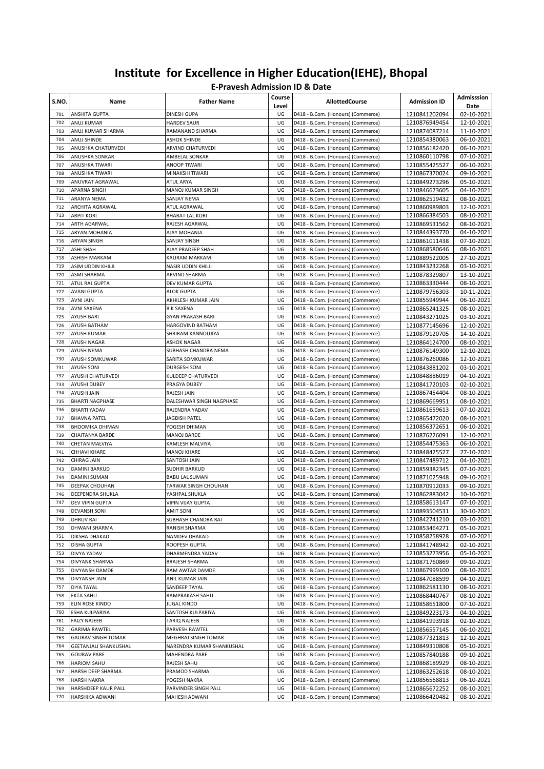# Institute for Excellence in Higher Education(IEHE), Bhopal

## E-Pravesh Admission ID & Date

| S.NO. | Name | Father Name | Course Level | AllottedCourse | Admission ID | Admisssion Date |
|---|---|---|---|---|---|---|
| 701 | ANSHITA GUPTA | DINESH GUPA | UG | D418 - B.Com. (Honours) (Commerce) | 1210841202094 | 02-10-2021 |
| 702 | ANUJ KUMAR | HARDEV SAUR | UG | D418 - B.Com. (Honours) (Commerce) | 1210876949454 | 12-10-2021 |
| 703 | ANUJ KUMAR SHARMA | RAMANAND SHARMA | UG | D418 - B.Com. (Honours) (Commerce) | 1210874087214 | 11-10-2021 |
| 704 | ANUJ SHINDE | ASHOK SHINDE | UG | D418 - B.Com. (Honours) (Commerce) | 1210854380063 | 06-10-2021 |
| 705 | ANUSHKA CHATURVEDI | ARVIND CHATURVEDI | UG | D418 - B.Com. (Honours) (Commerce) | 1210856182420 | 06-10-2021 |
| 706 | ANUSHKA SONKAR | AMBELAL SONKAR | UG | D418 - B.Com. (Honours) (Commerce) | 1210860110798 | 07-10-2021 |
| 707 | ANUSHKA TIWARI | ANOOP TIWARI | UG | D418 - B.Com. (Honours) (Commerce) | 1210855425527 | 06-10-2021 |
| 708 | ANUSHKA TIWARI | MINAKSHI TIWARI | UG | D418 - B.Com. (Honours) (Commerce) | 1210867370024 | 09-10-2021 |
| 709 | ANUVRAT AGRAWAL | ATUL ARYA | UG | D418 - B.Com. (Honours) (Commerce) | 1210849273296 | 05-10-2021 |
| 710 | APARNA SINGH | MANOJ KUMAR SINGH | UG | D418 - B.Com. (Honours) (Commerce) | 1210846673605 | 04-10-2021 |
| 711 | ARANYA NEMA | SANJAY NEMA | UG | D418 - B.Com. (Honours) (Commerce) | 1210862519432 | 08-10-2021 |
| 712 | ARCHITA AGRAWAL | ATUL AGRAWAL | UG | D418 - B.Com. (Honours) (Commerce) | 1210860989803 | 12-10-2021 |
| 713 | ARPIT KORI | BHARAT LAL KORI | UG | D418 - B.Com. (Honours) (Commerce) | 1210866384503 | 08-10-2021 |
| 714 | ARTH AGARWAL | RAJESH AGARWAL | UG | D418 - B.Com. (Honours) (Commerce) | 1210869531562 | 08-10-2021 |
| 715 | ARYAN MOHANIA | AJAY MOHANIA | UG | D418 - B.Com. (Honours) (Commerce) | 1210844393770 | 04-10-2021 |
| 716 | ARYAN SINGH | SANJAY SINGH | UG | D418 - B.Com. (Honours) (Commerce) | 1210861011438 | 07-10-2021 |
| 717 | ASHI SHAH | AJAY PRADEEP SHAH | UG | D418 - B.Com. (Honours) (Commerce) | 1210868580646 | 08-10-2021 |
| 718 | ASHISH MARKAM | KALIRAM MARKAM | UG | D418 - B.Com. (Honours) (Commerce) | 1210889522005 | 27-10-2021 |
| 719 | ASIM UDDIN KHILJI | NASIR UDDIN KHILJI | UG | D418 - B.Com. (Honours) (Commerce) | 1210843232268 | 03-10-2021 |
| 720 | ASMI SHARMA | ARVIND SHARMA | UG | D418 - B.Com. (Honours) (Commerce) | 1210878329807 | 13-10-2021 |
| 721 | ATUL RAJ GUPTA | DEV KUMAR GUPTA | UG | D418 - B.Com. (Honours) (Commerce) | 1210863330444 | 08-10-2021 |
| 722 | AVANI GUPTA | ALOK GUPTA | UG | D418 - B.Com. (Honours) (Commerce) | 1210879756303 | 10-11-2021 |
| 723 | AVNI JAIN | AKHILESH KUMAR JAIN | UG | D418 - B.Com. (Honours) (Commerce) | 1210855949944 | 06-10-2021 |
| 724 | AVNI SAXENA | R K SAXENA | UG | D418 - B.Com. (Honours) (Commerce) | 1210865241325 | 08-10-2021 |
| 725 | AYUSH BARI | GYAN PRAKASH BARI | UG | D418 - B.Com. (Honours) (Commerce) | 1210843271025 | 03-10-2021 |
| 726 | AYUSH BATHAM | HARGOVIND BATHAM | UG | D418 - B.Com. (Honours) (Commerce) | 1210877145696 | 12-10-2021 |
| 727 | AYUSH KUMAR | SHRIRAM KANNOUJIYA | UG | D418 - B.Com. (Honours) (Commerce) | 1210879120705 | 14-10-2021 |
| 728 | AYUSH NAGAR | ASHOK NAGAR | UG | D418 - B.Com. (Honours) (Commerce) | 1210864124700 | 08-10-2021 |
| 729 | AYUSH NEMA | SUBHASH CHANDRA NEMA | UG | D418 - B.Com. (Honours) (Commerce) | 1210876149300 | 12-10-2021 |
| 730 | AYUSH SOMKUWAR | SARITA SOMKUWAR | UG | D418 - B.Com. (Honours) (Commerce) | 1210876260086 | 12-10-2021 |
| 731 | AYUSH SONI | DURGESH SONI | UG | D418 - B.Com. (Honours) (Commerce) | 1210843881202 | 03-10-2021 |
| 732 | AYUSHI CHATURVEDI | KULDEEP CHATURVEDI | UG | D418 - B.Com. (Honours) (Commerce) | 1210848886019 | 04-10-2021 |
| 733 | AYUSHI DUBEY | PRAGYA DUBEY | UG | D418 - B.Com. (Honours) (Commerce) | 1210841720103 | 02-10-2021 |
| 734 | AYUSHI JAIN | RAJESH JAIN | UG | D418 - B.Com. (Honours) (Commerce) | 1210867454404 | 08-10-2021 |
| 735 | BHARTI NAGPHASE | DALESHWAR SINGH NAGPHASE | UG | D418 - B.Com. (Honours) (Commerce) | 1210869669951 | 08-10-2021 |
| 736 | BHARTI YADAV | RAJENDRA YADAV | UG | D418 - B.Com. (Honours) (Commerce) | 1210861659613 | 07-10-2021 |
| 737 | BHAVNA PATEL | JAGDISH PATEL | UG | D418 - B.Com. (Honours) (Commerce) | 1210865472020 | 08-10-2021 |
| 738 | BHOOMIKA DHIMAN | YOGESH DHIMAN | UG | D418 - B.Com. (Honours) (Commerce) | 1210856372651 | 06-10-2021 |
| 739 | CHAITANYA BARDE | MANOJ BARDE | UG | D418 - B.Com. (Honours) (Commerce) | 1210876226091 | 12-10-2021 |
| 740 | CHETAN MALVIYA | KAMLESH MALVIYA | UG | D418 - B.Com. (Honours) (Commerce) | 1210854475363 | 06-10-2021 |
| 741 | CHHAVI KHARE | MANOJ KHARE | UG | D418 - B.Com. (Honours) (Commerce) | 1210848425527 | 27-10-2021 |
| 742 | CHIRAG JAIN | SANTOSH JAIN | UG | D418 - B.Com. (Honours) (Commerce) | 1210847489712 | 04-10-2021 |
| 743 | DAMINI BARKUD | SUDHIR BARKUD | UG | D418 - B.Com. (Honours) (Commerce) | 1210859382345 | 07-10-2021 |
| 744 | DAMINI SUMAN | BABU LAL SUMAN | UG | D418 - B.Com. (Honours) (Commerce) | 1210871025948 | 09-10-2021 |
| 745 | DEEPAK CHOUHAN | TARWAR SINGH CHOUHAN | UG | D418 - B.Com. (Honours) (Commerce) | 1210870912033 | 09-10-2021 |
| 746 | DEEPENDRA SHUKLA | YASHPAL SHUKLA | UG | D418 - B.Com. (Honours) (Commerce) | 1210862883042 | 10-10-2021 |
| 747 | DEV VIPIN GUPTA | VIPIN VIJAY GUPTA | UG | D418 - B.Com. (Honours) (Commerce) | 1210858613147 | 07-10-2021 |
| 748 | DEVANSH SONI | AMIT SONI | UG | D418 - B.Com. (Honours) (Commerce) | 1210893504531 | 30-10-2021 |
| 749 | DHRUV RAI | SUBHASH CHANDRA RAI | UG | D418 - B.Com. (Honours) (Commerce) | 1210842741210 | 03-10-2021 |
| 750 | DHWANI SHARMA | RANISH SHARMA | UG | D418 - B.Com. (Honours) (Commerce) | 1210853464271 | 05-10-2021 |
| 751 | DIKSHA DHAKAD | NAMDEV DHAKAD | UG | D418 - B.Com. (Honours) (Commerce) | 1210858258928 | 07-10-2021 |
| 752 | DISHA GUPTA | ROOPESH GUPTA | UG | D418 - B.Com. (Honours) (Commerce) | 1210841748942 | 02-10-2021 |
| 753 | DIVYA YADAV | DHARMENDRA YADAV | UG | D418 - B.Com. (Honours) (Commerce) | 1210853273956 | 05-10-2021 |
| 754 | DIVYANK SHARMA | BRAJESH SHARMA | UG | D418 - B.Com. (Honours) (Commerce) | 1210871760869 | 09-10-2021 |
| 755 | DIVYANSH DAMDE | RAM AWTAR DAMDE | UG | D418 - B.Com. (Honours) (Commerce) | 1210867999100 | 08-10-2021 |
| 756 | DIVYANSH JAIN | ANIL KUMAR JAIN | UG | D418 - B.Com. (Honours) (Commerce) | 1210847088599 | 04-10-2021 |
| 757 | DIYA TAYAL | SANDEEP TAYAL | UG | D418 - B.Com. (Honours) (Commerce) | 1210862581130 | 08-10-2021 |
| 758 | EKTA SAHU | RAMPRAKASH SAHU | UG | D418 - B.Com. (Honours) (Commerce) | 1210868440767 | 08-10-2021 |
| 759 | ELIN ROSE KINDO | JUGAL KINDO | UG | D418 - B.Com. (Honours) (Commerce) | 1210858651800 | 07-10-2021 |
| 760 | ESHA KULPARIYA | SANTOSH KULPARIYA | UG | D418 - B.Com. (Honours) (Commerce) | 1210849223173 | 04-10-2021 |
| 761 | FAIZY NAJEEB | TARIQ NAJEEB | UG | D418 - B.Com. (Honours) (Commerce) | 1210841993918 | 02-10-2021 |
| 762 | GARIMA RAWTEL | PARVESH RAWTEL | UG | D418 - B.Com. (Honours) (Commerce) | 1210856557145 | 06-10-2021 |
| 763 | GAURAV SINGH TOMAR | MEGHRAJ SINGH TOMAR | UG | D418 - B.Com. (Honours) (Commerce) | 1210877321813 | 12-10-2021 |
| 764 | GEETANJALI SHANKUSHAL | NARENDRA KUMAR SHANKUSHAL | UG | D418 - B.Com. (Honours) (Commerce) | 1210849310808 | 05-10-2021 |
| 765 | GOURAV PARE | MAHENDRA PARE | UG | D418 - B.Com. (Honours) (Commerce) | 1210857840188 | 09-10-2021 |
| 766 | HARIOM SAHU | RAJESH SAHU | UG | D418 - B.Com. (Honours) (Commerce) | 1210868189929 | 08-10-2021 |
| 767 | HARSH DEEP SHARMA | PRAMOD SHARMA | UG | D418 - B.Com. (Honours) (Commerce) | 1210863252618 | 08-10-2021 |
| 768 | HARSH NAKRA | YOGESH NAKRA | UG | D418 - B.Com. (Honours) (Commerce) | 1210856568813 | 06-10-2021 |
| 769 | HARSHDEEP KAUR PALL | PARVINDER SINGH PALL | UG | D418 - B.Com. (Honours) (Commerce) | 1210865672252 | 08-10-2021 |
| 770 | HARSHIKA ADWANI | MAHESH ADWANI | UG | D418 - B.Com. (Honours) (Commerce) | 1210866420482 | 08-10-2021 |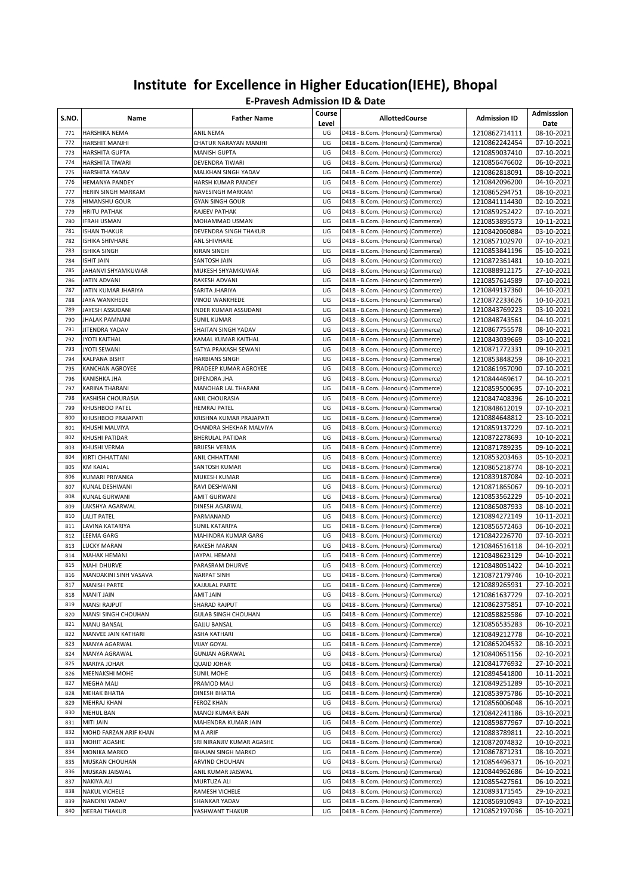# Institute for Excellence in Higher Education(IEHE), Bhopal

## E-Pravesh Admission ID & Date

| S.NO. | Name | Father Name | Course Level | AllottedCourse | Admission ID | Admisssion Date |
|---|---|---|---|---|---|---|
| 771 | HARSHIKA NEMA | ANIL NEMA | UG | D418 - B.Com. (Honours) (Commerce) | 1210862714111 | 08-10-2021 |
| 772 | HARSHIT MANJHI | CHATUR NARAYAN MANJHI | UG | D418 - B.Com. (Honours) (Commerce) | 1210862242454 | 07-10-2021 |
| 773 | HARSHITA GUPTA | MANISH GUPTA | UG | D418 - B.Com. (Honours) (Commerce) | 1210859037410 | 07-10-2021 |
| 774 | HARSHITA TIWARI | DEVENDRA TIWARI | UG | D418 - B.Com. (Honours) (Commerce) | 1210856476602 | 06-10-2021 |
| 775 | HARSHITA YADAV | MALKHAN SINGH YADAV | UG | D418 - B.Com. (Honours) (Commerce) | 1210862818091 | 08-10-2021 |
| 776 | HEMANYA PANDEY | HARSH KUMAR PANDEY | UG | D418 - B.Com. (Honours) (Commerce) | 1210842096200 | 04-10-2021 |
| 777 | HERIN SINGH MARKAM | NAVESINGH MARKAM | UG | D418 - B.Com. (Honours) (Commerce) | 1210865294751 | 08-10-2021 |
| 778 | HIMANSHU GOUR | GYAN SINGH GOUR | UG | D418 - B.Com. (Honours) (Commerce) | 1210841114430 | 02-10-2021 |
| 779 | HRITU PATHAK | RAJEEV PATHAK | UG | D418 - B.Com. (Honours) (Commerce) | 1210859252422 | 07-10-2021 |
| 780 | IFRAH USMAN | MOHAMMAD USMAN | UG | D418 - B.Com. (Honours) (Commerce) | 1210853895573 | 10-11-2021 |
| 781 | ISHAN THAKUR | DEVENDRA SINGH THAKUR | UG | D418 - B.Com. (Honours) (Commerce) | 1210842060884 | 03-10-2021 |
| 782 | ISHIKA SHIVHARE | ANL SHIVHARE | UG | D418 - B.Com. (Honours) (Commerce) | 1210857102970 | 07-10-2021 |
| 783 | ISHIKA SINGH | KIRAN SINGH | UG | D418 - B.Com. (Honours) (Commerce) | 1210853841196 | 05-10-2021 |
| 784 | ISHIT JAIN | SANTOSH JAIN | UG | D418 - B.Com. (Honours) (Commerce) | 1210872361481 | 10-10-2021 |
| 785 | JAHANVI SHYAMKUWAR | MUKESH SHYAMKUWAR | UG | D418 - B.Com. (Honours) (Commerce) | 1210888912175 | 27-10-2021 |
| 786 | JATIN ADVANI | RAKESH ADVANI | UG | D418 - B.Com. (Honours) (Commerce) | 1210857614589 | 07-10-2021 |
| 787 | JATIN KUMAR JHARIYA | SARITA JHARIYA | UG | D418 - B.Com. (Honours) (Commerce) | 1210849137360 | 04-10-2021 |
| 788 | JAYA WANKHEDE | VINOD WANKHEDE | UG | D418 - B.Com. (Honours) (Commerce) | 1210872233626 | 10-10-2021 |
| 789 | JAYESH ASSUDANI | INDER KUMAR ASSUDANI | UG | D418 - B.Com. (Honours) (Commerce) | 1210843769223 | 03-10-2021 |
| 790 | JHALAK PAMNANI | SUNIL KUMAR | UG | D418 - B.Com. (Honours) (Commerce) | 1210848743561 | 04-10-2021 |
| 791 | JITENDRA YADAV | SHAITAN SINGH YADAV | UG | D418 - B.Com. (Honours) (Commerce) | 1210867755578 | 08-10-2021 |
| 792 | JYOTI KAITHAL | KAMAL KUMAR KAITHAL | UG | D418 - B.Com. (Honours) (Commerce) | 1210843039669 | 03-10-2021 |
| 793 | JYOTI SEWANI | SATYA PRAKASH SEWANI | UG | D418 - B.Com. (Honours) (Commerce) | 1210871772331 | 09-10-2021 |
| 794 | KALPANA BISHT | HARBIANS SINGH | UG | D418 - B.Com. (Honours) (Commerce) | 1210853848259 | 08-10-2021 |
| 795 | KANCHAN AGROYEE | PRADEEP KUMAR AGROYEE | UG | D418 - B.Com. (Honours) (Commerce) | 1210861957090 | 07-10-2021 |
| 796 | KANISHKA JHA | DIPENDRA JHA | UG | D418 - B.Com. (Honours) (Commerce) | 1210844469617 | 04-10-2021 |
| 797 | KARINA THARANI | MANOHAR LAL THARANI | UG | D418 - B.Com. (Honours) (Commerce) | 1210859500695 | 07-10-2021 |
| 798 | KASHISH CHOURASIA | ANIL CHOURASIA | UG | D418 - B.Com. (Honours) (Commerce) | 1210847408396 | 26-10-2021 |
| 799 | KHUSHBOO PATEL | HEMRAJ PATEL | UG | D418 - B.Com. (Honours) (Commerce) | 1210848612019 | 07-10-2021 |
| 800 | KHUSHBOO PRAJAPATI | KRISHNA KUMAR PRAJAPATI | UG | D418 - B.Com. (Honours) (Commerce) | 1210884648812 | 23-10-2021 |
| 801 | KHUSHI MALVIYA | CHANDRA SHEKHAR MALVIYA | UG | D418 - B.Com. (Honours) (Commerce) | 1210859137229 | 07-10-2021 |
| 802 | KHUSHI PATIDAR | BHERULAL PATIDAR | UG | D418 - B.Com. (Honours) (Commerce) | 1210872278693 | 10-10-2021 |
| 803 | KHUSHI VERMA | BRIJESH VERMA | UG | D418 - B.Com. (Honours) (Commerce) | 1210871789235 | 09-10-2021 |
| 804 | KIRTI CHHATTANI | ANIL CHHATTANI | UG | D418 - B.Com. (Honours) (Commerce) | 1210853203463 | 05-10-2021 |
| 805 | KM KAJAL | SANTOSH KUMAR | UG | D418 - B.Com. (Honours) (Commerce) | 1210865218774 | 08-10-2021 |
| 806 | KUMARI PRIYANKA | MUKESH KUMAR | UG | D418 - B.Com. (Honours) (Commerce) | 1210839187084 | 02-10-2021 |
| 807 | KUNAL DESHWANI | RAVI DESHWANI | UG | D418 - B.Com. (Honours) (Commerce) | 1210871865067 | 09-10-2021 |
| 808 | KUNAL GURWANI | AMIT GURWANI | UG | D418 - B.Com. (Honours) (Commerce) | 1210853562229 | 05-10-2021 |
| 809 | LAKSHYA AGARWAL | DINESH AGARWAL | UG | D418 - B.Com. (Honours) (Commerce) | 1210865087933 | 08-10-2021 |
| 810 | LALIT PATEL | PARMANAND | UG | D418 - B.Com. (Honours) (Commerce) | 1210894272149 | 10-11-2021 |
| 811 | LAVINA KATARIYA | SUNIL KATARIYA | UG | D418 - B.Com. (Honours) (Commerce) | 1210856572463 | 06-10-2021 |
| 812 | LEEMA GARG | MAHINDRA KUMAR GARG | UG | D418 - B.Com. (Honours) (Commerce) | 1210842226770 | 07-10-2021 |
| 813 | LUCKY MARAN | RAKESH MARAN | UG | D418 - B.Com. (Honours) (Commerce) | 1210846516118 | 04-10-2021 |
| 814 | MAHAK HEMANI | JAYPAL HEMANI | UG | D418 - B.Com. (Honours) (Commerce) | 1210848623129 | 04-10-2021 |
| 815 | MAHI DHURVE | PARASRAM DHURVE | UG | D418 - B.Com. (Honours) (Commerce) | 1210848051422 | 04-10-2021 |
| 816 | MANDAKINI SINH VASAVA | NARPAT SINH | UG | D418 - B.Com. (Honours) (Commerce) | 1210872179746 | 10-10-2021 |
| 817 | MANISH PARTE | KAJULAL PARTE | UG | D418 - B.Com. (Honours) (Commerce) | 1210889265931 | 27-10-2021 |
| 818 | MANIT JAIN | AMIT JAIN | UG | D418 - B.Com. (Honours) (Commerce) | 1210861637729 | 07-10-2021 |
| 819 | MANSI RAJPUT | SHARAD RAJPUT | UG | D418 - B.Com. (Honours) (Commerce) | 1210862375851 | 07-10-2021 |
| 820 | MANSI SINGH CHOUHAN | GULAB SINGH CHOUHAN | UG | D418 - B.Com. (Honours) (Commerce) | 1210858825586 | 07-10-2021 |
| 821 | MANU BANSAL | GAJJU BANSAL | UG | D418 - B.Com. (Honours) (Commerce) | 1210856535283 | 06-10-2021 |
| 822 | MANVEE JAIN KATHARI | ASHA KATHARI | UG | D418 - B.Com. (Honours) (Commerce) | 1210849212778 | 04-10-2021 |
| 823 | MANYA AGARWAL | VIJAY GOYAL | UG | D418 - B.Com. (Honours) (Commerce) | 1210865204532 | 08-10-2021 |
| 824 | MANYA AGRAWAL | GUNJAN AGRAWAL | UG | D418 - B.Com. (Honours) (Commerce) | 1210840651156 | 02-10-2021 |
| 825 | MARIYA JOHAR | QUAID JOHAR | UG | D418 - B.Com. (Honours) (Commerce) | 1210841776932 | 27-10-2021 |
| 826 | MEENAKSHI MOHE | SUNIL MOHE | UG | D418 - B.Com. (Honours) (Commerce) | 1210894541800 | 10-11-2021 |
| 827 | MEGHA MALI | PRAMOD MALI | UG | D418 - B.Com. (Honours) (Commerce) | 1210849251289 | 05-10-2021 |
| 828 | MEHAK BHATIA | DINESH BHATIA | UG | D418 - B.Com. (Honours) (Commerce) | 1210853975786 | 05-10-2021 |
| 829 | MEHRAJ KHAN | FEROZ KHAN | UG | D418 - B.Com. (Honours) (Commerce) | 1210856006048 | 06-10-2021 |
| 830 | MEHUL BAN | MANOJ KUMAR BAN | UG | D418 - B.Com. (Honours) (Commerce) | 1210842241186 | 03-10-2021 |
| 831 | MITI JAIN | MAHENDRA KUMAR JAIN | UG | D418 - B.Com. (Honours) (Commerce) | 1210859877967 | 07-10-2021 |
| 832 | MOHD FARZAN ARIF KHAN | M A ARIF | UG | D418 - B.Com. (Honours) (Commerce) | 1210883789811 | 22-10-2021 |
| 833 | MOHIT AGASHE | SRI NIRANJIV KUMAR AGASHE | UG | D418 - B.Com. (Honours) (Commerce) | 1210872074832 | 10-10-2021 |
| 834 | MONIKA MARKO | BHAJAN SINGH MARKO | UG | D418 - B.Com. (Honours) (Commerce) | 1210867871231 | 08-10-2021 |
| 835 | MUSKAN CHOUHAN | ARVIND CHOUHAN | UG | D418 - B.Com. (Honours) (Commerce) | 1210854496371 | 06-10-2021 |
| 836 | MUSKAN JAISWAL | ANIL KUMAR JAISWAL | UG | D418 - B.Com. (Honours) (Commerce) | 1210844962686 | 04-10-2021 |
| 837 | NAKIYA ALI | MURTUZA ALI | UG | D418 - B.Com. (Honours) (Commerce) | 1210855427561 | 06-10-2021 |
| 838 | NAKUL VICHELE | RAMESH VICHELE | UG | D418 - B.Com. (Honours) (Commerce) | 1210893171545 | 29-10-2021 |
| 839 | NANDINI YADAV | SHANKAR YADAV | UG | D418 - B.Com. (Honours) (Commerce) | 1210856910943 | 07-10-2021 |
| 840 | NEERAJ THAKUR | YASHWANT THAKUR | UG | D418 - B.Com. (Honours) (Commerce) | 1210852197036 | 05-10-2021 |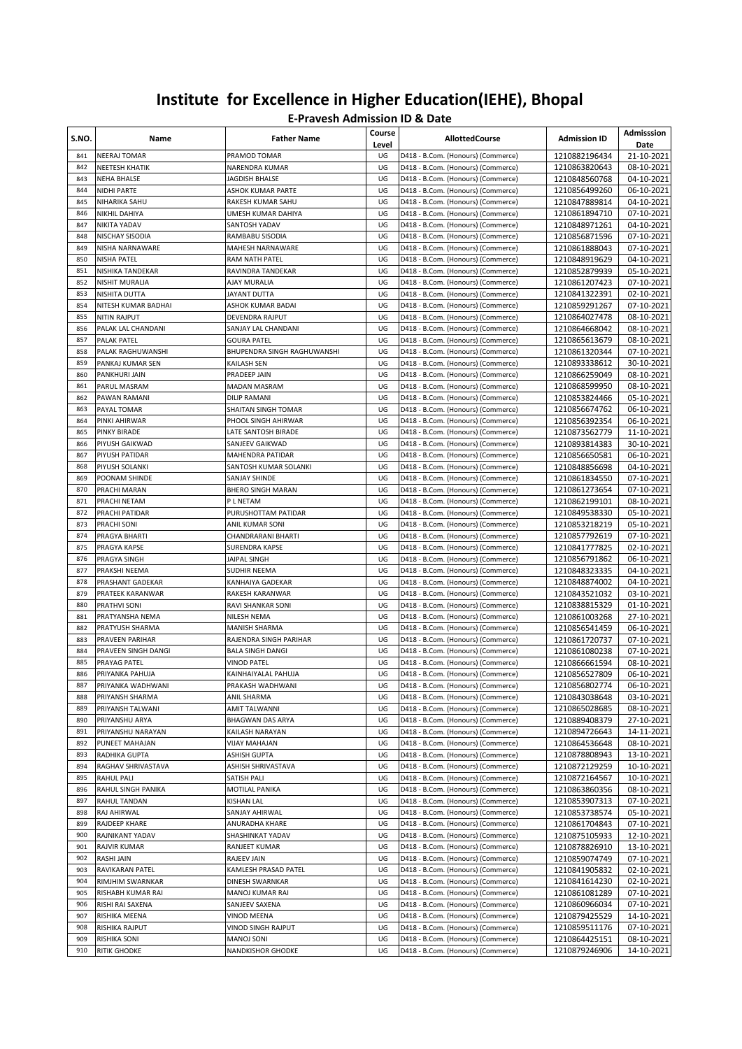# Institute for Excellence in Higher Education(IEHE), Bhopal

## E-Pravesh Admission ID & Date

| S.NO. | Name | Father Name | Course Level | AllottedCourse | Admission ID | Admisssion Date |
|---|---|---|---|---|---|---|
| 841 | NEERAJ TOMAR | PRAMOD TOMAR | UG | D418 - B.Com. (Honours) (Commerce) | 1210882196434 | 21-10-2021 |
| 842 | NEETESH KHATIK | NARENDRA KUMAR | UG | D418 - B.Com. (Honours) (Commerce) | 1210863820643 | 08-10-2021 |
| 843 | NEHA BHALSE | JAGDISH BHALSE | UG | D418 - B.Com. (Honours) (Commerce) | 1210848560768 | 04-10-2021 |
| 844 | NIDHI PARTE | ASHOK KUMAR PARTE | UG | D418 - B.Com. (Honours) (Commerce) | 1210856499260 | 06-10-2021 |
| 845 | NIHARIKA SAHU | RAKESH KUMAR SAHU | UG | D418 - B.Com. (Honours) (Commerce) | 1210847889814 | 04-10-2021 |
| 846 | NIKHIL DAHIYA | UMESH KUMAR DAHIYA | UG | D418 - B.Com. (Honours) (Commerce) | 1210861894710 | 07-10-2021 |
| 847 | NIKITA YADAV | SANTOSH YADAV | UG | D418 - B.Com. (Honours) (Commerce) | 1210848971261 | 04-10-2021 |
| 848 | NISCHAY SISODIA | RAMBABU SISODIA | UG | D418 - B.Com. (Honours) (Commerce) | 1210856871596 | 07-10-2021 |
| 849 | NISHA NARNAWARE | MAHESH NARNAWARE | UG | D418 - B.Com. (Honours) (Commerce) | 1210861888043 | 07-10-2021 |
| 850 | NISHA PATEL | RAM NATH PATEL | UG | D418 - B.Com. (Honours) (Commerce) | 1210848919629 | 04-10-2021 |
| 851 | NISHIKA TANDEKAR | RAVINDRA TANDEKAR | UG | D418 - B.Com. (Honours) (Commerce) | 1210852879939 | 05-10-2021 |
| 852 | NISHIT MURALIA | AJAY MURALIA | UG | D418 - B.Com. (Honours) (Commerce) | 1210861207423 | 07-10-2021 |
| 853 | NISHITA DUTTA | JAYANT DUTTA | UG | D418 - B.Com. (Honours) (Commerce) | 1210841322391 | 02-10-2021 |
| 854 | NITESH KUMAR BADHAI | ASHOK KUMAR BADAI | UG | D418 - B.Com. (Honours) (Commerce) | 1210859291267 | 07-10-2021 |
| 855 | NITIN RAJPUT | DEVENDRA RAJPUT | UG | D418 - B.Com. (Honours) (Commerce) | 1210864027478 | 08-10-2021 |
| 856 | PALAK LAL CHANDANI | SANJAY LAL CHANDANI | UG | D418 - B.Com. (Honours) (Commerce) | 1210864668042 | 08-10-2021 |
| 857 | PALAK PATEL | GOURA PATEL | UG | D418 - B.Com. (Honours) (Commerce) | 1210865613679 | 08-10-2021 |
| 858 | PALAK RAGHUWANSHI | BHUPENDRA SINGH RAGHUWANSHI | UG | D418 - B.Com. (Honours) (Commerce) | 1210861320344 | 07-10-2021 |
| 859 | PANKAJ KUMAR SEN | KAILASH SEN | UG | D418 - B.Com. (Honours) (Commerce) | 1210893338612 | 30-10-2021 |
| 860 | PANKHURI JAIN | PRADEEP JAIN | UG | D418 - B.Com. (Honours) (Commerce) | 1210866259049 | 08-10-2021 |
| 861 | PARUL MASRAM | MADAN MASRAM | UG | D418 - B.Com. (Honours) (Commerce) | 1210868599950 | 08-10-2021 |
| 862 | PAWAN RAMANI | DILIP RAMANI | UG | D418 - B.Com. (Honours) (Commerce) | 1210853824466 | 05-10-2021 |
| 863 | PAYAL TOMAR | SHAITAN SINGH TOMAR | UG | D418 - B.Com. (Honours) (Commerce) | 1210856674762 | 06-10-2021 |
| 864 | PINKI AHIRWAR | PHOOL SINGH AHIRWAR | UG | D418 - B.Com. (Honours) (Commerce) | 1210856392354 | 06-10-2021 |
| 865 | PINKY BIRADE | LATE SANTOSH BIRADE | UG | D418 - B.Com. (Honours) (Commerce) | 1210873562779 | 11-10-2021 |
| 866 | PIYUSH GAIKWAD | SANJEEV GAIKWAD | UG | D418 - B.Com. (Honours) (Commerce) | 1210893814383 | 30-10-2021 |
| 867 | PIYUSH PATIDAR | MAHENDRA PATIDAR | UG | D418 - B.Com. (Honours) (Commerce) | 1210856650581 | 06-10-2021 |
| 868 | PIYUSH SOLANKI | SANTOSH KUMAR SOLANKI | UG | D418 - B.Com. (Honours) (Commerce) | 1210848856698 | 04-10-2021 |
| 869 | POONAM SHINDE | SANJAY SHINDE | UG | D418 - B.Com. (Honours) (Commerce) | 1210861834550 | 07-10-2021 |
| 870 | PRACHI MARAN | BHERO SINGH MARAN | UG | D418 - B.Com. (Honours) (Commerce) | 1210861273654 | 07-10-2021 |
| 871 | PRACHI NETAM | P L NETAM | UG | D418 - B.Com. (Honours) (Commerce) | 1210862199101 | 08-10-2021 |
| 872 | PRACHI PATIDAR | PURUSHOTTAM PATIDAR | UG | D418 - B.Com. (Honours) (Commerce) | 1210849538330 | 05-10-2021 |
| 873 | PRACHI SONI | ANIL KUMAR SONI | UG | D418 - B.Com. (Honours) (Commerce) | 1210853218219 | 05-10-2021 |
| 874 | PRAGYA BHARTI | CHANDRARANI BHARTI | UG | D418 - B.Com. (Honours) (Commerce) | 1210857792619 | 07-10-2021 |
| 875 | PRAGYA KAPSE | SURENDRA KAPSE | UG | D418 - B.Com. (Honours) (Commerce) | 1210841777825 | 02-10-2021 |
| 876 | PRAGYA SINGH | JAIPAL SINGH | UG | D418 - B.Com. (Honours) (Commerce) | 1210856791862 | 06-10-2021 |
| 877 | PRAKSHI NEEMA | SUDHIR NEEMA | UG | D418 - B.Com. (Honours) (Commerce) | 1210848323335 | 04-10-2021 |
| 878 | PRASHANT GADEKAR | KANHAIYA GADEKAR | UG | D418 - B.Com. (Honours) (Commerce) | 1210848874002 | 04-10-2021 |
| 879 | PRATEEK KARANWAR | RAKESH KARANWAR | UG | D418 - B.Com. (Honours) (Commerce) | 1210843521032 | 03-10-2021 |
| 880 | PRATHVI SONI | RAVI SHANKAR SONI | UG | D418 - B.Com. (Honours) (Commerce) | 1210838815329 | 01-10-2021 |
| 881 | PRATYANSHA NEMA | NILESH NEMA | UG | D418 - B.Com. (Honours) (Commerce) | 1210861003268 | 27-10-2021 |
| 882 | PRATYUSH SHARMA | MANISH SHARMA | UG | D418 - B.Com. (Honours) (Commerce) | 1210856541459 | 06-10-2021 |
| 883 | PRAVEEN PARIHAR | RAJENDRA SINGH PARIHAR | UG | D418 - B.Com. (Honours) (Commerce) | 1210861720737 | 07-10-2021 |
| 884 | PRAVEEN SINGH DANGI | BALA SINGH DANGI | UG | D418 - B.Com. (Honours) (Commerce) | 1210861080238 | 07-10-2021 |
| 885 | PRAYAG PATEL | VINOD PATEL | UG | D418 - B.Com. (Honours) (Commerce) | 1210866661594 | 08-10-2021 |
| 886 | PRIYANKA PAHUJA | KAINHAIYALAL PAHUJA | UG | D418 - B.Com. (Honours) (Commerce) | 1210856527809 | 06-10-2021 |
| 887 | PRIYANKA WADHWANI | PRAKASH WADHWANI | UG | D418 - B.Com. (Honours) (Commerce) | 1210856802774 | 06-10-2021 |
| 888 | PRIYANSH SHARMA | ANIL SHARMA | UG | D418 - B.Com. (Honours) (Commerce) | 1210843038648 | 03-10-2021 |
| 889 | PRIYANSH TALWANI | AMIT TALWANNI | UG | D418 - B.Com. (Honours) (Commerce) | 1210865028685 | 08-10-2021 |
| 890 | PRIYANSHU ARYA | BHAGWAN DAS ARYA | UG | D418 - B.Com. (Honours) (Commerce) | 1210889408379 | 27-10-2021 |
| 891 | PRIYANSHU NARAYAN | KAILASH NARAYAN | UG | D418 - B.Com. (Honours) (Commerce) | 1210894726643 | 14-11-2021 |
| 892 | PUNEET MAHAJAN | VIJAY MAHAJAN | UG | D418 - B.Com. (Honours) (Commerce) | 1210864536648 | 08-10-2021 |
| 893 | RADHIKA GUPTA | ASHISH GUPTA | UG | D418 - B.Com. (Honours) (Commerce) | 1210878808943 | 13-10-2021 |
| 894 | RAGHAV SHRIVASTAVA | ASHISH SHRIVASTAVA | UG | D418 - B.Com. (Honours) (Commerce) | 1210872129259 | 10-10-2021 |
| 895 | RAHUL PALI | SATISH PALI | UG | D418 - B.Com. (Honours) (Commerce) | 1210872164567 | 10-10-2021 |
| 896 | RAHUL SINGH PANIKA | MOTILAL PANIKA | UG | D418 - B.Com. (Honours) (Commerce) | 1210863860356 | 08-10-2021 |
| 897 | RAHUL TANDAN | KISHAN LAL | UG | D418 - B.Com. (Honours) (Commerce) | 1210853907313 | 07-10-2021 |
| 898 | RAJ AHIRWAL | SANJAY AHIRWAL | UG | D418 - B.Com. (Honours) (Commerce) | 1210853738574 | 05-10-2021 |
| 899 | RAJDEEP KHARE | ANURADHA KHARE | UG | D418 - B.Com. (Honours) (Commerce) | 1210861704843 | 07-10-2021 |
| 900 | RAJNIKANT YADAV | SHASHINKAT YADAV | UG | D418 - B.Com. (Honours) (Commerce) | 1210875105933 | 12-10-2021 |
| 901 | RAJVIR KUMAR | RANJEET KUMAR | UG | D418 - B.Com. (Honours) (Commerce) | 1210878826910 | 13-10-2021 |
| 902 | RASHI JAIN | RAJEEV JAIN | UG | D418 - B.Com. (Honours) (Commerce) | 1210859074749 | 07-10-2021 |
| 903 | RAVIKARAN PATEL | KAMLESH PRASAD PATEL | UG | D418 - B.Com. (Honours) (Commerce) | 1210841905832 | 02-10-2021 |
| 904 | RIMJHIM SWARNKAR | DINESH SWARNKAR | UG | D418 - B.Com. (Honours) (Commerce) | 1210841614230 | 02-10-2021 |
| 905 | RISHABH KUMAR RAI | MANOJ KUMAR RAI | UG | D418 - B.Com. (Honours) (Commerce) | 1210861081289 | 07-10-2021 |
| 906 | RISHI RAI SAXENA | SANJEEV SAXENA | UG | D418 - B.Com. (Honours) (Commerce) | 1210860966034 | 07-10-2021 |
| 907 | RISHIKA MEENA | VINOD MEENA | UG | D418 - B.Com. (Honours) (Commerce) | 1210879425529 | 14-10-2021 |
| 908 | RISHIKA RAJPUT | VINOD SINGH RAJPUT | UG | D418 - B.Com. (Honours) (Commerce) | 1210859511176 | 07-10-2021 |
| 909 | RISHIKA SONI | MANOJ SONI | UG | D418 - B.Com. (Honours) (Commerce) | 1210864425151 | 08-10-2021 |
| 910 | RITIK GHODKE | NANDKISHOR GHODKE | UG | D418 - B.Com. (Honours) (Commerce) | 1210879246906 | 14-10-2021 |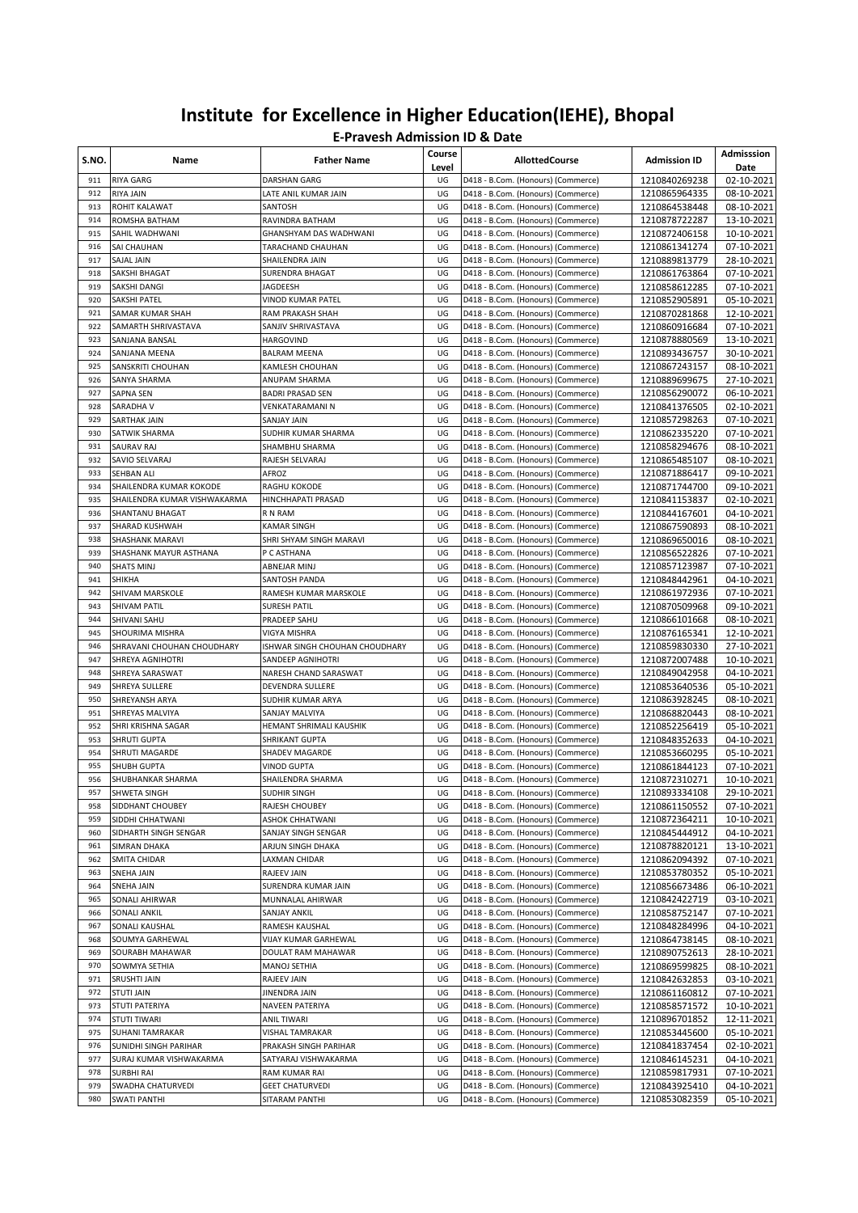# Institute for Excellence in Higher Education(IEHE), Bhopal

## E-Pravesh Admission ID & Date

| S.NO. | Name | Father Name | Course Level | AllottedCourse | Admission ID | Admisssion Date |
|---|---|---|---|---|---|---|
| 911 | RIYA GARG | DARSHAN GARG | UG | D418 - B.Com. (Honours) (Commerce) | 1210840269238 | 02-10-2021 |
| 912 | RIYA JAIN | LATE ANIL KUMAR JAIN | UG | D418 - B.Com. (Honours) (Commerce) | 1210865964335 | 08-10-2021 |
| 913 | ROHIT KALAWAT | SANTOSH | UG | D418 - B.Com. (Honours) (Commerce) | 1210864538448 | 08-10-2021 |
| 914 | ROMSHA BATHAM | RAVINDRA BATHAM | UG | D418 - B.Com. (Honours) (Commerce) | 1210878722287 | 13-10-2021 |
| 915 | SAHIL WADHWANI | GHANSHYAM DAS WADHWANI | UG | D418 - B.Com. (Honours) (Commerce) | 1210872406158 | 10-10-2021 |
| 916 | SAI CHAUHAN | TARACHAND CHAUHAN | UG | D418 - B.Com. (Honours) (Commerce) | 1210861341274 | 07-10-2021 |
| 917 | SAJAL JAIN | SHAILENDRA JAIN | UG | D418 - B.Com. (Honours) (Commerce) | 1210889813779 | 28-10-2021 |
| 918 | SAKSHI BHAGAT | SURENDRA BHAGAT | UG | D418 - B.Com. (Honours) (Commerce) | 1210861763864 | 07-10-2021 |
| 919 | SAKSHI DANGI | JAGDEESH | UG | D418 - B.Com. (Honours) (Commerce) | 1210858612285 | 07-10-2021 |
| 920 | SAKSHI PATEL | VINOD KUMAR PATEL | UG | D418 - B.Com. (Honours) (Commerce) | 1210852905891 | 05-10-2021 |
| 921 | SAMAR KUMAR SHAH | RAM PRAKASH SHAH | UG | D418 - B.Com. (Honours) (Commerce) | 1210870281868 | 12-10-2021 |
| 922 | SAMARTH SHRIVASTAVA | SANJIV SHRIVASTAVA | UG | D418 - B.Com. (Honours) (Commerce) | 1210860916684 | 07-10-2021 |
| 923 | SANJANA BANSAL | HARGOVIND | UG | D418 - B.Com. (Honours) (Commerce) | 1210878880569 | 13-10-2021 |
| 924 | SANJANA MEENA | BALRAM MEENA | UG | D418 - B.Com. (Honours) (Commerce) | 1210893436757 | 30-10-2021 |
| 925 | SANSKRITI CHOUHAN | KAMLESH CHOUHAN | UG | D418 - B.Com. (Honours) (Commerce) | 1210867243157 | 08-10-2021 |
| 926 | SANYA SHARMA | ANUPAM SHARMA | UG | D418 - B.Com. (Honours) (Commerce) | 1210889699675 | 27-10-2021 |
| 927 | SAPNA SEN | BADRI PRASAD SEN | UG | D418 - B.Com. (Honours) (Commerce) | 1210856290072 | 06-10-2021 |
| 928 | SARADHA V | VENKATARAMANI N | UG | D418 - B.Com. (Honours) (Commerce) | 1210841376505 | 02-10-2021 |
| 929 | SARTHAK JAIN | SANJAY JAIN | UG | D418 - B.Com. (Honours) (Commerce) | 1210857298263 | 07-10-2021 |
| 930 | SATWIK SHARMA | SUDHIR KUMAR SHARMA | UG | D418 - B.Com. (Honours) (Commerce) | 1210862335220 | 07-10-2021 |
| 931 | SAURAV RAJ | SHAMBHU SHARMA | UG | D418 - B.Com. (Honours) (Commerce) | 1210858294676 | 08-10-2021 |
| 932 | SAVIO SELVARAJ | RAJESH SELVARAJ | UG | D418 - B.Com. (Honours) (Commerce) | 1210865485107 | 08-10-2021 |
| 933 | SEHBAN ALI | AFROZ | UG | D418 - B.Com. (Honours) (Commerce) | 1210871886417 | 09-10-2021 |
| 934 | SHAILENDRA KUMAR KOKODE | RAGHU KOKODE | UG | D418 - B.Com. (Honours) (Commerce) | 1210871744700 | 09-10-2021 |
| 935 | SHAILENDRA KUMAR VISHWAKARMA | HINCHHAPATI PRASAD | UG | D418 - B.Com. (Honours) (Commerce) | 1210841153837 | 02-10-2021 |
| 936 | SHANTANU BHAGAT | R N RAM | UG | D418 - B.Com. (Honours) (Commerce) | 1210844167601 | 04-10-2021 |
| 937 | SHARAD KUSHWAH | KAMAR SINGH | UG | D418 - B.Com. (Honours) (Commerce) | 1210867590893 | 08-10-2021 |
| 938 | SHASHANK MARAVI | SHRI SHYAM SINGH MARAVI | UG | D418 - B.Com. (Honours) (Commerce) | 1210869650016 | 08-10-2021 |
| 939 | SHASHANK MAYUR ASTHANA | P C ASTHANA | UG | D418 - B.Com. (Honours) (Commerce) | 1210856522826 | 07-10-2021 |
| 940 | SHATS MINJ | ABNEJAR MINJ | UG | D418 - B.Com. (Honours) (Commerce) | 1210857123987 | 07-10-2021 |
| 941 | SHIKHA | SANTOSH PANDA | UG | D418 - B.Com. (Honours) (Commerce) | 1210848442961 | 04-10-2021 |
| 942 | SHIVAM MARSKOLE | RAMESH KUMAR MARSKOLE | UG | D418 - B.Com. (Honours) (Commerce) | 1210861972936 | 07-10-2021 |
| 943 | SHIVAM PATIL | SURESH PATIL | UG | D418 - B.Com. (Honours) (Commerce) | 1210870509968 | 09-10-2021 |
| 944 | SHIVANI SAHU | PRADEEP SAHU | UG | D418 - B.Com. (Honours) (Commerce) | 1210866101668 | 08-10-2021 |
| 945 | SHOURIMA MISHRA | VIGYA MISHRA | UG | D418 - B.Com. (Honours) (Commerce) | 1210876165341 | 12-10-2021 |
| 946 | SHRAVANI CHOUHAN CHOUDHARY | ISHWAR SINGH CHOUHAN CHOUDHARY | UG | D418 - B.Com. (Honours) (Commerce) | 1210859830330 | 27-10-2021 |
| 947 | SHREYA AGNIHOTRI | SANDEEP AGNIHOTRI | UG | D418 - B.Com. (Honours) (Commerce) | 1210872007488 | 10-10-2021 |
| 948 | SHREYA SARASWAT | NARESH CHAND SARASWAT | UG | D418 - B.Com. (Honours) (Commerce) | 1210849042958 | 04-10-2021 |
| 949 | SHREYA SULLERE | DEVENDRA SULLERE | UG | D418 - B.Com. (Honours) (Commerce) | 1210853640536 | 05-10-2021 |
| 950 | SHREYANSH ARYA | SUDHIR KUMAR ARYA | UG | D418 - B.Com. (Honours) (Commerce) | 1210863928245 | 08-10-2021 |
| 951 | SHREYAS MALVIYA | SANJAY MALVIYA | UG | D418 - B.Com. (Honours) (Commerce) | 1210868820443 | 08-10-2021 |
| 952 | SHRI KRISHNA SAGAR | HEMANT SHRIMALI KAUSHIK | UG | D418 - B.Com. (Honours) (Commerce) | 1210852256419 | 05-10-2021 |
| 953 | SHRUTI GUPTA | SHRIKANT GUPTA | UG | D418 - B.Com. (Honours) (Commerce) | 1210848352633 | 04-10-2021 |
| 954 | SHRUTI MAGARDE | SHADEV MAGARDE | UG | D418 - B.Com. (Honours) (Commerce) | 1210853660295 | 05-10-2021 |
| 955 | SHUBH GUPTA | VINOD GUPTA | UG | D418 - B.Com. (Honours) (Commerce) | 1210861844123 | 07-10-2021 |
| 956 | SHUBHANKAR SHARMA | SHAILENDRA SHARMA | UG | D418 - B.Com. (Honours) (Commerce) | 1210872310271 | 10-10-2021 |
| 957 | SHWETA SINGH | SUDHIR SINGH | UG | D418 - B.Com. (Honours) (Commerce) | 1210893334108 | 29-10-2021 |
| 958 | SIDDHANT CHOUBEY | RAJESH CHOUBEY | UG | D418 - B.Com. (Honours) (Commerce) | 1210861150552 | 07-10-2021 |
| 959 | SIDDHI CHHATWANI | ASHOK CHHATWANI | UG | D418 - B.Com. (Honours) (Commerce) | 1210872364211 | 10-10-2021 |
| 960 | SIDHARTH SINGH SENGAR | SANJAY SINGH SENGAR | UG | D418 - B.Com. (Honours) (Commerce) | 1210845444912 | 04-10-2021 |
| 961 | SIMRAN DHAKA | ARJUN SINGH DHAKA | UG | D418 - B.Com. (Honours) (Commerce) | 1210878820121 | 13-10-2021 |
| 962 | SMITA CHIDAR | LAXMAN CHIDAR | UG | D418 - B.Com. (Honours) (Commerce) | 1210862094392 | 07-10-2021 |
| 963 | SNEHA JAIN | RAJEEV JAIN | UG | D418 - B.Com. (Honours) (Commerce) | 1210853780352 | 05-10-2021 |
| 964 | SNEHA JAIN | SURENDRA KUMAR JAIN | UG | D418 - B.Com. (Honours) (Commerce) | 1210856673486 | 06-10-2021 |
| 965 | SONALI AHIRWAR | MUNNALAL AHIRWAR | UG | D418 - B.Com. (Honours) (Commerce) | 1210842422719 | 03-10-2021 |
| 966 | SONALI ANKIL | SANJAY ANKIL | UG | D418 - B.Com. (Honours) (Commerce) | 1210858752147 | 07-10-2021 |
| 967 | SONALI KAUSHAL | RAMESH KAUSHAL | UG | D418 - B.Com. (Honours) (Commerce) | 1210848284996 | 04-10-2021 |
| 968 | SOUMYA GARHEWAL | VIJAY KUMAR GARHEWAL | UG | D418 - B.Com. (Honours) (Commerce) | 1210864738145 | 08-10-2021 |
| 969 | SOURABH MAHAWAR | DOULAT RAM MAHAWAR | UG | D418 - B.Com. (Honours) (Commerce) | 1210890752613 | 28-10-2021 |
| 970 | SOWMYA SETHIA | MANOJ SETHIA | UG | D418 - B.Com. (Honours) (Commerce) | 1210869599825 | 08-10-2021 |
| 971 | SRUSHTI JAIN | RAJEEV JAIN | UG | D418 - B.Com. (Honours) (Commerce) | 1210842632853 | 03-10-2021 |
| 972 | STUTI JAIN | JINENDRA JAIN | UG | D418 - B.Com. (Honours) (Commerce) | 1210861160812 | 07-10-2021 |
| 973 | STUTI PATERIYA | NAVEEN PATERIYA | UG | D418 - B.Com. (Honours) (Commerce) | 1210858571572 | 10-10-2021 |
| 974 | STUTI TIWARI | ANIL TIWARI | UG | D418 - B.Com. (Honours) (Commerce) | 1210896701852 | 12-11-2021 |
| 975 | SUHANI TAMRAKAR | VISHAL TAMRAKAR | UG | D418 - B.Com. (Honours) (Commerce) | 1210853445600 | 05-10-2021 |
| 976 | SUNIDHI SINGH PARIHAR | PRAKASH SINGH PARIHAR | UG | D418 - B.Com. (Honours) (Commerce) | 1210841837454 | 02-10-2021 |
| 977 | SURAJ KUMAR VISHWAKARMA | SATYARAJ VISHWAKARMA | UG | D418 - B.Com. (Honours) (Commerce) | 1210846145231 | 04-10-2021 |
| 978 | SURBHI RAI | RAM KUMAR RAI | UG | D418 - B.Com. (Honours) (Commerce) | 1210859817931 | 07-10-2021 |
| 979 | SWADHA CHATURVEDI | GEET CHATURVEDI | UG | D418 - B.Com. (Honours) (Commerce) | 1210843925410 | 04-10-2021 |
| 980 | SWATI PANTHI | SITARAM PANTHI | UG | D418 - B.Com. (Honours) (Commerce) | 1210853082359 | 05-10-2021 |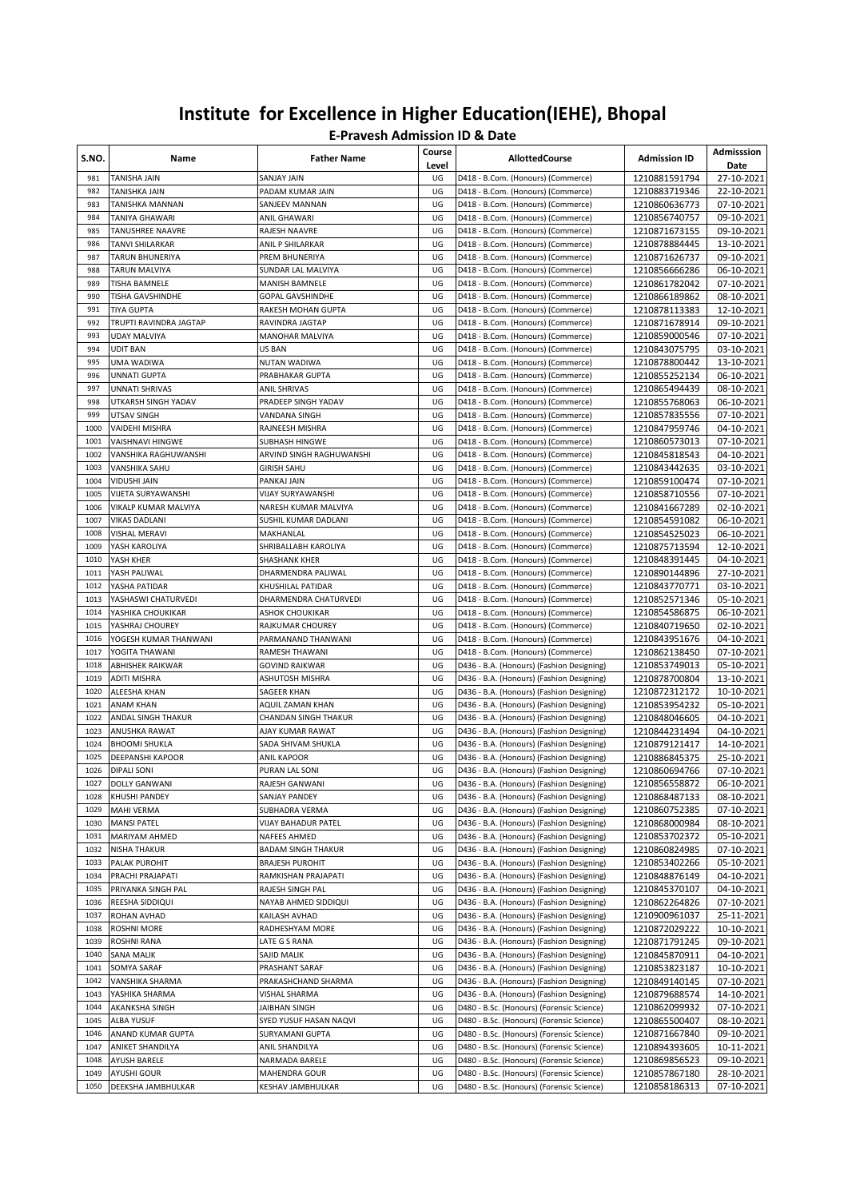# Institute for Excellence in Higher Education(IEHE), Bhopal

## E-Pravesh Admission ID & Date

| S.NO. | Name | Father Name | Course Level | AllottedCourse | Admission ID | Admisssion Date |
|---|---|---|---|---|---|---|
| 981 | TANISHA JAIN | SANJAY JAIN | UG | D418 - B.Com. (Honours) (Commerce) | 1210881591794 | 27-10-2021 |
| 982 | TANISHKA JAIN | PADAM KUMAR JAIN | UG | D418 - B.Com. (Honours) (Commerce) | 1210883719346 | 22-10-2021 |
| 983 | TANISHKA MANNAN | SANJEEV MANNAN | UG | D418 - B.Com. (Honours) (Commerce) | 1210860636773 | 07-10-2021 |
| 984 | TANIYA GHAWARI | ANIL GHAWARI | UG | D418 - B.Com. (Honours) (Commerce) | 1210856740757 | 09-10-2021 |
| 985 | TANUSHREE NAAVRE | RAJESH NAAVRE | UG | D418 - B.Com. (Honours) (Commerce) | 1210871673155 | 09-10-2021 |
| 986 | TANVI SHILARKAR | ANIL P SHILARKAR | UG | D418 - B.Com. (Honours) (Commerce) | 1210878884445 | 13-10-2021 |
| 987 | TARUN BHUNERIYA | PREM BHUNERIYA | UG | D418 - B.Com. (Honours) (Commerce) | 1210871626737 | 09-10-2021 |
| 988 | TARUN MALVIYA | SUNDAR LAL MALVIYA | UG | D418 - B.Com. (Honours) (Commerce) | 1210856666286 | 06-10-2021 |
| 989 | TISHA BAMNELE | MANISH BAMNELE | UG | D418 - B.Com. (Honours) (Commerce) | 1210861782042 | 07-10-2021 |
| 990 | TISHA GAVSHINDHE | GOPAL GAVSHINDHE | UG | D418 - B.Com. (Honours) (Commerce) | 1210866189862 | 08-10-2021 |
| 991 | TIYA GUPTA | RAKESH MOHAN GUPTA | UG | D418 - B.Com. (Honours) (Commerce) | 1210878113383 | 12-10-2021 |
| 992 | TRUPTI RAVINDRA JAGTAP | RAVINDRA JAGTAP | UG | D418 - B.Com. (Honours) (Commerce) | 1210871678914 | 09-10-2021 |
| 993 | UDAY MALVIYA | MANOHAR MALVIYA | UG | D418 - B.Com. (Honours) (Commerce) | 1210859000546 | 07-10-2021 |
| 994 | UDIT BAN | US BAN | UG | D418 - B.Com. (Honours) (Commerce) | 1210843075795 | 03-10-2021 |
| 995 | UMA WADIWA | NUTAN WADIWA | UG | D418 - B.Com. (Honours) (Commerce) | 1210878800442 | 13-10-2021 |
| 996 | UNNATI GUPTA | PRABHAKAR GUPTA | UG | D418 - B.Com. (Honours) (Commerce) | 1210855252134 | 06-10-2021 |
| 997 | UNNATI SHRIVAS | ANIL SHRIVAS | UG | D418 - B.Com. (Honours) (Commerce) | 1210865494439 | 08-10-2021 |
| 998 | UTKARSH SINGH YADAV | PRADEEP SINGH YADAV | UG | D418 - B.Com. (Honours) (Commerce) | 1210855768063 | 06-10-2021 |
| 999 | UTSAV SINGH | VANDANA SINGH | UG | D418 - B.Com. (Honours) (Commerce) | 1210857835556 | 07-10-2021 |
| 1000 | VAIDEHI MISHRA | RAJNEESH MISHRA | UG | D418 - B.Com. (Honours) (Commerce) | 1210847959746 | 04-10-2021 |
| 1001 | VAISHNAVI HINGWE | SUBHASH HINGWE | UG | D418 - B.Com. (Honours) (Commerce) | 1210860573013 | 07-10-2021 |
| 1002 | VANSHIKA RAGHUWANSHI | ARVIND SINGH RAGHUWANSHI | UG | D418 - B.Com. (Honours) (Commerce) | 1210845818543 | 04-10-2021 |
| 1003 | VANSHIKA SAHU | GIRISH SAHU | UG | D418 - B.Com. (Honours) (Commerce) | 1210843442635 | 03-10-2021 |
| 1004 | VIDUSHI JAIN | PANKAJ JAIN | UG | D418 - B.Com. (Honours) (Commerce) | 1210859100474 | 07-10-2021 |
| 1005 | VIJETA SURYAWANSHI | VIJAY SURYAWANSHI | UG | D418 - B.Com. (Honours) (Commerce) | 1210858710556 | 07-10-2021 |
| 1006 | VIKALP KUMAR MALVIYA | NARESH KUMAR MALVIYA | UG | D418 - B.Com. (Honours) (Commerce) | 1210841667289 | 02-10-2021 |
| 1007 | VIKAS DADLANI | SUSHIL KUMAR DADLANI | UG | D418 - B.Com. (Honours) (Commerce) | 1210854591082 | 06-10-2021 |
| 1008 | VISHAL MERAVI | MAKHANLAL | UG | D418 - B.Com. (Honours) (Commerce) | 1210854525023 | 06-10-2021 |
| 1009 | YASH KAROLIYA | SHRIBALLABH KAROLIYA | UG | D418 - B.Com. (Honours) (Commerce) | 1210875713594 | 12-10-2021 |
| 1010 | YASH KHER | SHASHANK KHER | UG | D418 - B.Com. (Honours) (Commerce) | 1210848391445 | 04-10-2021 |
| 1011 | YASH PALIWAL | DHARMENDRA PALIWAL | UG | D418 - B.Com. (Honours) (Commerce) | 1210890144896 | 27-10-2021 |
| 1012 | YASHA PATIDAR | KHUSHILAL PATIDAR | UG | D418 - B.Com. (Honours) (Commerce) | 1210843770771 | 03-10-2021 |
| 1013 | YASHASWI CHATURVEDI | DHARMENDRA CHATURVEDI | UG | D418 - B.Com. (Honours) (Commerce) | 1210852571346 | 05-10-2021 |
| 1014 | YASHIKA CHOUKIKAR | ASHOK CHOUKIKAR | UG | D418 - B.Com. (Honours) (Commerce) | 1210854586875 | 06-10-2021 |
| 1015 | YASHRAJ CHOUREY | RAJKUMAR CHOUREY | UG | D418 - B.Com. (Honours) (Commerce) | 1210840719650 | 02-10-2021 |
| 1016 | YOGESH KUMAR THANWANI | PARMANAND THANWANI | UG | D418 - B.Com. (Honours) (Commerce) | 1210843951676 | 04-10-2021 |
| 1017 | YOGITA THAWANI | RAMESH THAWANI | UG | D418 - B.Com. (Honours) (Commerce) | 1210862138450 | 07-10-2021 |
| 1018 | ABHISHEK RAIKWAR | GOVIND RAIKWAR | UG | D436 - B.A. (Honours) (Fashion Designing) | 1210853749013 | 05-10-2021 |
| 1019 | ADITI MISHRA | ASHUTOSH MISHRA | UG | D436 - B.A. (Honours) (Fashion Designing) | 1210878700804 | 13-10-2021 |
| 1020 | ALEESHA KHAN | SAGEER KHAN | UG | D436 - B.A. (Honours) (Fashion Designing) | 1210872312172 | 10-10-2021 |
| 1021 | ANAM KHAN | AQUIL ZAMAN KHAN | UG | D436 - B.A. (Honours) (Fashion Designing) | 1210853954232 | 05-10-2021 |
| 1022 | ANDAL SINGH THAKUR | CHANDAN SINGH THAKUR | UG | D436 - B.A. (Honours) (Fashion Designing) | 1210848046605 | 04-10-2021 |
| 1023 | ANUSHKA RAWAT | AJAY KUMAR RAWAT | UG | D436 - B.A. (Honours) (Fashion Designing) | 1210844231494 | 04-10-2021 |
| 1024 | BHOOMI SHUKLA | SADA SHIVAM SHUKLA | UG | D436 - B.A. (Honours) (Fashion Designing) | 1210879121417 | 14-10-2021 |
| 1025 | DEEPANSHI KAPOOR | ANIL KAPOOR | UG | D436 - B.A. (Honours) (Fashion Designing) | 1210886845375 | 25-10-2021 |
| 1026 | DIPALI SONI | PURAN LAL SONI | UG | D436 - B.A. (Honours) (Fashion Designing) | 1210860694766 | 07-10-2021 |
| 1027 | DOLLY GANWANI | RAJESH GANWANI | UG | D436 - B.A. (Honours) (Fashion Designing) | 1210856558872 | 06-10-2021 |
| 1028 | KHUSHI PANDEY | SANJAY PANDEY | UG | D436 - B.A. (Honours) (Fashion Designing) | 1210868487133 | 08-10-2021 |
| 1029 | MAHI VERMA | SUBHADRA VERMA | UG | D436 - B.A. (Honours) (Fashion Designing) | 1210860752385 | 07-10-2021 |
| 1030 | MANSI PATEL | VIJAY BAHADUR PATEL | UG | D436 - B.A. (Honours) (Fashion Designing) | 1210868000984 | 08-10-2021 |
| 1031 | MARIYAM AHMED | NAFEES AHMED | UG | D436 - B.A. (Honours) (Fashion Designing) | 1210853702372 | 05-10-2021 |
| 1032 | NISHA THAKUR | BADAM SINGH THAKUR | UG | D436 - B.A. (Honours) (Fashion Designing) | 1210860824985 | 07-10-2021 |
| 1033 | PALAK PUROHIT | BRAJESH PUROHIT | UG | D436 - B.A. (Honours) (Fashion Designing) | 1210853402266 | 05-10-2021 |
| 1034 | PRACHI PRAJAPATI | RAMKISHAN PRAJAPATI | UG | D436 - B.A. (Honours) (Fashion Designing) | 1210848876149 | 04-10-2021 |
| 1035 | PRIYANKA SINGH PAL | RAJESH SINGH PAL | UG | D436 - B.A. (Honours) (Fashion Designing) | 1210845370107 | 04-10-2021 |
| 1036 | REESHA SIDDIQUI | NAYAB AHMED SIDDIQUI | UG | D436 - B.A. (Honours) (Fashion Designing) | 1210862264826 | 07-10-2021 |
| 1037 | ROHAN AVHAD | KAILASH AVHAD | UG | D436 - B.A. (Honours) (Fashion Designing) | 1210900961037 | 25-11-2021 |
| 1038 | ROSHNI MORE | RADHESHYAM MORE | UG | D436 - B.A. (Honours) (Fashion Designing) | 1210872029222 | 10-10-2021 |
| 1039 | ROSHNI RANA | LATE G S RANA | UG | D436 - B.A. (Honours) (Fashion Designing) | 1210871791245 | 09-10-2021 |
| 1040 | SANA MALIK | SAJID MALIK | UG | D436 - B.A. (Honours) (Fashion Designing) | 1210845870911 | 04-10-2021 |
| 1041 | SOMYA SARAF | PRASHANT SARAF | UG | D436 - B.A. (Honours) (Fashion Designing) | 1210853823187 | 10-10-2021 |
| 1042 | VANSHIKA SHARMA | PRAKASHCHAND SHARMA | UG | D436 - B.A. (Honours) (Fashion Designing) | 1210849140145 | 07-10-2021 |
| 1043 | YASHIKA SHARMA | VISHAL SHARMA | UG | D436 - B.A. (Honours) (Fashion Designing) | 1210879688574 | 14-10-2021 |
| 1044 | AKANKSHA SINGH | JAIBHAN SINGH | UG | D480 - B.Sc. (Honours) (Forensic Science) | 1210862099932 | 07-10-2021 |
| 1045 | ALBA YUSUF | SYED YUSUF HASAN NAQVI | UG | D480 - B.Sc. (Honours) (Forensic Science) | 1210865500407 | 08-10-2021 |
| 1046 | ANAND KUMAR GUPTA | SURYAMANI GUPTA | UG | D480 - B.Sc. (Honours) (Forensic Science) | 1210871667840 | 09-10-2021 |
| 1047 | ANIKET SHANDILYA | ANIL SHANDILYA | UG | D480 - B.Sc. (Honours) (Forensic Science) | 1210894393605 | 10-11-2021 |
| 1048 | AYUSH BARELE | NARMADA BARELE | UG | D480 - B.Sc. (Honours) (Forensic Science) | 1210869856523 | 09-10-2021 |
| 1049 | AYUSHI GOUR | MAHENDRA GOUR | UG | D480 - B.Sc. (Honours) (Forensic Science) | 1210857867180 | 28-10-2021 |
| 1050 | DEEKSHA JAMBHULKAR | KESHAV JAMBHULKAR | UG | D480 - B.Sc. (Honours) (Forensic Science) | 1210858186313 | 07-10-2021 |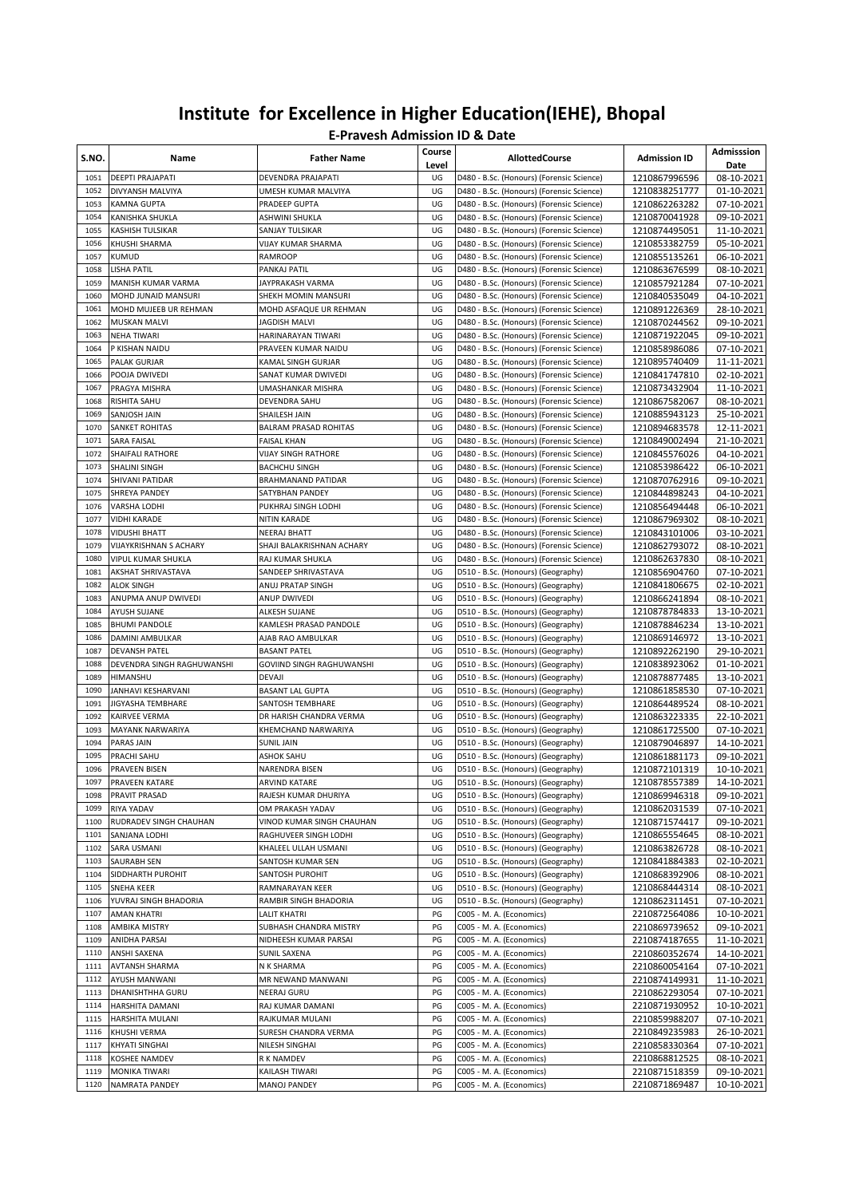# Institute for Excellence in Higher Education(IEHE), Bhopal

## E-Pravesh Admission ID & Date

| S.NO. | Name | Father Name | Course Level | AllottedCourse | Admission ID | Admisssion Date |
|---|---|---|---|---|---|---|
| 1051 | DEEPTI PRAJAPATI | DEVENDRA PRAJAPATI | UG | D480 - B.Sc. (Honours) (Forensic Science) | 1210867996596 | 08-10-2021 |
| 1052 | DIVYANSH MALVIYA | UMESH KUMAR MALVIYA | UG | D480 - B.Sc. (Honours) (Forensic Science) | 1210838251777 | 01-10-2021 |
| 1053 | KAMNA GUPTA | PRADEEP GUPTA | UG | D480 - B.Sc. (Honours) (Forensic Science) | 1210862263282 | 07-10-2021 |
| 1054 | KANISHKA SHUKLA | ASHWINI SHUKLA | UG | D480 - B.Sc. (Honours) (Forensic Science) | 1210870041928 | 09-10-2021 |
| 1055 | KASHISH TULSIKAR | SANJAY TULSIKAR | UG | D480 - B.Sc. (Honours) (Forensic Science) | 1210874495051 | 11-10-2021 |
| 1056 | KHUSHI SHARMA | VIJAY KUMAR SHARMA | UG | D480 - B.Sc. (Honours) (Forensic Science) | 1210853382759 | 05-10-2021 |
| 1057 | KUMUD | RAMROOP | UG | D480 - B.Sc. (Honours) (Forensic Science) | 1210855135261 | 06-10-2021 |
| 1058 | LISHA PATIL | PANKAJ PATIL | UG | D480 - B.Sc. (Honours) (Forensic Science) | 1210863676599 | 08-10-2021 |
| 1059 | MANISH KUMAR VARMA | JAYPRAKASH VARMA | UG | D480 - B.Sc. (Honours) (Forensic Science) | 1210857921284 | 07-10-2021 |
| 1060 | MOHD JUNAID MANSURI | SHEKH MOMIN MANSURI | UG | D480 - B.Sc. (Honours) (Forensic Science) | 1210840535049 | 04-10-2021 |
| 1061 | MOHD MUJEEB UR REHMAN | MOHD ASFAQUE UR REHMAN | UG | D480 - B.Sc. (Honours) (Forensic Science) | 1210891226369 | 28-10-2021 |
| 1062 | MUSKAN MALVI | JAGDISH MALVI | UG | D480 - B.Sc. (Honours) (Forensic Science) | 1210870244562 | 09-10-2021 |
| 1063 | NEHA TIWARI | HARINARAYAN TIWARI | UG | D480 - B.Sc. (Honours) (Forensic Science) | 1210871922045 | 09-10-2021 |
| 1064 | P KISHAN NAIDU | PRAVEEN KUMAR NAIDU | UG | D480 - B.Sc. (Honours) (Forensic Science) | 1210858986086 | 07-10-2021 |
| 1065 | PALAK GURJAR | KAMAL SINGH GURJAR | UG | D480 - B.Sc. (Honours) (Forensic Science) | 1210895740409 | 11-11-2021 |
| 1066 | POOJA DWIVEDI | SANAT KUMAR DWIVEDI | UG | D480 - B.Sc. (Honours) (Forensic Science) | 1210841747810 | 02-10-2021 |
| 1067 | PRAGYA MISHRA | UMASHANKAR MISHRA | UG | D480 - B.Sc. (Honours) (Forensic Science) | 1210873432904 | 11-10-2021 |
| 1068 | RISHITA SAHU | DEVENDRA SAHU | UG | D480 - B.Sc. (Honours) (Forensic Science) | 1210867582067 | 08-10-2021 |
| 1069 | SANJOSH JAIN | SHAILESH JAIN | UG | D480 - B.Sc. (Honours) (Forensic Science) | 1210885943123 | 25-10-2021 |
| 1070 | SANKET ROHITAS | BALRAM PRASAD ROHITAS | UG | D480 - B.Sc. (Honours) (Forensic Science) | 1210894683578 | 12-11-2021 |
| 1071 | SARA FAISAL | FAISAL KHAN | UG | D480 - B.Sc. (Honours) (Forensic Science) | 1210849002494 | 21-10-2021 |
| 1072 | SHAIFALI RATHORE | VIJAY SINGH RATHORE | UG | D480 - B.Sc. (Honours) (Forensic Science) | 1210845576026 | 04-10-2021 |
| 1073 | SHALINI SINGH | BACHCHU SINGH | UG | D480 - B.Sc. (Honours) (Forensic Science) | 1210853986422 | 06-10-2021 |
| 1074 | SHIVANI PATIDAR | BRAHMANAND PATIDAR | UG | D480 - B.Sc. (Honours) (Forensic Science) | 1210870762916 | 09-10-2021 |
| 1075 | SHREYA PANDEY | SATYBHAN PANDEY | UG | D480 - B.Sc. (Honours) (Forensic Science) | 1210844898243 | 04-10-2021 |
| 1076 | VARSHA LODHI | PUKHRAJ SINGH LODHI | UG | D480 - B.Sc. (Honours) (Forensic Science) | 1210856494448 | 06-10-2021 |
| 1077 | VIDHI KARADE | NITIN KARADE | UG | D480 - B.Sc. (Honours) (Forensic Science) | 1210867969302 | 08-10-2021 |
| 1078 | VIDUSHI BHATT | NEERAJ BHATT | UG | D480 - B.Sc. (Honours) (Forensic Science) | 1210843101006 | 03-10-2021 |
| 1079 | VIJAYKRISHNAN S ACHARY | SHAJI BALAKRISHNAN ACHARY | UG | D480 - B.Sc. (Honours) (Forensic Science) | 1210862793072 | 08-10-2021 |
| 1080 | VIPUL KUMAR SHUKLA | RAJ KUMAR SHUKLA | UG | D480 - B.Sc. (Honours) (Forensic Science) | 1210862637830 | 08-10-2021 |
| 1081 | AKSHAT SHRIVASTAVA | SANDEEP SHRIVASTAVA | UG | D510 - B.Sc. (Honours) (Geography) | 1210856904760 | 07-10-2021 |
| 1082 | ALOK SINGH | ANUJ PRATAP SINGH | UG | D510 - B.Sc. (Honours) (Geography) | 1210841806675 | 02-10-2021 |
| 1083 | ANUPMA ANUP DWIVEDI | ANUP DWIVEDI | UG | D510 - B.Sc. (Honours) (Geography) | 1210866241894 | 08-10-2021 |
| 1084 | AYUSH SUJANE | ALKESH SUJANE | UG | D510 - B.Sc. (Honours) (Geography) | 1210878784833 | 13-10-2021 |
| 1085 | BHUMI PANDOLE | KAMLESH PRASAD PANDOLE | UG | D510 - B.Sc. (Honours) (Geography) | 1210878846234 | 13-10-2021 |
| 1086 | DAMINI AMBULKAR | AJAB RAO AMBULKAR | UG | D510 - B.Sc. (Honours) (Geography) | 1210869146972 | 13-10-2021 |
| 1087 | DEVANSH PATEL | BASANT PATEL | UG | D510 - B.Sc. (Honours) (Geography) | 1210892262190 | 29-10-2021 |
| 1088 | DEVENDRA SINGH RAGHUWANSHI | GOVIIND SINGH RAGHUWANSHI | UG | D510 - B.Sc. (Honours) (Geography) | 1210838923062 | 01-10-2021 |
| 1089 | HIMANSHU | DEVAJI | UG | D510 - B.Sc. (Honours) (Geography) | 1210878877485 | 13-10-2021 |
| 1090 | JANHAVI KESHARVANI | BASANT LAL GUPTA | UG | D510 - B.Sc. (Honours) (Geography) | 1210861858530 | 07-10-2021 |
| 1091 | JIGYASHA TEMBHARE | SANTOSH TEMBHARE | UG | D510 - B.Sc. (Honours) (Geography) | 1210864489524 | 08-10-2021 |
| 1092 | KAIRVEE VERMA | DR HARISH CHANDRA VERMA | UG | D510 - B.Sc. (Honours) (Geography) | 1210863223335 | 22-10-2021 |
| 1093 | MAYANK NARWARIYA | KHEMCHAND NARWARIYA | UG | D510 - B.Sc. (Honours) (Geography) | 1210861725500 | 07-10-2021 |
| 1094 | PARAS JAIN | SUNIL JAIN | UG | D510 - B.Sc. (Honours) (Geography) | 1210879046897 | 14-10-2021 |
| 1095 | PRACHI SAHU | ASHOK SAHU | UG | D510 - B.Sc. (Honours) (Geography) | 1210861881173 | 09-10-2021 |
| 1096 | PRAVEEN BISEN | NARENDRA BISEN | UG | D510 - B.Sc. (Honours) (Geography) | 1210872101319 | 10-10-2021 |
| 1097 | PRAVEEN KATARE | ARVIND KATARE | UG | D510 - B.Sc. (Honours) (Geography) | 1210878557389 | 14-10-2021 |
| 1098 | PRAVIT PRASAD | RAJESH KUMAR DHURIYA | UG | D510 - B.Sc. (Honours) (Geography) | 1210869946318 | 09-10-2021 |
| 1099 | RIYA YADAV | OM PRAKASH YADAV | UG | D510 - B.Sc. (Honours) (Geography) | 1210862031539 | 07-10-2021 |
| 1100 | RUDRADEV SINGH CHAUHAN | VINOD KUMAR SINGH CHAUHAN | UG | D510 - B.Sc. (Honours) (Geography) | 1210871574417 | 09-10-2021 |
| 1101 | SANJANA LODHI | RAGHUVEER SINGH LODHI | UG | D510 - B.Sc. (Honours) (Geography) | 1210865554645 | 08-10-2021 |
| 1102 | SARA USMANI | KHALEEL ULLAH USMANI | UG | D510 - B.Sc. (Honours) (Geography) | 1210863826728 | 08-10-2021 |
| 1103 | SAURABH SEN | SANTOSH KUMAR SEN | UG | D510 - B.Sc. (Honours) (Geography) | 1210841884383 | 02-10-2021 |
| 1104 | SIDDHARTH PUROHIT | SANTOSH PUROHIT | UG | D510 - B.Sc. (Honours) (Geography) | 1210868392906 | 08-10-2021 |
| 1105 | SNEHA KEER | RAMNARAYAN KEER | UG | D510 - B.Sc. (Honours) (Geography) | 1210868444314 | 08-10-2021 |
| 1106 | YUVRAJ SINGH BHADORIA | RAMBIR SINGH BHADORIA | UG | D510 - B.Sc. (Honours) (Geography) | 1210862311451 | 07-10-2021 |
| 1107 | AMAN KHATRI | LALIT KHATRI | PG | C005 - M. A. (Economics) | 2210872564086 | 10-10-2021 |
| 1108 | AMBIKA MISTRY | SUBHASH CHANDRA MISTRY | PG | C005 - M. A. (Economics) | 2210869739652 | 09-10-2021 |
| 1109 | ANIDHA PARSAI | NIDHEESH KUMAR PARSAI | PG | C005 - M. A. (Economics) | 2210874187655 | 11-10-2021 |
| 1110 | ANSHI SAXENA | SUNIL SAXENA | PG | C005 - M. A. (Economics) | 2210860352674 | 14-10-2021 |
| 1111 | AVTANSH SHARMA | N K SHARMA | PG | C005 - M. A. (Economics) | 2210860054164 | 07-10-2021 |
| 1112 | AYUSH MANWANI | MR NEWAND MANWANI | PG | C005 - M. A. (Economics) | 2210874149931 | 11-10-2021 |
| 1113 | DHANISHTHHA GURU | NEERAJ GURU | PG | C005 - M. A. (Economics) | 2210862293054 | 07-10-2021 |
| 1114 | HARSHITA DAMANI | RAJ KUMAR DAMANI | PG | C005 - M. A. (Economics) | 2210871930952 | 10-10-2021 |
| 1115 | HARSHITA MULANI | RAJKUMAR MULANI | PG | C005 - M. A. (Economics) | 2210859988207 | 07-10-2021 |
| 1116 | KHUSHI VERMA | SURESH CHANDRA VERMA | PG | C005 - M. A. (Economics) | 2210849235983 | 26-10-2021 |
| 1117 | KHYATI SINGHAI | NILESH SINGHAI | PG | C005 - M. A. (Economics) | 2210858330364 | 07-10-2021 |
| 1118 | KOSHEE NAMDEV | R K NAMDEV | PG | C005 - M. A. (Economics) | 2210868812525 | 08-10-2021 |
| 1119 | MONIKA TIWARI | KAILASH TIWARI | PG | C005 - M. A. (Economics) | 2210871518359 | 09-10-2021 |
| 1120 | NAMRATA PANDEY | MANOJ PANDEY | PG | C005 - M. A. (Economics) | 2210871869487 | 10-10-2021 |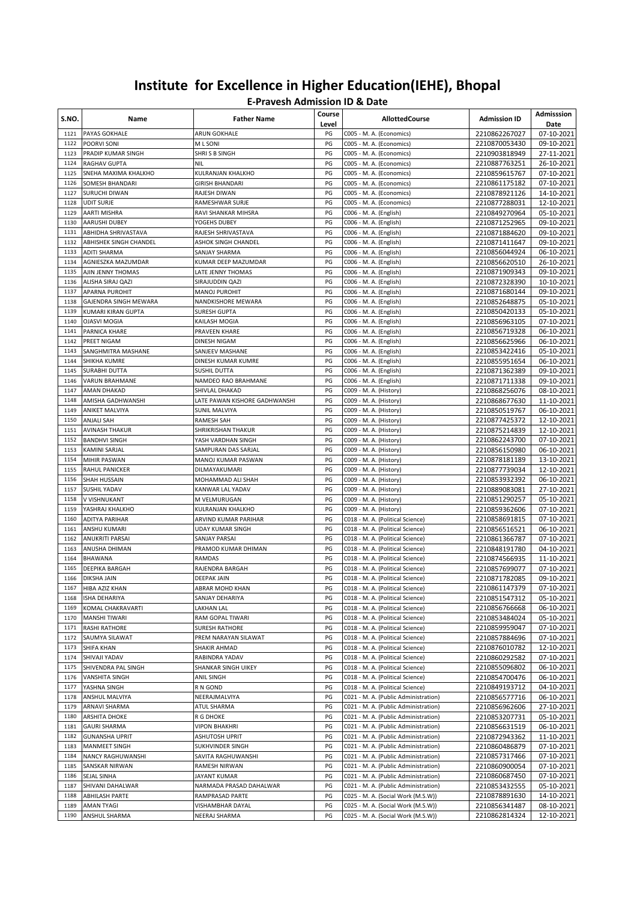# Institute for Excellence in Higher Education(IEHE), Bhopal

## E-Pravesh Admission ID & Date

| S.NO. | Name | Father Name | Course Level | AllottedCourse | Admission ID | Admisssion Date |
|---|---|---|---|---|---|---|
| 1121 | PAYAS GOKHALE | ARUN GOKHALE | PG | C005 - M. A. (Economics) | 2210862267027 | 07-10-2021 |
| 1122 | POORVI SONI | M L SONI | PG | C005 - M. A. (Economics) | 2210870053430 | 09-10-2021 |
| 1123 | PRADIP KUMAR SINGH | SHRI S B SINGH | PG | C005 - M. A. (Economics) | 2210903818949 | 27-11-2021 |
| 1124 | RAGHAV GUPTA | NIL | PG | C005 - M. A. (Economics) | 2210887763251 | 26-10-2021 |
| 1125 | SNEHA MAXIMA KHALKHO | KULRANJAN KHALKHO | PG | C005 - M. A. (Economics) | 2210859615767 | 07-10-2021 |
| 1126 | SOMESH BHANDARI | GIRISH BHANDARI | PG | C005 - M. A. (Economics) | 2210861175182 | 07-10-2021 |
| 1127 | SURUCHI DIWAN | RAJESH DIWAN | PG | C005 - M. A. (Economics) | 2210878921126 | 14-10-2021 |
| 1128 | UDIT SURJE | RAMESHWAR SURJE | PG | C005 - M. A. (Economics) | 2210877288031 | 12-10-2021 |
| 1129 | AARTI MISHRA | RAVI SHANKAR MIHSRA | PG | C006 - M. A. (English) | 2210849270964 | 05-10-2021 |
| 1130 | AARUSHI DUBEY | YOGEHS DUBEY | PG | C006 - M. A. (English) | 2210871252965 | 09-10-2021 |
| 1131 | ABHIDHA SHRIVASTAVA | RAJESH SHRIVASTAVA | PG | C006 - M. A. (English) | 2210871884620 | 09-10-2021 |
| 1132 | ABHISHEK SINGH CHANDEL | ASHOK SINGH CHANDEL | PG | C006 - M. A. (English) | 2210871411647 | 09-10-2021 |
| 1133 | ADITI SHARMA | SANJAY SHARMA | PG | C006 - M. A. (English) | 2210856044924 | 06-10-2021 |
| 1134 | AGNIESZKA MAZUMDAR | KUMAR DEEP MAZUMDAR | PG | C006 - M. A. (English) | 2210856620510 | 26-10-2021 |
| 1135 | AJIN JENNY THOMAS | LATE JENNY THOMAS | PG | C006 - M. A. (English) | 2210871909343 | 09-10-2021 |
| 1136 | ALISHA SIRAJ QAZI | SIRAJUDDIN QAZI | PG | C006 - M. A. (English) | 2210872328390 | 10-10-2021 |
| 1137 | APARNA PUROHIT | MANOJ PUROHIT | PG | C006 - M. A. (English) | 2210871680144 | 09-10-2021 |
| 1138 | GAJENDRA SINGH MEWARA | NANDKISHORE MEWARA | PG | C006 - M. A. (English) | 2210852648875 | 05-10-2021 |
| 1139 | KUMARI KIRAN GUPTA | SURESH GUPTA | PG | C006 - M. A. (English) | 2210850420133 | 05-10-2021 |
| 1140 | OJASVI MOGIA | KAILASH MOGIA | PG | C006 - M. A. (English) | 2210856963105 | 07-10-2021 |
| 1141 | PARNICA KHARE | PRAVEEN KHARE | PG | C006 - M. A. (English) | 2210856719328 | 06-10-2021 |
| 1142 | PREET NIGAM | DINESH NIGAM | PG | C006 - M. A. (English) | 2210856625966 | 06-10-2021 |
| 1143 | SANGHMITRA MASHANE | SANJEEV MASHANE | PG | C006 - M. A. (English) | 2210853422416 | 05-10-2021 |
| 1144 | SHIKHA KUMRE | DINESH KUMAR KUMRE | PG | C006 - M. A. (English) | 2210855951654 | 06-10-2021 |
| 1145 | SURABHI DUTTA | SUSHIL DUTTA | PG | C006 - M. A. (English) | 2210871362389 | 09-10-2021 |
| 1146 | VARUN BRAHMANE | NAMDEO RAO BRAHMANE | PG | C006 - M. A. (English) | 2210871711338 | 09-10-2021 |
| 1147 | AMAN DHAKAD | SHIVLAL DHAKAD | PG | C009 - M. A. (History) | 2210868256076 | 08-10-2021 |
| 1148 | AMISHA GADHWANSHI | LATE PAWAN KISHORE GADHWANSHI | PG | C009 - M. A. (History) | 2210868677630 | 11-10-2021 |
| 1149 | ANIKET MALVIYA | SUNIL MALVIYA | PG | C009 - M. A. (History) | 2210850519767 | 06-10-2021 |
| 1150 | ANJALI SAH | RAMESH SAH | PG | C009 - M. A. (History) | 2210877425372 | 12-10-2021 |
| 1151 | AVINASH THAKUR | SHRIKRISHAN THAKUR | PG | C009 - M. A. (History) | 2210875214839 | 12-10-2021 |
| 1152 | BANDHVI SINGH | YASH VARDHAN SINGH | PG | C009 - M. A. (History) | 2210862243700 | 07-10-2021 |
| 1153 | KAMINI SARJAL | SAMPURAN DAS SARJAL | PG | C009 - M. A. (History) | 2210856150980 | 06-10-2021 |
| 1154 | MIHIR PASWAN | MANOJ KUMAR PASWAN | PG | C009 - M. A. (History) | 2210878181189 | 13-10-2021 |
| 1155 | RAHUL PANICKER | DILMAYAKUMARI | PG | C009 - M. A. (History) | 2210877739034 | 12-10-2021 |
| 1156 | SHAH HUSSAIN | MOHAMMAD ALI SHAH | PG | C009 - M. A. (History) | 2210853932392 | 06-10-2021 |
| 1157 | SUSHIL YADAV | KANWAR LAL YADAV | PG | C009 - M. A. (History) | 2210889083081 | 27-10-2021 |
| 1158 | V VISHNUKANT | M VELMURUGAN | PG | C009 - M. A. (History) | 2210851290257 | 05-10-2021 |
| 1159 | YASHRAJ KHALKHO | KULRANJAN KHALKHO | PG | C009 - M. A. (History) | 2210859362606 | 07-10-2021 |
| 1160 | ADITYA PARIHAR | ARVIND KUMAR PARIHAR | PG | C018 - M. A. (Political Science) | 2210858691815 | 07-10-2021 |
| 1161 | ANSHU KUMARI | UDAY KUMAR SINGH | PG | C018 - M. A. (Political Science) | 2210856516521 | 06-10-2021 |
| 1162 | ANUKRITI PARSAI | SANJAY PARSAI | PG | C018 - M. A. (Political Science) | 2210861366787 | 07-10-2021 |
| 1163 | ANUSHA DHIMAN | PRAMOD KUMAR DHIMAN | PG | C018 - M. A. (Political Science) | 2210848191780 | 04-10-2021 |
| 1164 | BHAWANA | RAMDAS | PG | C018 - M. A. (Political Science) | 2210874566935 | 11-10-2021 |
| 1165 | DEEPIKA BARGAH | RAJENDRA BARGAH | PG | C018 - M. A. (Political Science) | 2210857699077 | 07-10-2021 |
| 1166 | DIKSHA JAIN | DEEPAK JAIN | PG | C018 - M. A. (Political Science) | 2210871782085 | 09-10-2021 |
| 1167 | HIBA AZIZ KHAN | ABRAR MOHD KHAN | PG | C018 - M. A. (Political Science) | 2210861147379 | 07-10-2021 |
| 1168 | ISHA DEHARIYA | SANJAY DEHARIYA | PG | C018 - M. A. (Political Science) | 2210851547312 | 05-10-2021 |
| 1169 | KOMAL CHAKRAVARTI | LAKHAN LAL | PG | C018 - M. A. (Political Science) | 2210856766668 | 06-10-2021 |
| 1170 | MANSHI TIWARI | RAM GOPAL TIWARI | PG | C018 - M. A. (Political Science) | 2210853484024 | 05-10-2021 |
| 1171 | RASHI RATHORE | SURESH RATHORE | PG | C018 - M. A. (Political Science) | 2210859959047 | 07-10-2021 |
| 1172 | SAUMYA SILAWAT | PREM NARAYAN SILAWAT | PG | C018 - M. A. (Political Science) | 2210857884696 | 07-10-2021 |
| 1173 | SHIFA KHAN | SHAKIR AHMAD | PG | C018 - M. A. (Political Science) | 2210876010782 | 12-10-2021 |
| 1174 | SHIVAJI YADAV | RABINDRA YADAV | PG | C018 - M. A. (Political Science) | 2210860292582 | 07-10-2021 |
| 1175 | SHIVENDRA PAL SINGH | SHANKAR SINGH UIKEY | PG | C018 - M. A. (Political Science) | 2210855096802 | 06-10-2021 |
| 1176 | VANSHITA SINGH | ANIL SINGH | PG | C018 - M. A. (Political Science) | 2210854700476 | 06-10-2021 |
| 1177 | YASHNA SINGH | R N GOND | PG | C018 - M. A. (Political Science) | 2210849193712 | 04-10-2021 |
| 1178 | ANSHUL MALVIYA | NEERAJMALVIYA | PG | C021 - M. A. (Public Administration) | 2210856577716 | 06-10-2021 |
| 1179 | ARNAVI SHARMA | ATUL SHARMA | PG | C021 - M. A. (Public Administration) | 2210856962606 | 27-10-2021 |
| 1180 | ARSHITA DHOKE | R G DHOKE | PG | C021 - M. A. (Public Administration) | 2210853207731 | 05-10-2021 |
| 1181 | GAURI SHARMA | VIPON BHAKHRI | PG | C021 - M. A. (Public Administration) | 2210856631519 | 06-10-2021 |
| 1182 | GUNANSHA UPRIT | ASHUTOSH UPRIT | PG | C021 - M. A. (Public Administration) | 2210872943362 | 11-10-2021 |
| 1183 | MANMEET SINGH | SUKHVINDER SINGH | PG | C021 - M. A. (Public Administration) | 2210860486879 | 07-10-2021 |
| 1184 | NANCY RAGHUWANSHI | SAVITA RAGHUWANSHI | PG | C021 - M. A. (Public Administration) | 2210857317466 | 07-10-2021 |
| 1185 | SANSKAR NIRWAN | RAMESH NIRWAN | PG | C021 - M. A. (Public Administration) | 2210860900054 | 07-10-2021 |
| 1186 | SEJAL SINHA | JAYANT KUMAR | PG | C021 - M. A. (Public Administration) | 2210860687450 | 07-10-2021 |
| 1187 | SHIVANI DAHALWAR | NARMADA PRASAD DAHALWAR | PG | C021 - M. A. (Public Administration) | 2210853432555 | 05-10-2021 |
| 1188 | ABHILASH PARTE | RAMPRASAD PARTE | PG | C025 - M. A. (Social Work (M.S.W)) | 2210878891630 | 14-10-2021 |
| 1189 | AMAN TYAGI | VISHAMBHAR DAYAL | PG | C025 - M. A. (Social Work (M.S.W)) | 2210856341487 | 08-10-2021 |
| 1190 | ANSHUL SHARMA | NEERAJ SHARMA | PG | C025 - M. A. (Social Work (M.S.W)) | 2210862814324 | 12-10-2021 |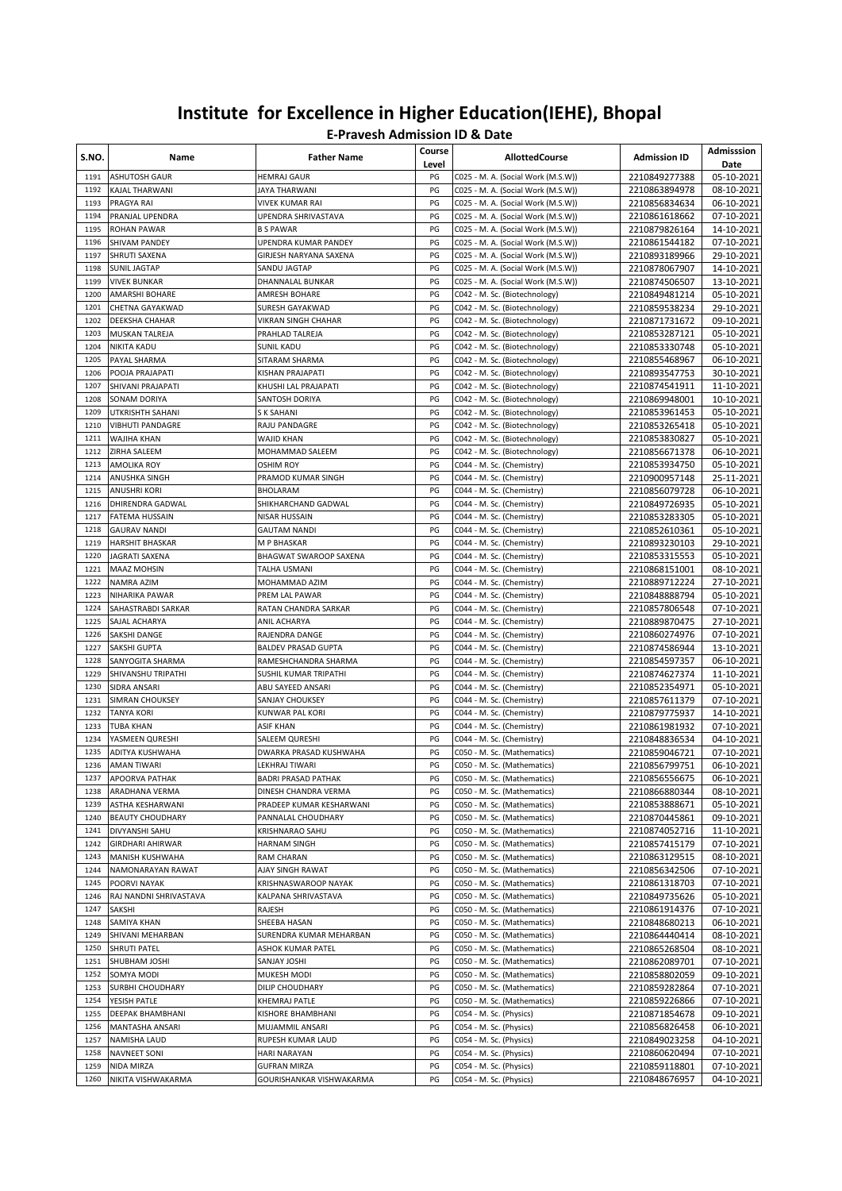# Institute for Excellence in Higher Education(IEHE), Bhopal

## E-Pravesh Admission ID & Date

| S.NO. | Name | Father Name | Course Level | AllottedCourse | Admission ID | Admisssion Date |
|---|---|---|---|---|---|---|
| 1191 | ASHUTOSH GAUR | HEMRAJ GAUR | PG | C025 - M. A. (Social Work (M.S.W)) | 2210849277388 | 05-10-2021 |
| 1192 | KAJAL THARWANI | JAYA THARWANI | PG | C025 - M. A. (Social Work (M.S.W)) | 2210863894978 | 08-10-2021 |
| 1193 | PRAGYA RAI | VIVEK KUMAR RAI | PG | C025 - M. A. (Social Work (M.S.W)) | 2210856834634 | 06-10-2021 |
| 1194 | PRANJAL UPENDRA | UPENDRA SHRIVASTAVA | PG | C025 - M. A. (Social Work (M.S.W)) | 2210861618662 | 07-10-2021 |
| 1195 | ROHAN PAWAR | B S PAWAR | PG | C025 - M. A. (Social Work (M.S.W)) | 2210879826164 | 14-10-2021 |
| 1196 | SHIVAM PANDEY | UPENDRA KUMAR PANDEY | PG | C025 - M. A. (Social Work (M.S.W)) | 2210861544182 | 07-10-2021 |
| 1197 | SHRUTI SAXENA | GIRJESH NARYANA SAXENA | PG | C025 - M. A. (Social Work (M.S.W)) | 2210893189966 | 29-10-2021 |
| 1198 | SUNIL JAGTAP | SANDU JAGTAP | PG | C025 - M. A. (Social Work (M.S.W)) | 2210878067907 | 14-10-2021 |
| 1199 | VIVEK BUNKAR | DHANNALAL BUNKAR | PG | C025 - M. A. (Social Work (M.S.W)) | 2210874506507 | 13-10-2021 |
| 1200 | AMARSHI BOHARE | AMRESH BOHARE | PG | C042 - M. Sc. (Biotechnology) | 2210849481214 | 05-10-2021 |
| 1201 | CHETNA GAYAKWAD | SURESH GAYAKWAD | PG | C042 - M. Sc. (Biotechnology) | 2210859538234 | 29-10-2021 |
| 1202 | DEEKSHA CHAHAR | VIKRAN SINGH CHAHAR | PG | C042 - M. Sc. (Biotechnology) | 2210871731672 | 09-10-2021 |
| 1203 | MUSKAN TALREJA | PRAHLAD TALREJA | PG | C042 - M. Sc. (Biotechnology) | 2210853287121 | 05-10-2021 |
| 1204 | NIKITA KADU | SUNIL KADU | PG | C042 - M. Sc. (Biotechnology) | 2210853330748 | 05-10-2021 |
| 1205 | PAYAL SHARMA | SITARAM SHARMA | PG | C042 - M. Sc. (Biotechnology) | 2210855468967 | 06-10-2021 |
| 1206 | POOJA PRAJAPATI | KISHAN PRAJAPATI | PG | C042 - M. Sc. (Biotechnology) | 2210893547753 | 30-10-2021 |
| 1207 | SHIVANI PRAJAPATI | KHUSHI LAL PRAJAPATI | PG | C042 - M. Sc. (Biotechnology) | 2210874541911 | 11-10-2021 |
| 1208 | SONAM DORIYA | SANTOSH DORIYA | PG | C042 - M. Sc. (Biotechnology) | 2210869948001 | 10-10-2021 |
| 1209 | UTKRISHTH SAHANI | S K SAHANI | PG | C042 - M. Sc. (Biotechnology) | 2210853961453 | 05-10-2021 |
| 1210 | VIBHUTI PANDAGRE | RAJU PANDAGRE | PG | C042 - M. Sc. (Biotechnology) | 2210853265418 | 05-10-2021 |
| 1211 | WAJIHA KHAN | WAJID KHAN | PG | C042 - M. Sc. (Biotechnology) | 2210853830827 | 05-10-2021 |
| 1212 | ZIRHA SALEEM | MOHAMMAD SALEEM | PG | C042 - M. Sc. (Biotechnology) | 2210856671378 | 06-10-2021 |
| 1213 | AMOLIKA ROY | OSHIM ROY | PG | C044 - M. Sc. (Chemistry) | 2210853934750 | 05-10-2021 |
| 1214 | ANUSHKA SINGH | PRAMOD KUMAR SINGH | PG | C044 - M. Sc. (Chemistry) | 2210900957148 | 25-11-2021 |
| 1215 | ANUSHRI KORI | BHOLARAM | PG | C044 - M. Sc. (Chemistry) | 2210856079728 | 06-10-2021 |
| 1216 | DHIRENDRA GADWAL | SHIKHARCHAND GADWAL | PG | C044 - M. Sc. (Chemistry) | 2210849726935 | 05-10-2021 |
| 1217 | FATEMA HUSSAIN | NISAR HUSSAIN | PG | C044 - M. Sc. (Chemistry) | 2210853283305 | 05-10-2021 |
| 1218 | GAURAV NANDI | GAUTAM NANDI | PG | C044 - M. Sc. (Chemistry) | 2210852610361 | 05-10-2021 |
| 1219 | HARSHIT BHASKAR | M P BHASKAR | PG | C044 - M. Sc. (Chemistry) | 2210893230103 | 29-10-2021 |
| 1220 | JAGRATI SAXENA | BHAGWAT SWAROOP SAXENA | PG | C044 - M. Sc. (Chemistry) | 2210853315553 | 05-10-2021 |
| 1221 | MAAZ MOHSIN | TALHA USMANI | PG | C044 - M. Sc. (Chemistry) | 2210868151001 | 08-10-2021 |
| 1222 | NAMRA AZIM | MOHAMMAD AZIM | PG | C044 - M. Sc. (Chemistry) | 2210889712224 | 27-10-2021 |
| 1223 | NIHARIKA PAWAR | PREM LAL PAWAR | PG | C044 - M. Sc. (Chemistry) | 2210848888794 | 05-10-2021 |
| 1224 | SAHASTRABDI SARKAR | RATAN CHANDRA SARKAR | PG | C044 - M. Sc. (Chemistry) | 2210857806548 | 07-10-2021 |
| 1225 | SAJAL ACHARYA | ANIL ACHARYA | PG | C044 - M. Sc. (Chemistry) | 2210889870475 | 27-10-2021 |
| 1226 | SAKSHI DANGE | RAJENDRA DANGE | PG | C044 - M. Sc. (Chemistry) | 2210860274976 | 07-10-2021 |
| 1227 | SAKSHI GUPTA | BALDEV PRASAD GUPTA | PG | C044 - M. Sc. (Chemistry) | 2210874586944 | 13-10-2021 |
| 1228 | SANYOGITA SHARMA | RAMESHCHANDRA SHARMA | PG | C044 - M. Sc. (Chemistry) | 2210854597357 | 06-10-2021 |
| 1229 | SHIVANSHU TRIPATHI | SUSHIL KUMAR TRIPATHI | PG | C044 - M. Sc. (Chemistry) | 2210874627374 | 11-10-2021 |
| 1230 | SIDRA ANSARI | ABU SAYEED ANSARI | PG | C044 - M. Sc. (Chemistry) | 2210852354971 | 05-10-2021 |
| 1231 | SIMRAN CHOUKSEY | SANJAY CHOUKSEY | PG | C044 - M. Sc. (Chemistry) | 2210857611379 | 07-10-2021 |
| 1232 | TANYA KORI | KUNWAR PAL KORI | PG | C044 - M. Sc. (Chemistry) | 2210879775937 | 14-10-2021 |
| 1233 | TUBA KHAN | ASIF KHAN | PG | C044 - M. Sc. (Chemistry) | 2210861981932 | 07-10-2021 |
| 1234 | YASMEEN QURESHI | SALEEM QURESHI | PG | C044 - M. Sc. (Chemistry) | 2210848836534 | 04-10-2021 |
| 1235 | ADITYA KUSHWAHA | DWARKA PRASAD KUSHWAHA | PG | C050 - M. Sc. (Mathematics) | 2210859046721 | 07-10-2021 |
| 1236 | AMAN TIWARI | LEKHRAJ TIWARI | PG | C050 - M. Sc. (Mathematics) | 2210856799751 | 06-10-2021 |
| 1237 | APOORVA PATHAK | BADRI PRASAD PATHAK | PG | C050 - M. Sc. (Mathematics) | 2210856556675 | 06-10-2021 |
| 1238 | ARADHANA VERMA | DINESH CHANDRA VERMA | PG | C050 - M. Sc. (Mathematics) | 2210866880344 | 08-10-2021 |
| 1239 | ASTHA KESHARWANI | PRADEEP KUMAR KESHARWANI | PG | C050 - M. Sc. (Mathematics) | 2210853888671 | 05-10-2021 |
| 1240 | BEAUTY CHOUDHARY | PANNALAL CHOUDHARY | PG | C050 - M. Sc. (Mathematics) | 2210870445861 | 09-10-2021 |
| 1241 | DIVYANSHI SAHU | KRISHNARAO SAHU | PG | C050 - M. Sc. (Mathematics) | 2210874052716 | 11-10-2021 |
| 1242 | GIRDHARI AHIRWAR | HARNAM SINGH | PG | C050 - M. Sc. (Mathematics) | 2210857415179 | 07-10-2021 |
| 1243 | MANISH KUSHWAHA | RAM CHARAN | PG | C050 - M. Sc. (Mathematics) | 2210863129515 | 08-10-2021 |
| 1244 | NAMONARAYAN RAWAT | AJAY SINGH RAWAT | PG | C050 - M. Sc. (Mathematics) | 2210856342506 | 07-10-2021 |
| 1245 | POORVI NAYAK | KRISHNASWAROOP NAYAK | PG | C050 - M. Sc. (Mathematics) | 2210861318703 | 07-10-2021 |
| 1246 | RAJ NANDNI SHRIVASTAVA | KALPANA SHRIVASTAVA | PG | C050 - M. Sc. (Mathematics) | 2210849735626 | 05-10-2021 |
| 1247 | SAKSHI | RAJESH | PG | C050 - M. Sc. (Mathematics) | 2210861914376 | 07-10-2021 |
| 1248 | SAMIYA KHAN | SHEEBA HASAN | PG | C050 - M. Sc. (Mathematics) | 2210848680213 | 06-10-2021 |
| 1249 | SHIVANI MEHARBAN | SURENDRA KUMAR MEHARBAN | PG | C050 - M. Sc. (Mathematics) | 2210864440414 | 08-10-2021 |
| 1250 | SHRUTI PATEL | ASHOK KUMAR PATEL | PG | C050 - M. Sc. (Mathematics) | 2210865268504 | 08-10-2021 |
| 1251 | SHUBHAM JOSHI | SANJAY JOSHI | PG | C050 - M. Sc. (Mathematics) | 2210862089701 | 07-10-2021 |
| 1252 | SOMYA MODI | MUKESH MODI | PG | C050 - M. Sc. (Mathematics) | 2210858802059 | 09-10-2021 |
| 1253 | SURBHI CHOUDHARY | DILIP CHOUDHARY | PG | C050 - M. Sc. (Mathematics) | 2210859282864 | 07-10-2021 |
| 1254 | YESISH PATLE | KHEMRAJ PATLE | PG | C050 - M. Sc. (Mathematics) | 2210859226866 | 07-10-2021 |
| 1255 | DEEPAK BHAMBHANI | KISHORE BHAMBHANI | PG | C054 - M. Sc. (Physics) | 2210871854678 | 09-10-2021 |
| 1256 | MANTASHA ANSARI | MUJAMMIL ANSARI | PG | C054 - M. Sc. (Physics) | 2210856826458 | 06-10-2021 |
| 1257 | NAMISHA LAUD | RUPESH KUMAR LAUD | PG | C054 - M. Sc. (Physics) | 2210849023258 | 04-10-2021 |
| 1258 | NAVNEET SONI | HARI NARAYAN | PG | C054 - M. Sc. (Physics) | 2210860620494 | 07-10-2021 |
| 1259 | NIDA MIRZA | GUFRAN MIRZA | PG | C054 - M. Sc. (Physics) | 2210859118801 | 07-10-2021 |
| 1260 | NIKITA VISHWAKARMA | GOURISHANKAR VISHWAKARMA | PG | C054 - M. Sc. (Physics) | 2210848676957 | 04-10-2021 |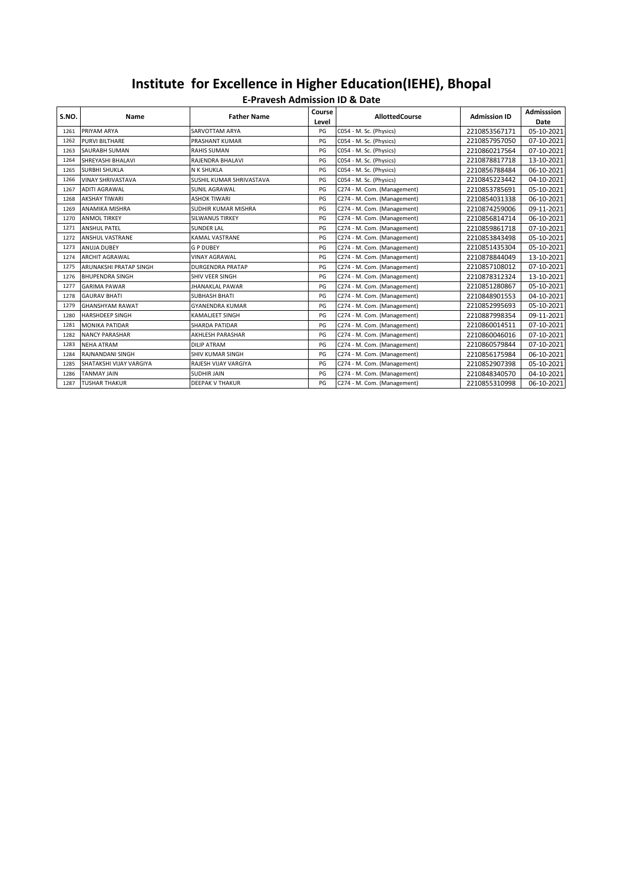# Institute for Excellence in Higher Education(IEHE), Bhopal

## E-Pravesh Admission ID & Date

| S.NO. | Name | Father Name | Course Level | AllottedCourse | Admission ID | Admisssion Date |
|---|---|---|---|---|---|---|
| 1261 | PRIYAM ARYA | SARVOTTAM ARYA | PG | C054 - M. Sc. (Physics) | 2210853567171 | 05-10-2021 |
| 1262 | PURVI BILTHARE | PRASHANT KUMAR | PG | C054 - M. Sc. (Physics) | 2210857957050 | 07-10-2021 |
| 1263 | SAURABH SUMAN | RAHIS SUMAN | PG | C054 - M. Sc. (Physics) | 2210860217564 | 07-10-2021 |
| 1264 | SHREYASHI BHALAVI | RAJENDRA BHALAVI | PG | C054 - M. Sc. (Physics) | 2210878817718 | 13-10-2021 |
| 1265 | SURBHI SHUKLA | N K SHUKLA | PG | C054 - M. Sc. (Physics) | 2210856788484 | 06-10-2021 |
| 1266 | VINAY SHRIVASTAVA | SUSHIL KUMAR SHRIVASTAVA | PG | C054 - M. Sc. (Physics) | 2210845223442 | 04-10-2021 |
| 1267 | ADITI AGRAWAL | SUNIL AGRAWAL | PG | C274 - M. Com. (Management) | 2210853785691 | 05-10-2021 |
| 1268 | AKSHAY TIWARI | ASHOK TIWARI | PG | C274 - M. Com. (Management) | 2210854031338 | 06-10-2021 |
| 1269 | ANAMIKA MISHRA | SUDHIR KUMAR MISHRA | PG | C274 - M. Com. (Management) | 2210874259006 | 09-11-2021 |
| 1270 | ANMOL TIRKEY | SILWANUS TIRKEY | PG | C274 - M. Com. (Management) | 2210856814714 | 06-10-2021 |
| 1271 | ANSHUL PATEL | SUNDER LAL | PG | C274 - M. Com. (Management) | 2210859861718 | 07-10-2021 |
| 1272 | ANSHUL VASTRANE | KAMAL VASTRANE | PG | C274 - M. Com. (Management) | 2210853843498 | 05-10-2021 |
| 1273 | ANUJA DUBEY | G P DUBEY | PG | C274 - M. Com. (Management) | 2210851435304 | 05-10-2021 |
| 1274 | ARCHIT AGRAWAL | VINAY AGRAWAL | PG | C274 - M. Com. (Management) | 2210878844049 | 13-10-2021 |
| 1275 | ARUNAKSHI PRATAP SINGH | DURGENDRA PRATAP | PG | C274 - M. Com. (Management) | 2210857108012 | 07-10-2021 |
| 1276 | BHUPENDRA SINGH | SHIV VEER SINGH | PG | C274 - M. Com. (Management) | 2210878312324 | 13-10-2021 |
| 1277 | GARIMA PAWAR | JHANAKLAL PAWAR | PG | C274 - M. Com. (Management) | 2210851280867 | 05-10-2021 |
| 1278 | GAURAV BHATI | SUBHASH BHATI | PG | C274 - M. Com. (Management) | 2210848901553 | 04-10-2021 |
| 1279 | GHANSHYAM RAWAT | GYANENDRA KUMAR | PG | C274 - M. Com. (Management) | 2210852995693 | 05-10-2021 |
| 1280 | HARSHDEEP SINGH | KAMALJEET SINGH | PG | C274 - M. Com. (Management) | 2210887998354 | 09-11-2021 |
| 1281 | MONIKA PATIDAR | SHARDA PATIDAR | PG | C274 - M. Com. (Management) | 2210860014511 | 07-10-2021 |
| 1282 | NANCY PARASHAR | AKHLESH PARASHAR | PG | C274 - M. Com. (Management) | 2210860046016 | 07-10-2021 |
| 1283 | NEHA ATRAM | DILIP ATRAM | PG | C274 - M. Com. (Management) | 2210860579844 | 07-10-2021 |
| 1284 | RAJNANDANI SINGH | SHIV KUMAR SINGH | PG | C274 - M. Com. (Management) | 2210856175984 | 06-10-2021 |
| 1285 | SHATAKSHI VIJAY VARGIYA | RAJESH VIJAY VARGIYA | PG | C274 - M. Com. (Management) | 2210852907398 | 05-10-2021 |
| 1286 | TANMAY JAIN | SUDHIR JAIN | PG | C274 - M. Com. (Management) | 2210848340570 | 04-10-2021 |
| 1287 | TUSHAR THAKUR | DEEPAK V THAKUR | PG | C274 - M. Com. (Management) | 2210855310998 | 06-10-2021 |